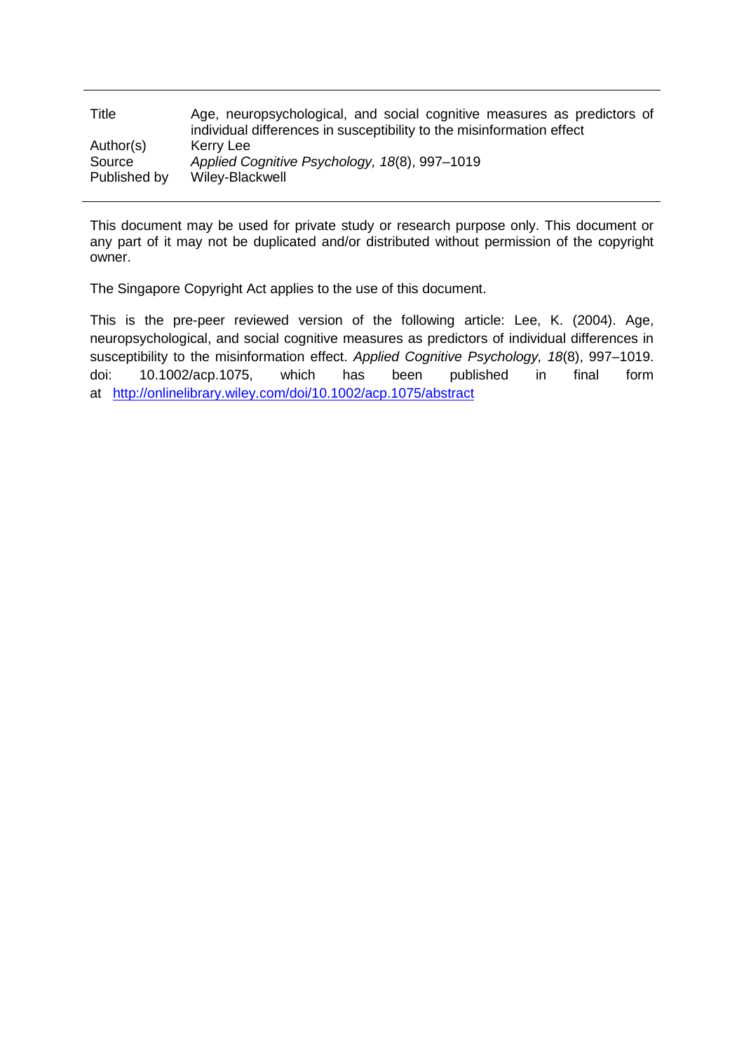| | |
|---|---|
| Title | Age, neuropsychological, and social cognitive measures as predictors of individual differences in susceptibility to the misinformation effect |
| Author(s) | Kerry Lee |
| Source | *Applied Cognitive Psychology, 18*(8), 997–1019 |
| Published by | Wiley-Blackwell |

This document may be used for private study or research purpose only. This document or any part of it may not be duplicated and/or distributed without permission of the copyright owner.

The Singapore Copyright Act applies to the use of this document.

This is the pre-peer reviewed version of the following article: Lee, K. (2004). Age, neuropsychological, and social cognitive measures as predictors of individual differences in susceptibility to the misinformation effect. *Applied Cognitive Psychology, 18*(8), 997–1019. doi: 10.1002/acp.1075, which has been published in final form at http://onlinelibrary.wiley.com/doi/10.1002/acp.1075/abstract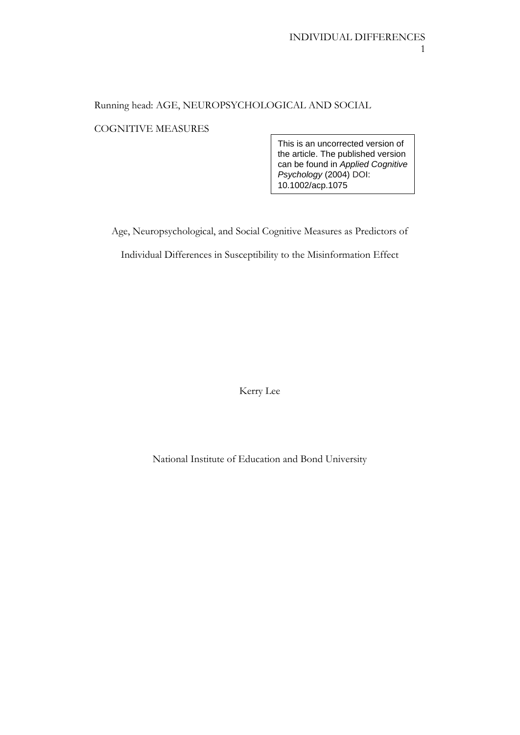Running head: AGE, NEUROPSYCHOLOGICAL AND SOCIAL COGNITIVE MEASURES

This is an uncorrected version of the article. The published version can be found in *Applied Cognitive Psychology* (2004) DOI: 10.1002/acp.1075

# Age, Neuropsychological, and Social Cognitive Measures as Predictors of Individual Differences in Susceptibility to the Misinformation Effect

Kerry Lee

National Institute of Education and Bond University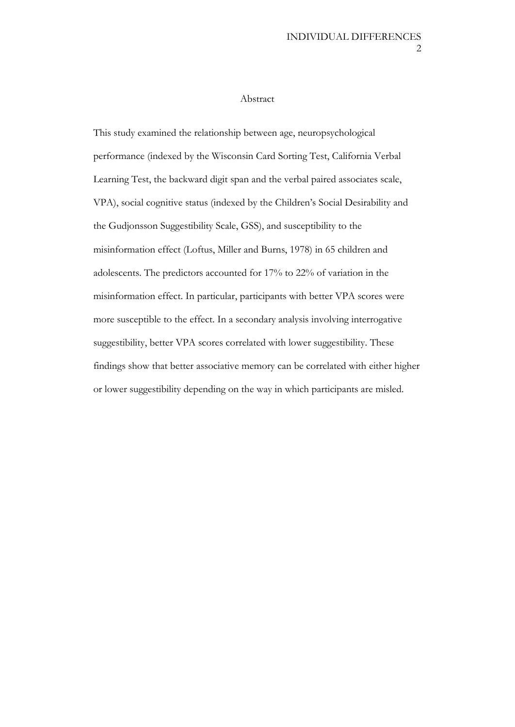## Abstract

This study examined the relationship between age, neuropsychological performance (indexed by the Wisconsin Card Sorting Test, California Verbal Learning Test, the backward digit span and the verbal paired associates scale, VPA), social cognitive status (indexed by the Children's Social Desirability and the Gudjonsson Suggestibility Scale, GSS), and susceptibility to the misinformation effect (Loftus, Miller and Burns, 1978) in 65 children and adolescents. The predictors accounted for 17% to 22% of variation in the misinformation effect. In particular, participants with better VPA scores were more susceptible to the effect. In a secondary analysis involving interrogative suggestibility, better VPA scores correlated with lower suggestibility. These findings show that better associative memory can be correlated with either higher or lower suggestibility depending on the way in which participants are misled.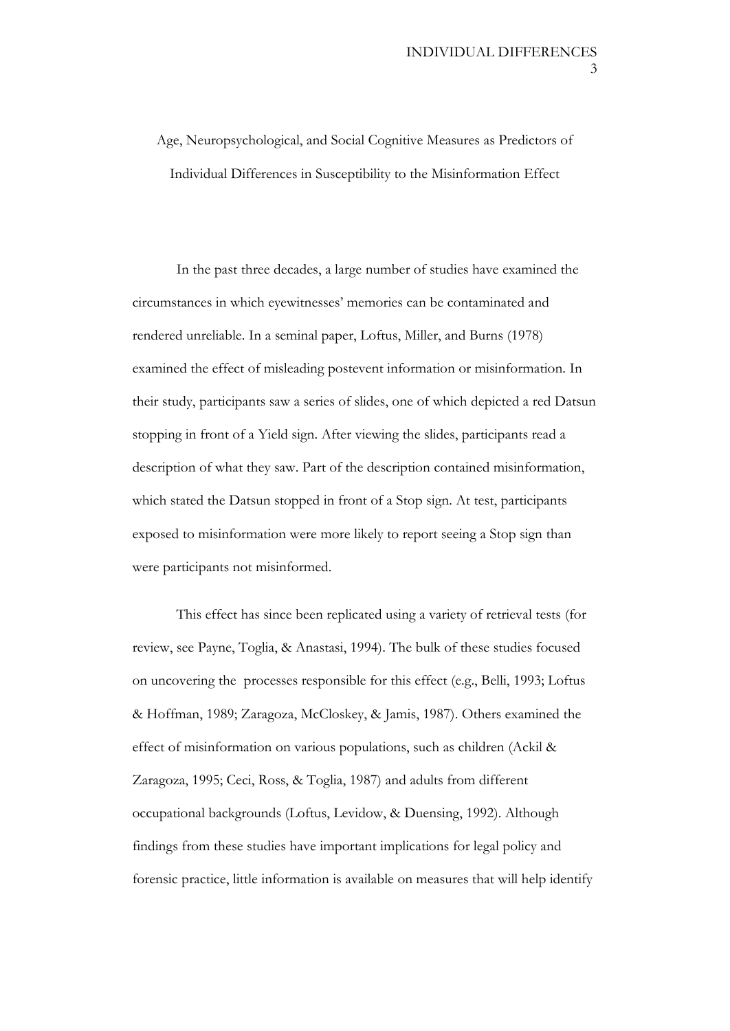# Age, Neuropsychological, and Social Cognitive Measures as Predictors of Individual Differences in Susceptibility to the Misinformation Effect

In the past three decades, a large number of studies have examined the circumstances in which eyewitnesses' memories can be contaminated and rendered unreliable. In a seminal paper, Loftus, Miller, and Burns (1978) examined the effect of misleading postevent information or misinformation. In their study, participants saw a series of slides, one of which depicted a red Datsun stopping in front of a Yield sign. After viewing the slides, participants read a description of what they saw. Part of the description contained misinformation, which stated the Datsun stopped in front of a Stop sign. At test, participants exposed to misinformation were more likely to report seeing a Stop sign than were participants not misinformed.

This effect has since been replicated using a variety of retrieval tests (for review, see Payne, Toglia, & Anastasi, 1994). The bulk of these studies focused on uncovering the processes responsible for this effect (e.g., Belli, 1993; Loftus & Hoffman, 1989; Zaragoza, McCloskey, & Jamis, 1987). Others examined the effect of misinformation on various populations, such as children (Ackil & Zaragoza, 1995; Ceci, Ross, & Toglia, 1987) and adults from different occupational backgrounds (Loftus, Levidow, & Duensing, 1992). Although findings from these studies have important implications for legal policy and forensic practice, little information is available on measures that will help identify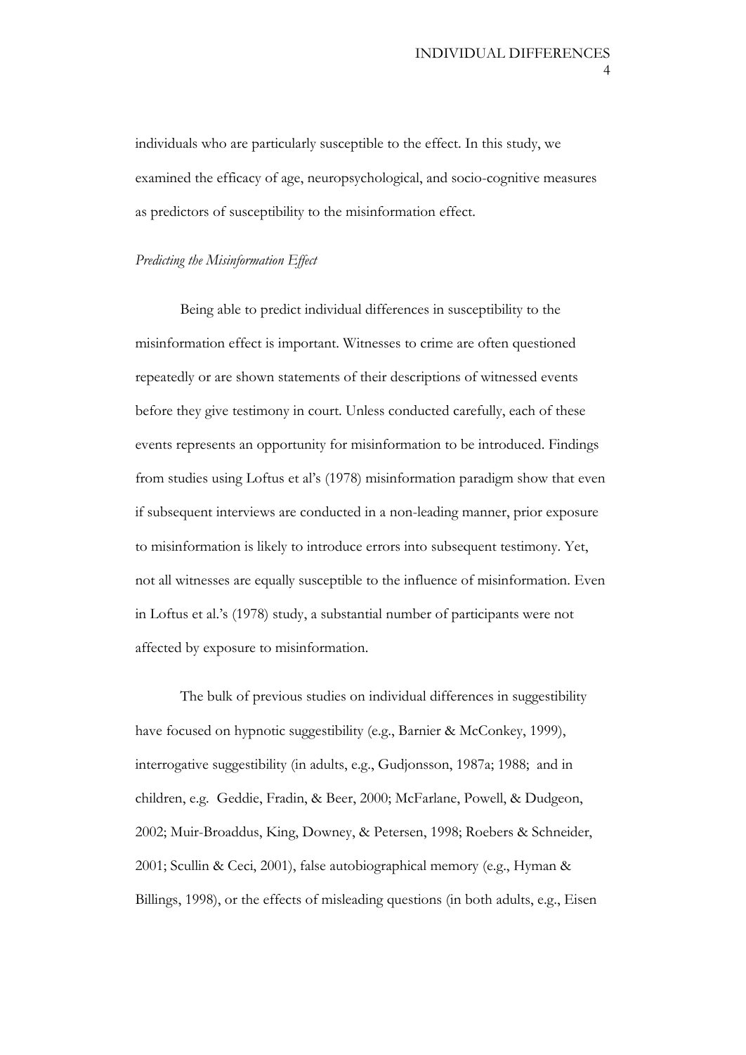individuals who are particularly susceptible to the effect. In this study, we examined the efficacy of age, neuropsychological, and socio-cognitive measures as predictors of susceptibility to the misinformation effect.

*Predicting the Misinformation Effect*

Being able to predict individual differences in susceptibility to the misinformation effect is important. Witnesses to crime are often questioned repeatedly or are shown statements of their descriptions of witnessed events before they give testimony in court. Unless conducted carefully, each of these events represents an opportunity for misinformation to be introduced. Findings from studies using Loftus et al's (1978) misinformation paradigm show that even if subsequent interviews are conducted in a non-leading manner, prior exposure to misinformation is likely to introduce errors into subsequent testimony. Yet, not all witnesses are equally susceptible to the influence of misinformation. Even in Loftus et al.'s (1978) study, a substantial number of participants were not affected by exposure to misinformation.

The bulk of previous studies on individual differences in suggestibility have focused on hypnotic suggestibility (e.g., Barnier & McConkey, 1999), interrogative suggestibility (in adults, e.g., Gudjonsson, 1987a; 1988; and in children, e.g. Geddie, Fradin, & Beer, 2000; McFarlane, Powell, & Dudgeon, 2002; Muir-Broaddus, King, Downey, & Petersen, 1998; Roebers & Schneider, 2001; Scullin & Ceci, 2001), false autobiographical memory (e.g., Hyman & Billings, 1998), or the effects of misleading questions (in both adults, e.g., Eisen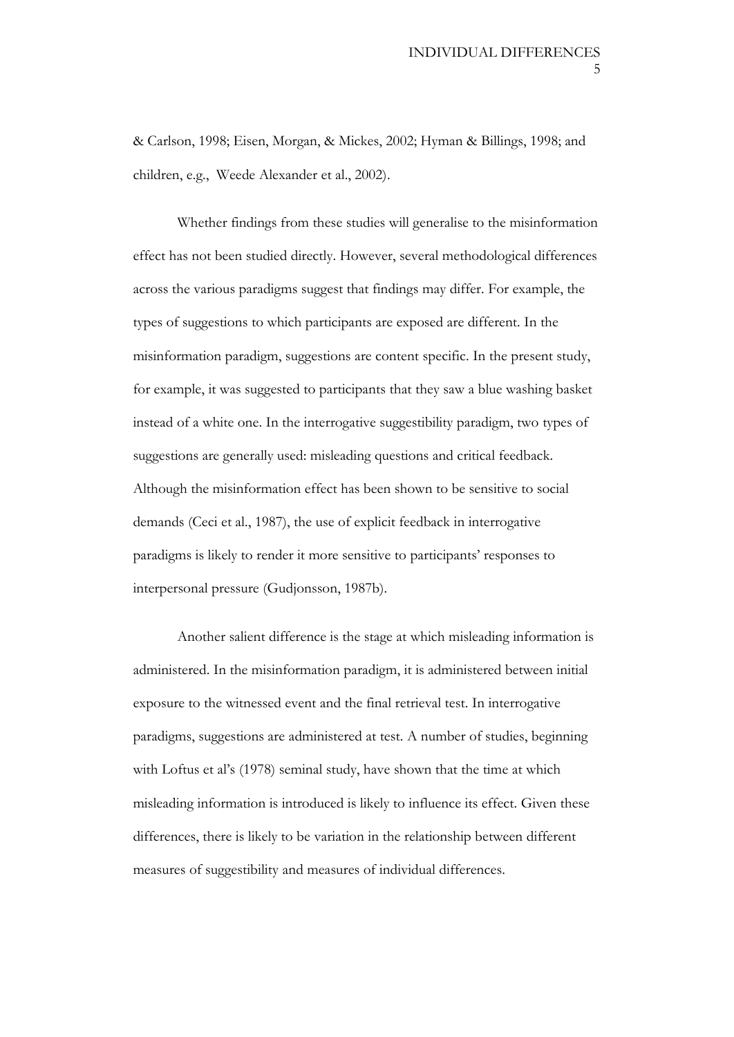& Carlson, 1998; Eisen, Morgan, & Mickes, 2002; Hyman & Billings, 1998; and children, e.g., Weede Alexander et al., 2002).

Whether findings from these studies will generalise to the misinformation effect has not been studied directly. However, several methodological differences across the various paradigms suggest that findings may differ. For example, the types of suggestions to which participants are exposed are different. In the misinformation paradigm, suggestions are content specific. In the present study, for example, it was suggested to participants that they saw a blue washing basket instead of a white one. In the interrogative suggestibility paradigm, two types of suggestions are generally used: misleading questions and critical feedback. Although the misinformation effect has been shown to be sensitive to social demands (Ceci et al., 1987), the use of explicit feedback in interrogative paradigms is likely to render it more sensitive to participants' responses to interpersonal pressure (Gudjonsson, 1987b).

Another salient difference is the stage at which misleading information is administered. In the misinformation paradigm, it is administered between initial exposure to the witnessed event and the final retrieval test. In interrogative paradigms, suggestions are administered at test. A number of studies, beginning with Loftus et al's (1978) seminal study, have shown that the time at which misleading information is introduced is likely to influence its effect. Given these differences, there is likely to be variation in the relationship between different measures of suggestibility and measures of individual differences.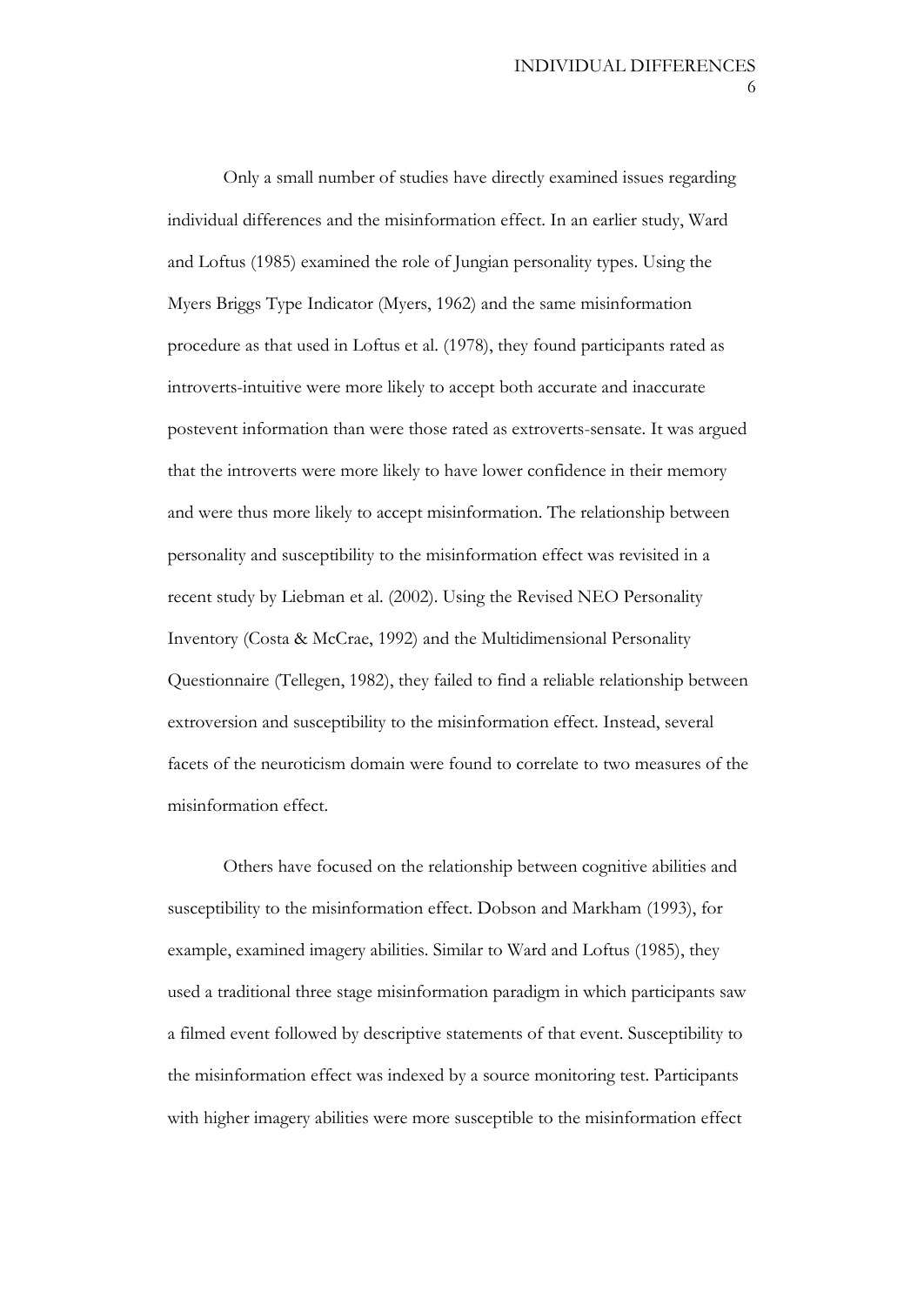Only a small number of studies have directly examined issues regarding individual differences and the misinformation effect. In an earlier study, Ward and Loftus (1985) examined the role of Jungian personality types. Using the Myers Briggs Type Indicator (Myers, 1962) and the same misinformation procedure as that used in Loftus et al. (1978), they found participants rated as introverts-intuitive were more likely to accept both accurate and inaccurate postevent information than were those rated as extroverts-sensate. It was argued that the introverts were more likely to have lower confidence in their memory and were thus more likely to accept misinformation. The relationship between personality and susceptibility to the misinformation effect was revisited in a recent study by Liebman et al. (2002). Using the Revised NEO Personality Inventory (Costa & McCrae, 1992) and the Multidimensional Personality Questionnaire (Tellegen, 1982), they failed to find a reliable relationship between extroversion and susceptibility to the misinformation effect. Instead, several facets of the neuroticism domain were found to correlate to two measures of the misinformation effect.

Others have focused on the relationship between cognitive abilities and susceptibility to the misinformation effect. Dobson and Markham (1993), for example, examined imagery abilities. Similar to Ward and Loftus (1985), they used a traditional three stage misinformation paradigm in which participants saw a filmed event followed by descriptive statements of that event. Susceptibility to the misinformation effect was indexed by a source monitoring test. Participants with higher imagery abilities were more susceptible to the misinformation effect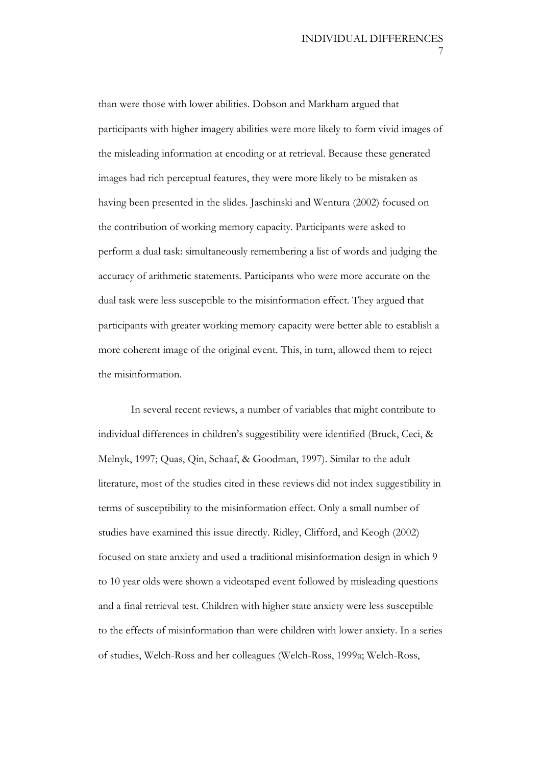than were those with lower abilities. Dobson and Markham argued that participants with higher imagery abilities were more likely to form vivid images of the misleading information at encoding or at retrieval. Because these generated images had rich perceptual features, they were more likely to be mistaken as having been presented in the slides. Jaschinski and Wentura (2002) focused on the contribution of working memory capacity. Participants were asked to perform a dual task: simultaneously remembering a list of words and judging the accuracy of arithmetic statements. Participants who were more accurate on the dual task were less susceptible to the misinformation effect. They argued that participants with greater working memory capacity were better able to establish a more coherent image of the original event. This, in turn, allowed them to reject the misinformation.

In several recent reviews, a number of variables that might contribute to individual differences in children's suggestibility were identified (Bruck, Ceci, & Melnyk, 1997; Quas, Qin, Schaaf, & Goodman, 1997). Similar to the adult literature, most of the studies cited in these reviews did not index suggestibility in terms of susceptibility to the misinformation effect. Only a small number of studies have examined this issue directly. Ridley, Clifford, and Keogh (2002) focused on state anxiety and used a traditional misinformation design in which 9 to 10 year olds were shown a videotaped event followed by misleading questions and a final retrieval test. Children with higher state anxiety were less susceptible to the effects of misinformation than were children with lower anxiety. In a series of studies, Welch-Ross and her colleagues (Welch-Ross, 1999a; Welch-Ross,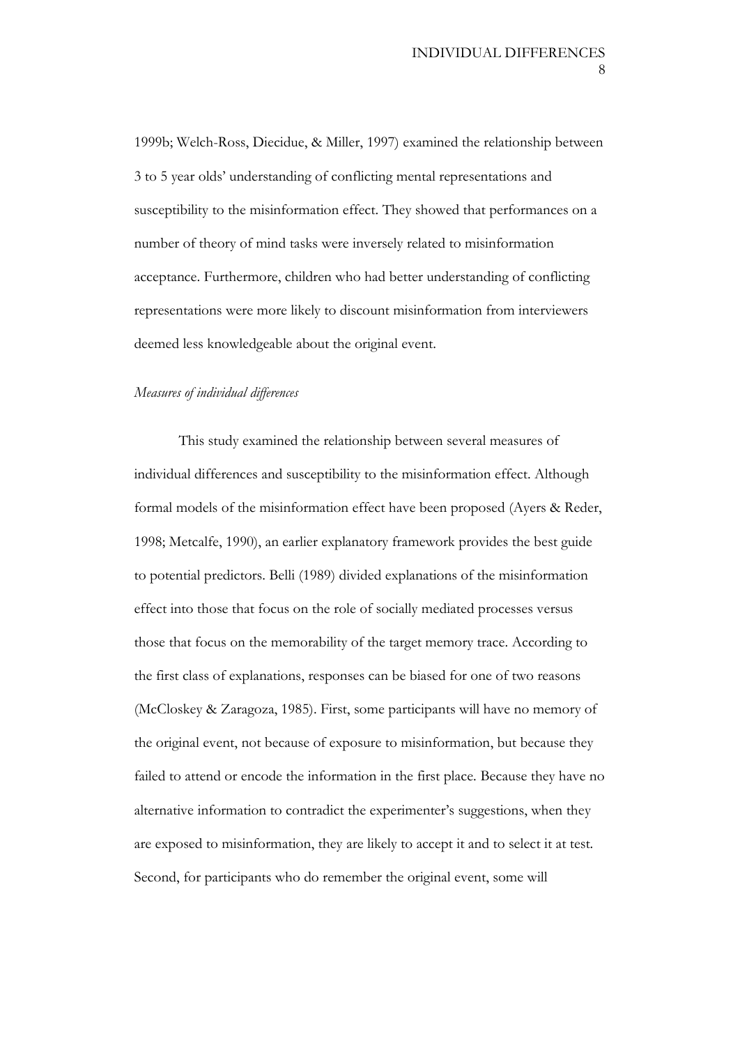1999b; Welch-Ross, Diecidue, & Miller, 1997) examined the relationship between 3 to 5 year olds' understanding of conflicting mental representations and susceptibility to the misinformation effect. They showed that performances on a number of theory of mind tasks were inversely related to misinformation acceptance. Furthermore, children who had better understanding of conflicting representations were more likely to discount misinformation from interviewers deemed less knowledgeable about the original event.

*Measures of individual differences*

This study examined the relationship between several measures of individual differences and susceptibility to the misinformation effect. Although formal models of the misinformation effect have been proposed (Ayers & Reder, 1998; Metcalfe, 1990), an earlier explanatory framework provides the best guide to potential predictors. Belli (1989) divided explanations of the misinformation effect into those that focus on the role of socially mediated processes versus those that focus on the memorability of the target memory trace. According to the first class of explanations, responses can be biased for one of two reasons (McCloskey & Zaragoza, 1985). First, some participants will have no memory of the original event, not because of exposure to misinformation, but because they failed to attend or encode the information in the first place. Because they have no alternative information to contradict the experimenter's suggestions, when they are exposed to misinformation, they are likely to accept it and to select it at test. Second, for participants who do remember the original event, some will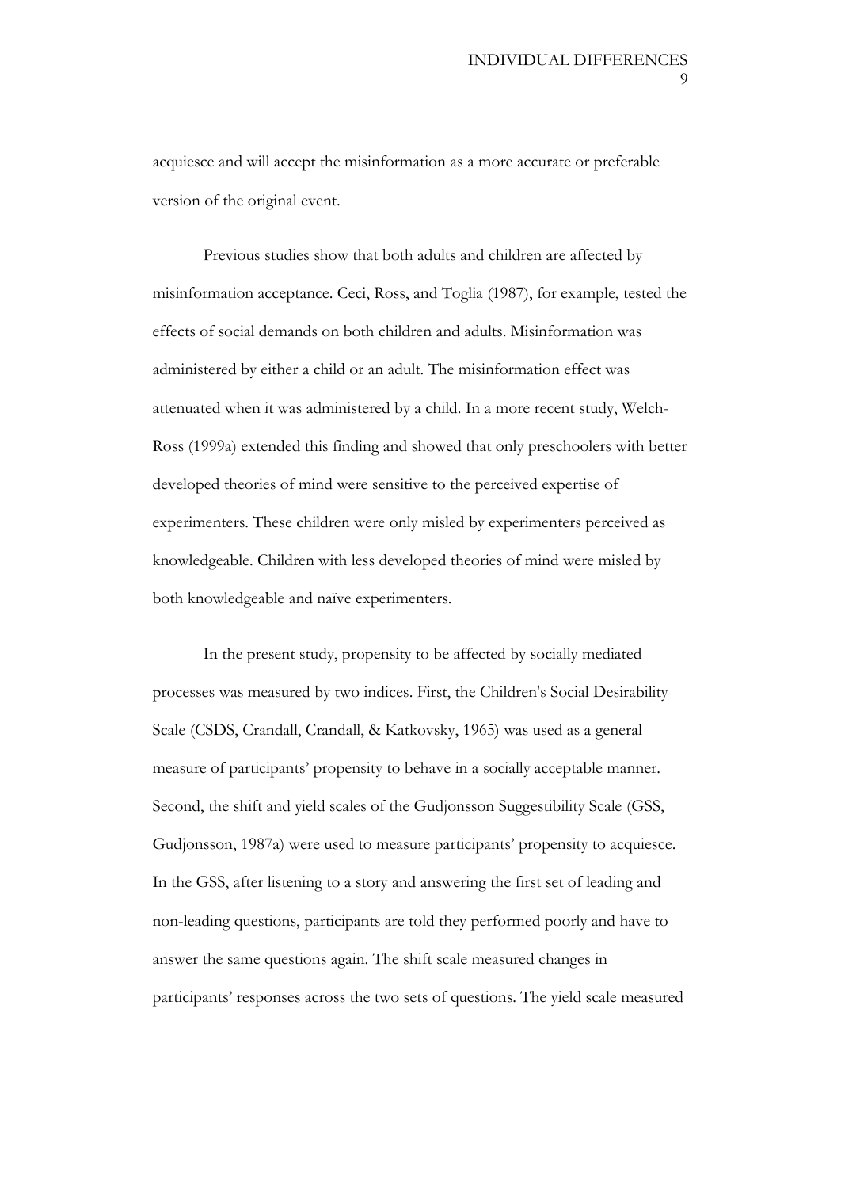acquiesce and will accept the misinformation as a more accurate or preferable version of the original event.

Previous studies show that both adults and children are affected by misinformation acceptance. Ceci, Ross, and Toglia (1987), for example, tested the effects of social demands on both children and adults. Misinformation was administered by either a child or an adult. The misinformation effect was attenuated when it was administered by a child. In a more recent study, Welch-Ross (1999a) extended this finding and showed that only preschoolers with better developed theories of mind were sensitive to the perceived expertise of experimenters. These children were only misled by experimenters perceived as knowledgeable. Children with less developed theories of mind were misled by both knowledgeable and naïve experimenters.

In the present study, propensity to be affected by socially mediated processes was measured by two indices. First, the Children's Social Desirability Scale (CSDS, Crandall, Crandall, & Katkovsky, 1965) was used as a general measure of participants' propensity to behave in a socially acceptable manner. Second, the shift and yield scales of the Gudjonsson Suggestibility Scale (GSS, Gudjonsson, 1987a) were used to measure participants' propensity to acquiesce. In the GSS, after listening to a story and answering the first set of leading and non-leading questions, participants are told they performed poorly and have to answer the same questions again. The shift scale measured changes in participants' responses across the two sets of questions. The yield scale measured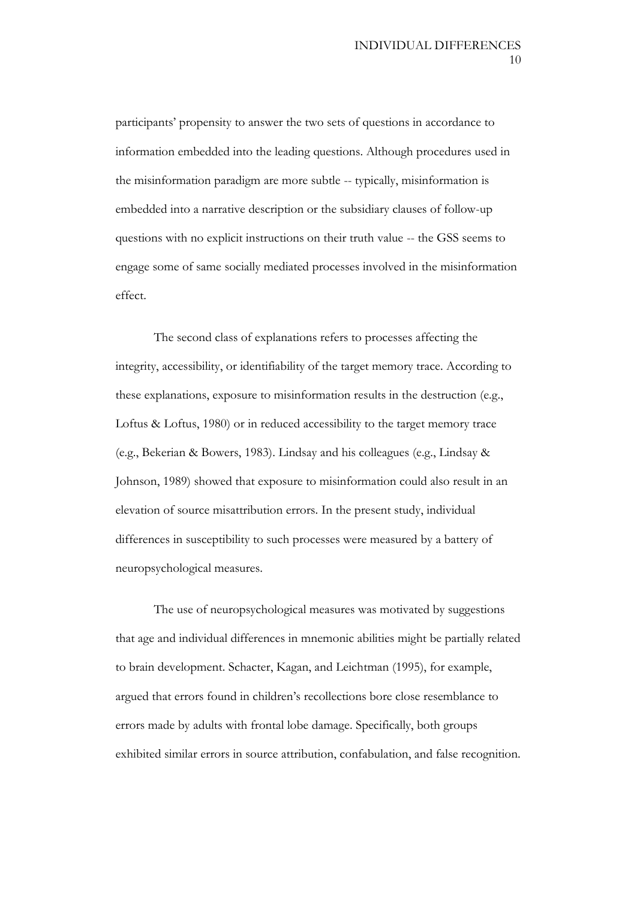participants' propensity to answer the two sets of questions in accordance to information embedded into the leading questions. Although procedures used in the misinformation paradigm are more subtle -- typically, misinformation is embedded into a narrative description or the subsidiary clauses of follow-up questions with no explicit instructions on their truth value -- the GSS seems to engage some of same socially mediated processes involved in the misinformation effect.

The second class of explanations refers to processes affecting the integrity, accessibility, or identifiability of the target memory trace. According to these explanations, exposure to misinformation results in the destruction (e.g., Loftus & Loftus, 1980) or in reduced accessibility to the target memory trace (e.g., Bekerian & Bowers, 1983). Lindsay and his colleagues (e.g., Lindsay & Johnson, 1989) showed that exposure to misinformation could also result in an elevation of source misattribution errors. In the present study, individual differences in susceptibility to such processes were measured by a battery of neuropsychological measures.

The use of neuropsychological measures was motivated by suggestions that age and individual differences in mnemonic abilities might be partially related to brain development. Schacter, Kagan, and Leichtman (1995), for example, argued that errors found in children's recollections bore close resemblance to errors made by adults with frontal lobe damage. Specifically, both groups exhibited similar errors in source attribution, confabulation, and false recognition.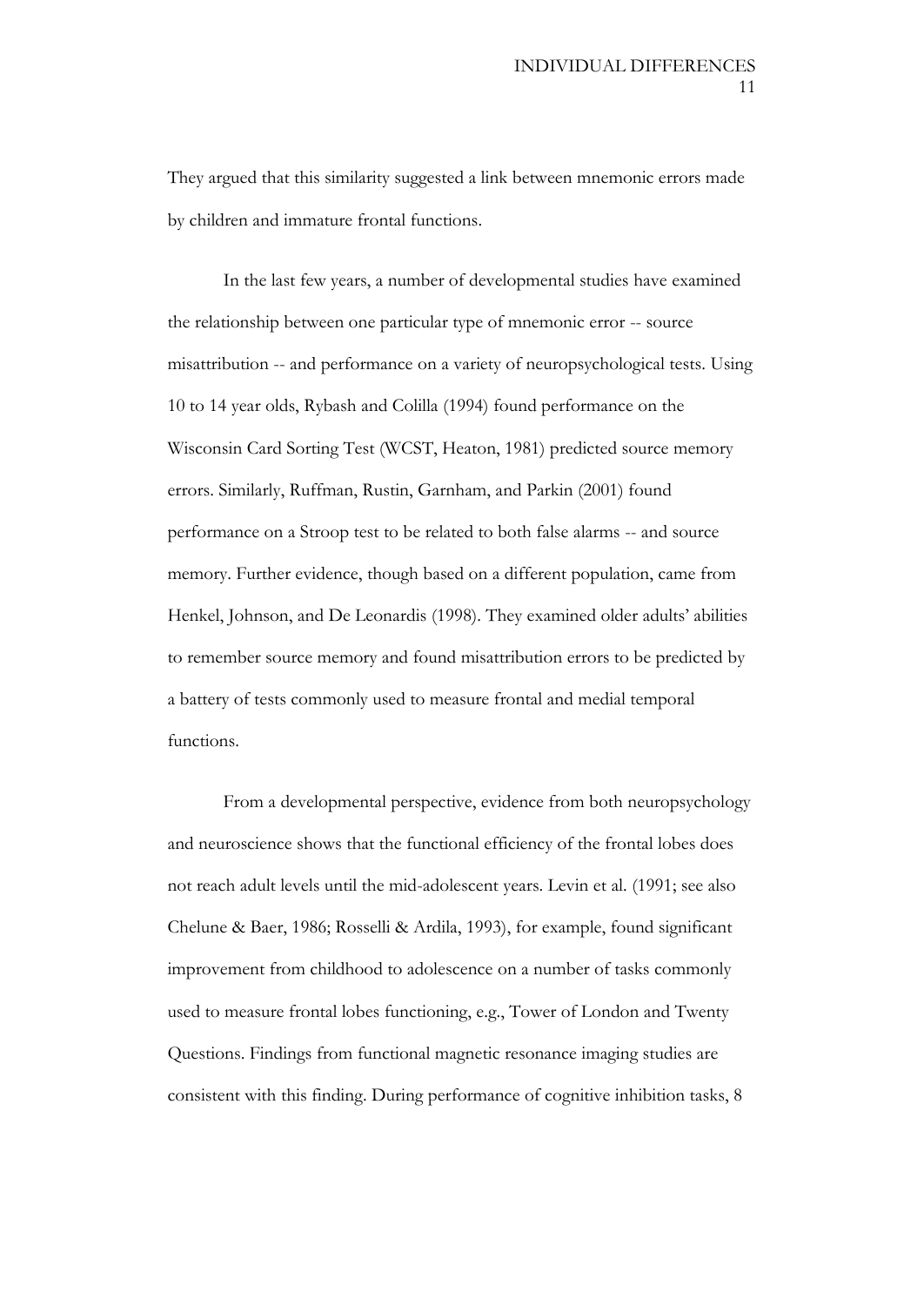They argued that this similarity suggested a link between mnemonic errors made by children and immature frontal functions.

In the last few years, a number of developmental studies have examined the relationship between one particular type of mnemonic error -- source misattribution -- and performance on a variety of neuropsychological tests. Using 10 to 14 year olds, Rybash and Colilla (1994) found performance on the Wisconsin Card Sorting Test (WCST, Heaton, 1981) predicted source memory errors. Similarly, Ruffman, Rustin, Garnham, and Parkin (2001) found performance on a Stroop test to be related to both false alarms -- and source memory. Further evidence, though based on a different population, came from Henkel, Johnson, and De Leonardis (1998). They examined older adults' abilities to remember source memory and found misattribution errors to be predicted by a battery of tests commonly used to measure frontal and medial temporal functions.

From a developmental perspective, evidence from both neuropsychology and neuroscience shows that the functional efficiency of the frontal lobes does not reach adult levels until the mid-adolescent years. Levin et al. (1991; see also Chelune & Baer, 1986; Rosselli & Ardila, 1993), for example, found significant improvement from childhood to adolescence on a number of tasks commonly used to measure frontal lobes functioning, e.g., Tower of London and Twenty Questions. Findings from functional magnetic resonance imaging studies are consistent with this finding. During performance of cognitive inhibition tasks, 8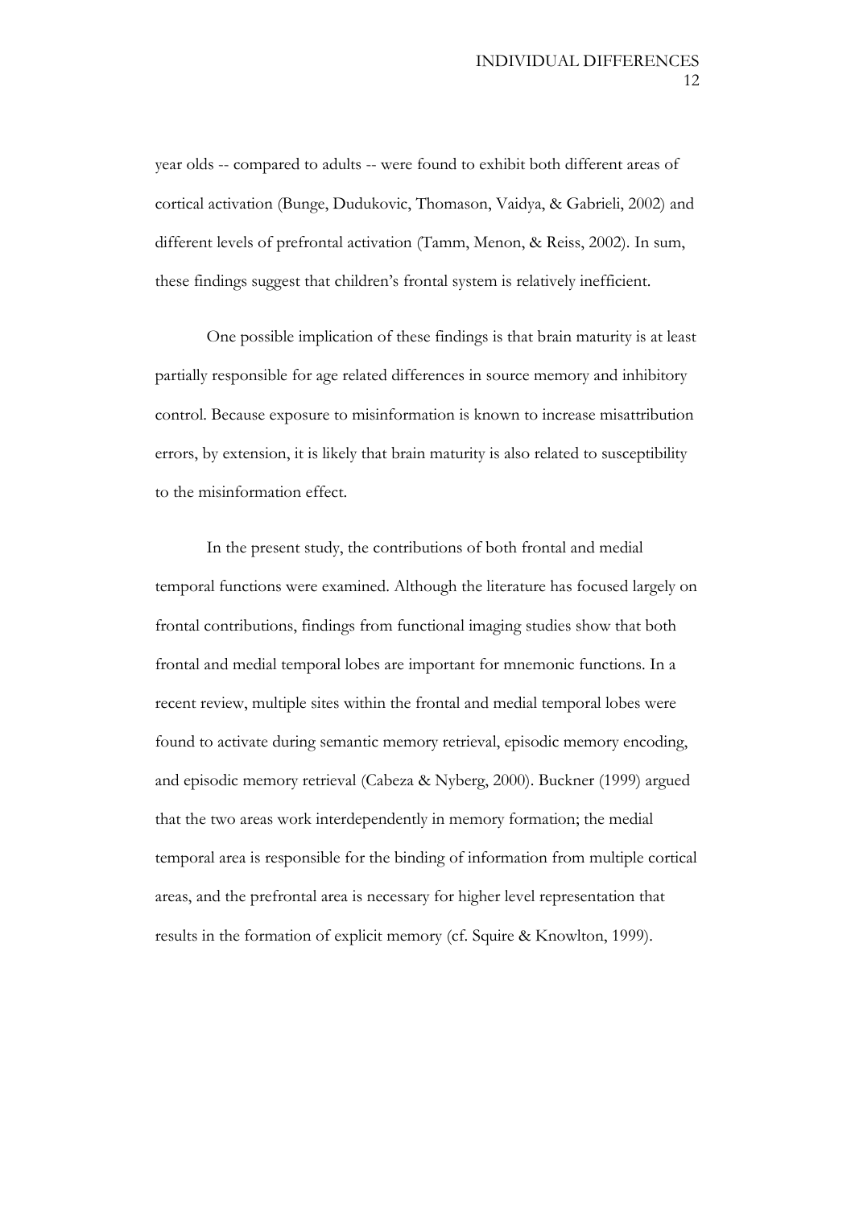year olds -- compared to adults -- were found to exhibit both different areas of cortical activation (Bunge, Dudukovic, Thomason, Vaidya, & Gabrieli, 2002) and different levels of prefrontal activation (Tamm, Menon, & Reiss, 2002). In sum, these findings suggest that children's frontal system is relatively inefficient.

One possible implication of these findings is that brain maturity is at least partially responsible for age related differences in source memory and inhibitory control. Because exposure to misinformation is known to increase misattribution errors, by extension, it is likely that brain maturity is also related to susceptibility to the misinformation effect.

In the present study, the contributions of both frontal and medial temporal functions were examined. Although the literature has focused largely on frontal contributions, findings from functional imaging studies show that both frontal and medial temporal lobes are important for mnemonic functions. In a recent review, multiple sites within the frontal and medial temporal lobes were found to activate during semantic memory retrieval, episodic memory encoding, and episodic memory retrieval (Cabeza & Nyberg, 2000). Buckner (1999) argued that the two areas work interdependently in memory formation; the medial temporal area is responsible for the binding of information from multiple cortical areas, and the prefrontal area is necessary for higher level representation that results in the formation of explicit memory (cf. Squire & Knowlton, 1999).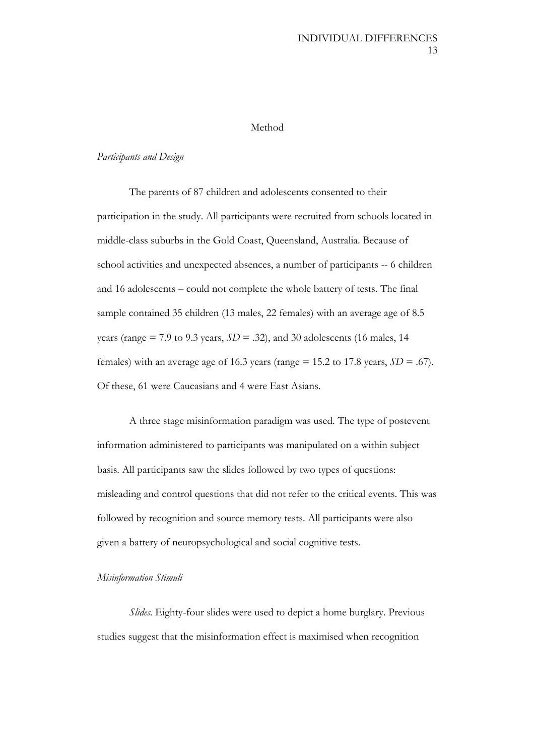# Method

*Participants and Design*

The parents of 87 children and adolescents consented to their participation in the study. All participants were recruited from schools located in middle-class suburbs in the Gold Coast, Queensland, Australia. Because of school activities and unexpected absences, a number of participants -- 6 children and 16 adolescents – could not complete the whole battery of tests. The final sample contained 35 children (13 males, 22 females) with an average age of 8.5 years (range = 7.9 to 9.3 years, *SD* = .32), and 30 adolescents (16 males, 14 females) with an average age of 16.3 years (range = 15.2 to 17.8 years, *SD* = .67). Of these, 61 were Caucasians and 4 were East Asians.

A three stage misinformation paradigm was used. The type of postevent information administered to participants was manipulated on a within subject basis. All participants saw the slides followed by two types of questions: misleading and control questions that did not refer to the critical events. This was followed by recognition and source memory tests. All participants were also given a battery of neuropsychological and social cognitive tests.

*Misinformation Stimuli*

*Slides.* Eighty-four slides were used to depict a home burglary. Previous studies suggest that the misinformation effect is maximised when recognition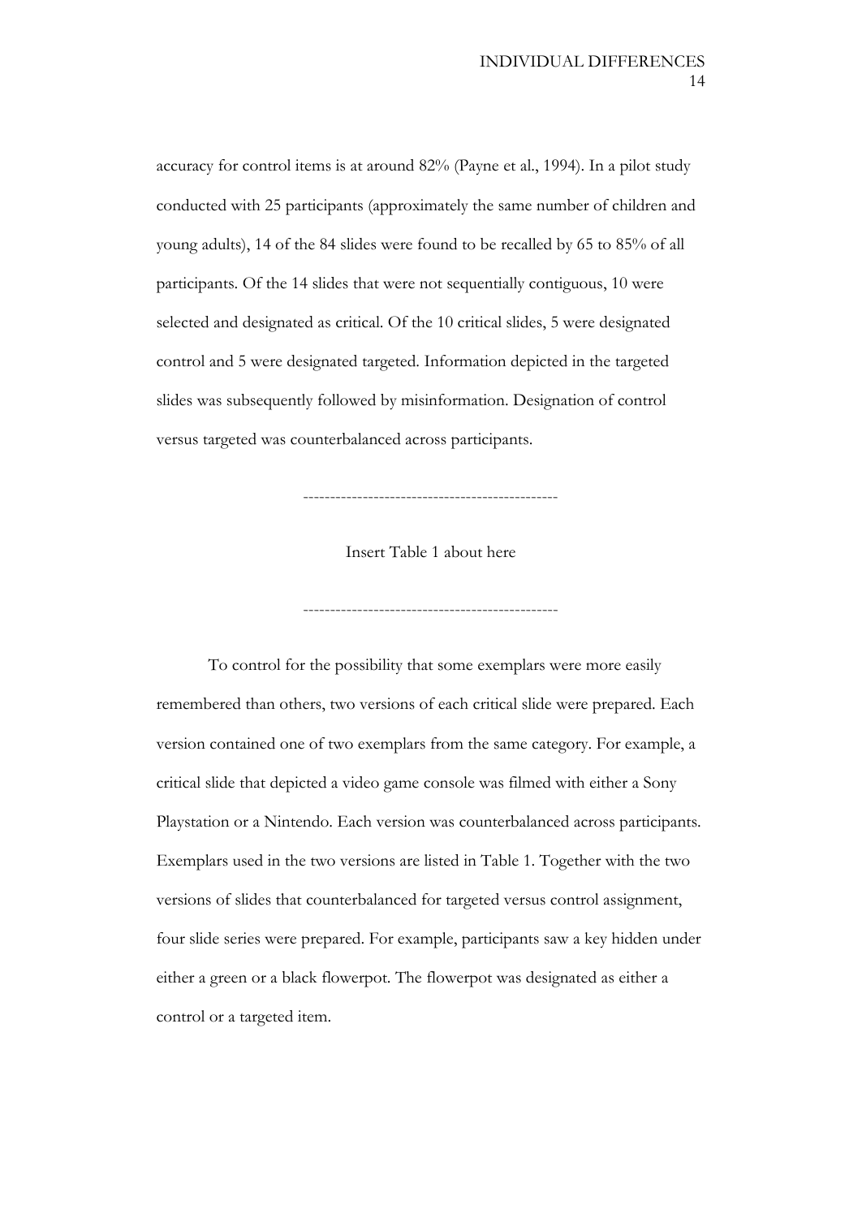accuracy for control items is at around 82% (Payne et al., 1994). In a pilot study conducted with 25 participants (approximately the same number of children and young adults), 14 of the 84 slides were found to be recalled by 65 to 85% of all participants. Of the 14 slides that were not sequentially contiguous, 10 were selected and designated as critical. Of the 10 critical slides, 5 were designated control and 5 were designated targeted. Information depicted in the targeted slides was subsequently followed by misinformation. Designation of control versus targeted was counterbalanced across participants.

----------------------------------------------

Insert Table 1 about here

----------------------------------------------

To control for the possibility that some exemplars were more easily remembered than others, two versions of each critical slide were prepared. Each version contained one of two exemplars from the same category. For example, a critical slide that depicted a video game console was filmed with either a Sony Playstation or a Nintendo. Each version was counterbalanced across participants. Exemplars used in the two versions are listed in Table 1. Together with the two versions of slides that counterbalanced for targeted versus control assignment, four slide series were prepared. For example, participants saw a key hidden under either a green or a black flowerpot. The flowerpot was designated as either a control or a targeted item.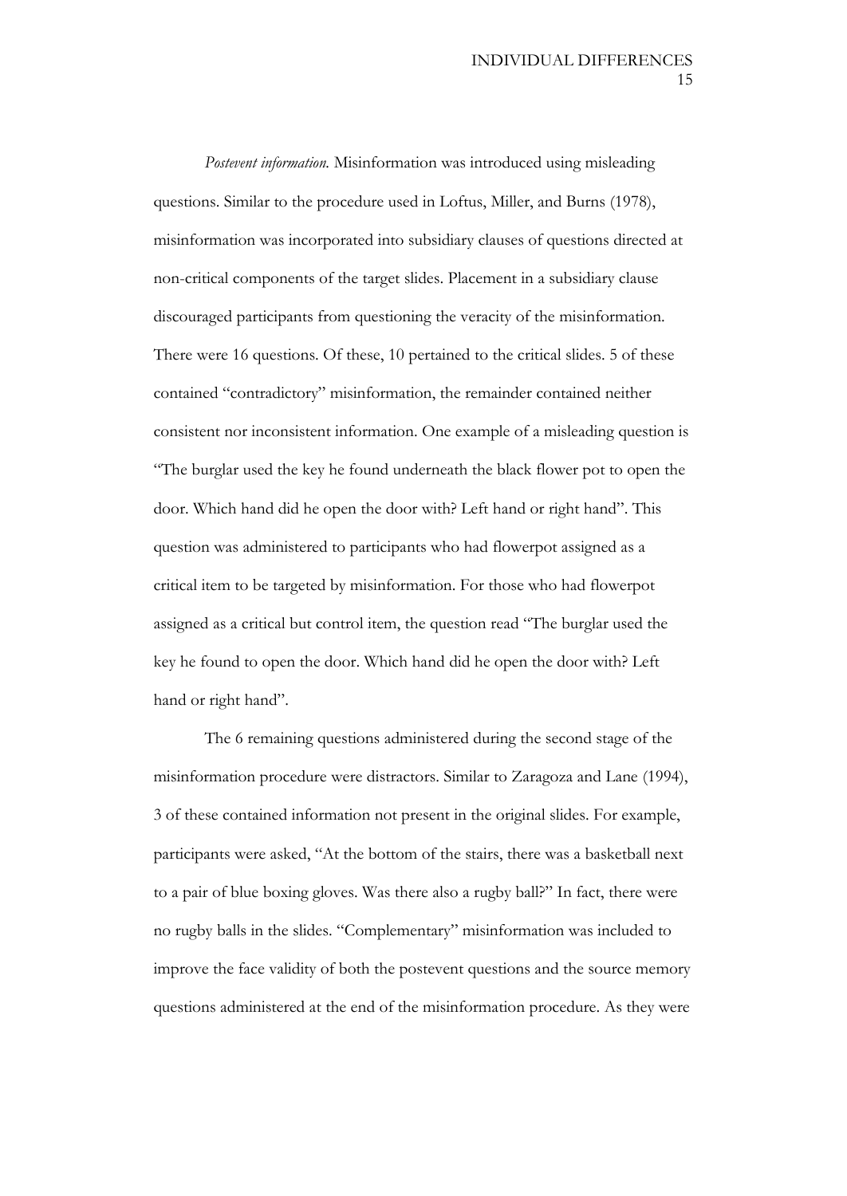*Postevent information.* Misinformation was introduced using misleading questions. Similar to the procedure used in Loftus, Miller, and Burns (1978), misinformation was incorporated into subsidiary clauses of questions directed at non-critical components of the target slides. Placement in a subsidiary clause discouraged participants from questioning the veracity of the misinformation. There were 16 questions. Of these, 10 pertained to the critical slides. 5 of these contained "contradictory" misinformation, the remainder contained neither consistent nor inconsistent information. One example of a misleading question is "The burglar used the key he found underneath the black flower pot to open the door. Which hand did he open the door with? Left hand or right hand". This question was administered to participants who had flowerpot assigned as a critical item to be targeted by misinformation. For those who had flowerpot assigned as a critical but control item, the question read "The burglar used the key he found to open the door. Which hand did he open the door with? Left hand or right hand".

The 6 remaining questions administered during the second stage of the misinformation procedure were distractors. Similar to Zaragoza and Lane (1994), 3 of these contained information not present in the original slides. For example, participants were asked, "At the bottom of the stairs, there was a basketball next to a pair of blue boxing gloves. Was there also a rugby ball?" In fact, there were no rugby balls in the slides. "Complementary" misinformation was included to improve the face validity of both the postevent questions and the source memory questions administered at the end of the misinformation procedure. As they were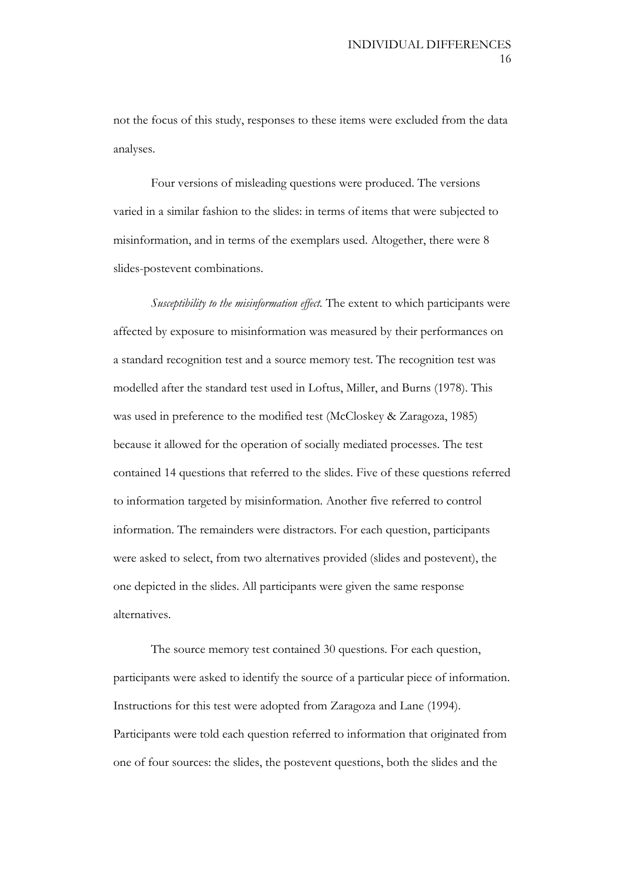not the focus of this study, responses to these items were excluded from the data analyses.

Four versions of misleading questions were produced. The versions varied in a similar fashion to the slides: in terms of items that were subjected to misinformation, and in terms of the exemplars used. Altogether, there were 8 slides-postevent combinations.

*Susceptibility to the misinformation effect.* The extent to which participants were affected by exposure to misinformation was measured by their performances on a standard recognition test and a source memory test. The recognition test was modelled after the standard test used in Loftus, Miller, and Burns (1978). This was used in preference to the modified test (McCloskey & Zaragoza, 1985) because it allowed for the operation of socially mediated processes. The test contained 14 questions that referred to the slides. Five of these questions referred to information targeted by misinformation. Another five referred to control information. The remainders were distractors. For each question, participants were asked to select, from two alternatives provided (slides and postevent), the one depicted in the slides. All participants were given the same response alternatives.

The source memory test contained 30 questions. For each question, participants were asked to identify the source of a particular piece of information. Instructions for this test were adopted from Zaragoza and Lane (1994). Participants were told each question referred to information that originated from one of four sources: the slides, the postevent questions, both the slides and the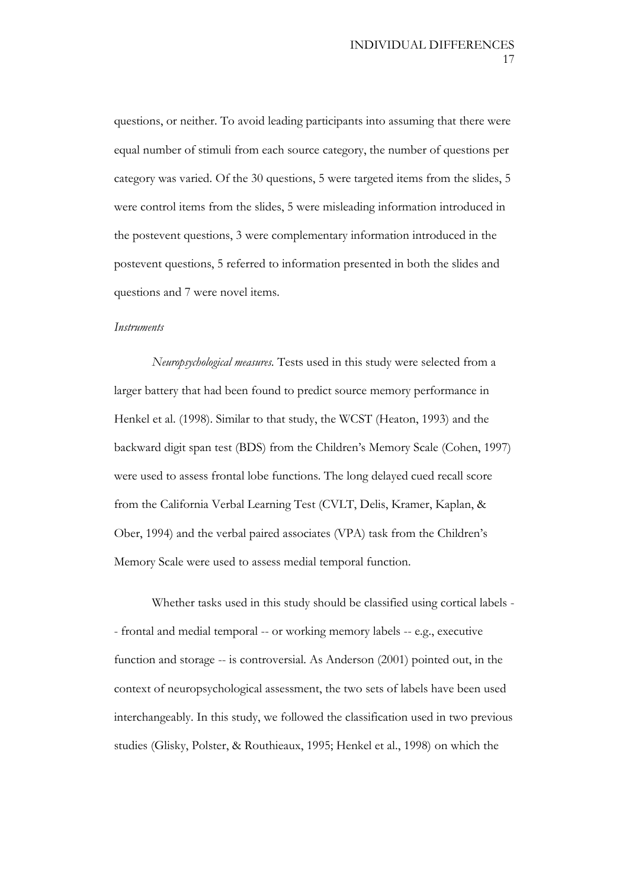questions, or neither. To avoid leading participants into assuming that there were equal number of stimuli from each source category, the number of questions per category was varied. Of the 30 questions, 5 were targeted items from the slides, 5 were control items from the slides, 5 were misleading information introduced in the postevent questions, 3 were complementary information introduced in the postevent questions, 5 referred to information presented in both the slides and questions and 7 were novel items.

*Instruments*

*Neuropsychological measures.* Tests used in this study were selected from a larger battery that had been found to predict source memory performance in Henkel et al. (1998). Similar to that study, the WCST (Heaton, 1993) and the backward digit span test (BDS) from the Children's Memory Scale (Cohen, 1997) were used to assess frontal lobe functions. The long delayed cued recall score from the California Verbal Learning Test (CVLT, Delis, Kramer, Kaplan, & Ober, 1994) and the verbal paired associates (VPA) task from the Children's Memory Scale were used to assess medial temporal function.

Whether tasks used in this study should be classified using cortical labels -- frontal and medial temporal -- or working memory labels -- e.g., executive function and storage -- is controversial. As Anderson (2001) pointed out, in the context of neuropsychological assessment, the two sets of labels have been used interchangeably. In this study, we followed the classification used in two previous studies (Glisky, Polster, & Routhieaux, 1995; Henkel et al., 1998) on which the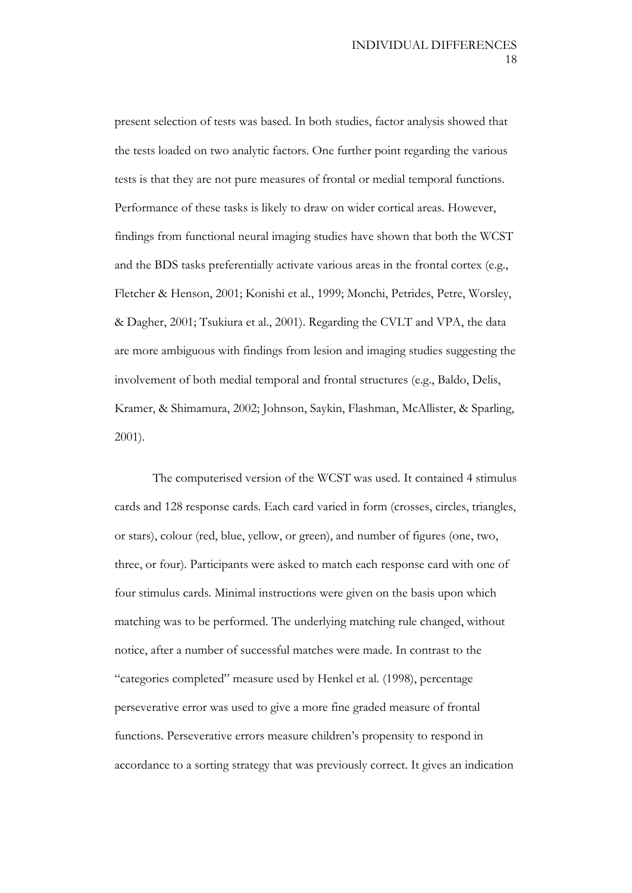present selection of tests was based. In both studies, factor analysis showed that the tests loaded on two analytic factors. One further point regarding the various tests is that they are not pure measures of frontal or medial temporal functions. Performance of these tasks is likely to draw on wider cortical areas. However, findings from functional neural imaging studies have shown that both the WCST and the BDS tasks preferentially activate various areas in the frontal cortex (e.g., Fletcher & Henson, 2001; Konishi et al., 1999; Monchi, Petrides, Petre, Worsley, & Dagher, 2001; Tsukiura et al., 2001). Regarding the CVLT and VPA, the data are more ambiguous with findings from lesion and imaging studies suggesting the involvement of both medial temporal and frontal structures (e.g., Baldo, Delis, Kramer, & Shimamura, 2002; Johnson, Saykin, Flashman, McAllister, & Sparling, 2001).

The computerised version of the WCST was used. It contained 4 stimulus cards and 128 response cards. Each card varied in form (crosses, circles, triangles, or stars), colour (red, blue, yellow, or green), and number of figures (one, two, three, or four). Participants were asked to match each response card with one of four stimulus cards. Minimal instructions were given on the basis upon which matching was to be performed. The underlying matching rule changed, without notice, after a number of successful matches were made. In contrast to the "categories completed" measure used by Henkel et al. (1998), percentage perseverative error was used to give a more fine graded measure of frontal functions. Perseverative errors measure children's propensity to respond in accordance to a sorting strategy that was previously correct. It gives an indication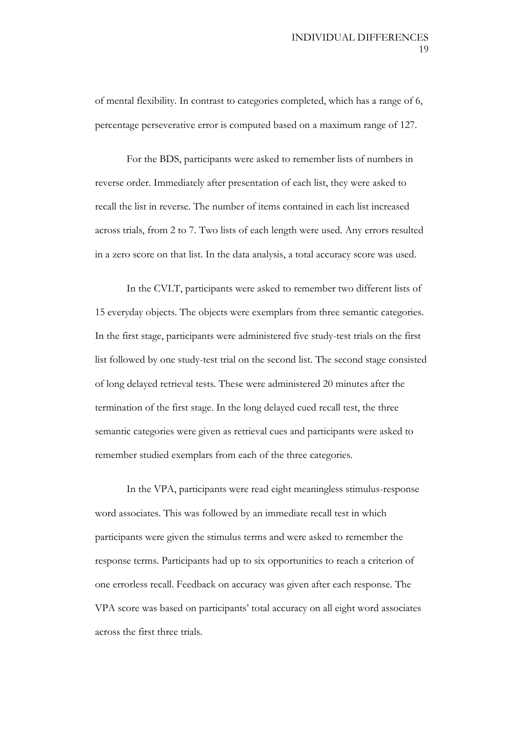of mental flexibility. In contrast to categories completed, which has a range of 6, percentage perseverative error is computed based on a maximum range of 127.

For the BDS, participants were asked to remember lists of numbers in reverse order. Immediately after presentation of each list, they were asked to recall the list in reverse. The number of items contained in each list increased across trials, from 2 to 7. Two lists of each length were used. Any errors resulted in a zero score on that list. In the data analysis, a total accuracy score was used.

In the CVLT, participants were asked to remember two different lists of 15 everyday objects. The objects were exemplars from three semantic categories. In the first stage, participants were administered five study-test trials on the first list followed by one study-test trial on the second list. The second stage consisted of long delayed retrieval tests. These were administered 20 minutes after the termination of the first stage. In the long delayed cued recall test, the three semantic categories were given as retrieval cues and participants were asked to remember studied exemplars from each of the three categories.

In the VPA, participants were read eight meaningless stimulus-response word associates. This was followed by an immediate recall test in which participants were given the stimulus terms and were asked to remember the response terms. Participants had up to six opportunities to reach a criterion of one errorless recall. Feedback on accuracy was given after each response. The VPA score was based on participants' total accuracy on all eight word associates across the first three trials.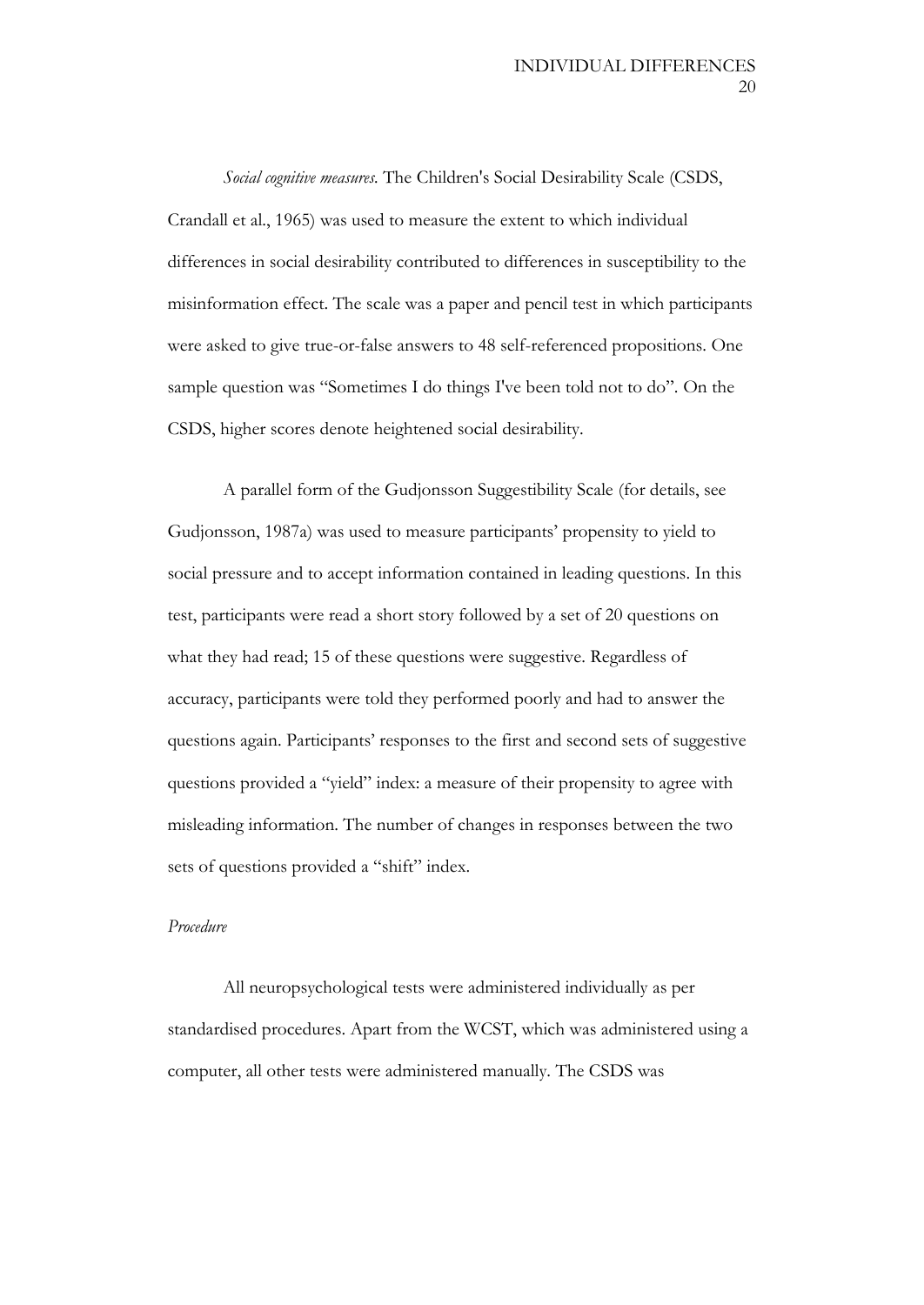*Social cognitive measures.* The Children's Social Desirability Scale (CSDS, Crandall et al., 1965) was used to measure the extent to which individual differences in social desirability contributed to differences in susceptibility to the misinformation effect. The scale was a paper and pencil test in which participants were asked to give true-or-false answers to 48 self-referenced propositions. One sample question was "Sometimes I do things I've been told not to do". On the CSDS, higher scores denote heightened social desirability.

A parallel form of the Gudjonsson Suggestibility Scale (for details, see Gudjonsson, 1987a) was used to measure participants' propensity to yield to social pressure and to accept information contained in leading questions. In this test, participants were read a short story followed by a set of 20 questions on what they had read; 15 of these questions were suggestive. Regardless of accuracy, participants were told they performed poorly and had to answer the questions again. Participants' responses to the first and second sets of suggestive questions provided a "yield" index: a measure of their propensity to agree with misleading information. The number of changes in responses between the two sets of questions provided a "shift" index.

*Procedure*

All neuropsychological tests were administered individually as per standardised procedures. Apart from the WCST, which was administered using a computer, all other tests were administered manually. The CSDS was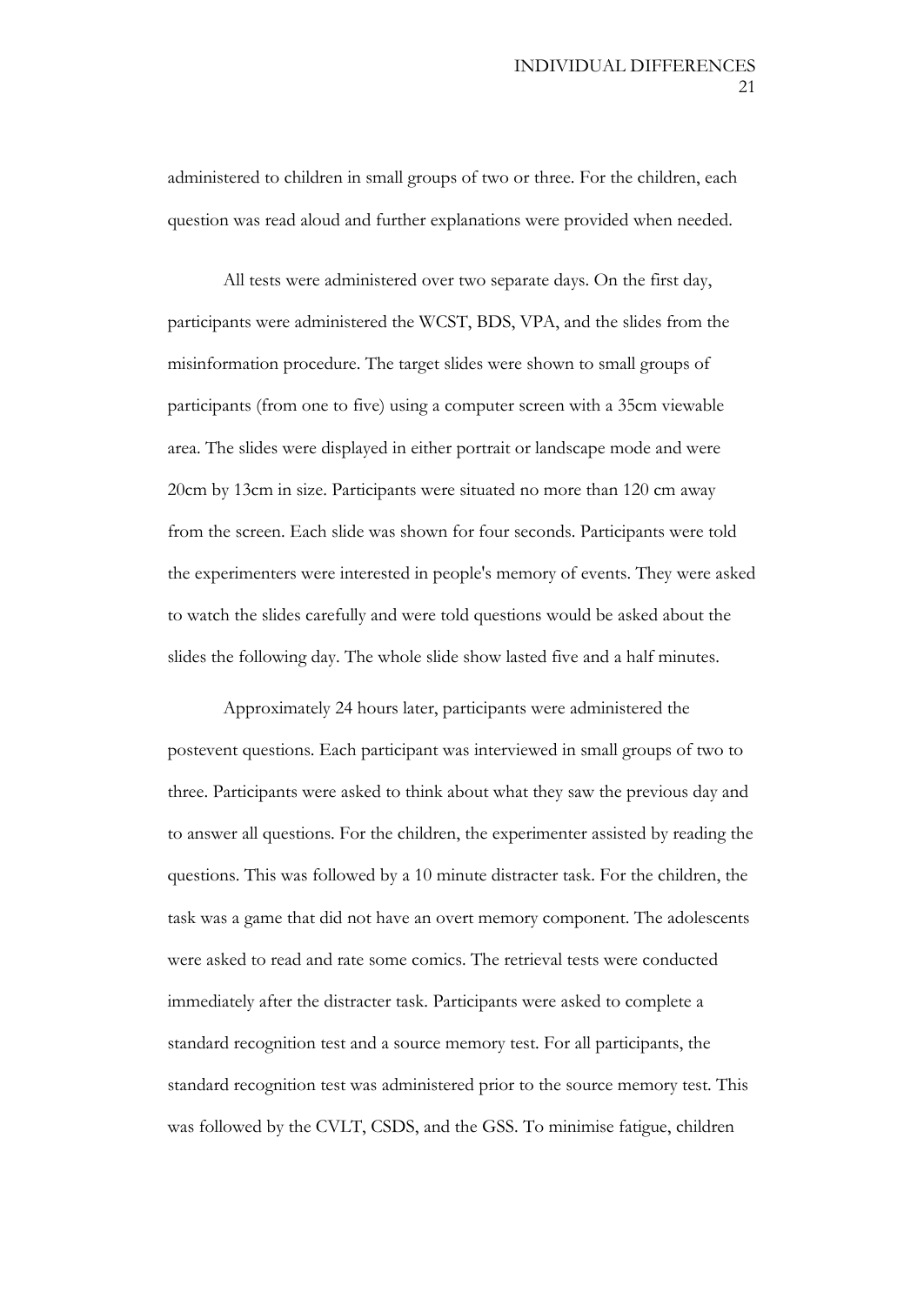administered to children in small groups of two or three. For the children, each question was read aloud and further explanations were provided when needed.

All tests were administered over two separate days. On the first day, participants were administered the WCST, BDS, VPA, and the slides from the misinformation procedure. The target slides were shown to small groups of participants (from one to five) using a computer screen with a 35cm viewable area. The slides were displayed in either portrait or landscape mode and were 20cm by 13cm in size. Participants were situated no more than 120 cm away from the screen. Each slide was shown for four seconds. Participants were told the experimenters were interested in people's memory of events. They were asked to watch the slides carefully and were told questions would be asked about the slides the following day. The whole slide show lasted five and a half minutes.

Approximately 24 hours later, participants were administered the postevent questions. Each participant was interviewed in small groups of two to three. Participants were asked to think about what they saw the previous day and to answer all questions. For the children, the experimenter assisted by reading the questions. This was followed by a 10 minute distracter task. For the children, the task was a game that did not have an overt memory component. The adolescents were asked to read and rate some comics. The retrieval tests were conducted immediately after the distracter task. Participants were asked to complete a standard recognition test and a source memory test. For all participants, the standard recognition test was administered prior to the source memory test. This was followed by the CVLT, CSDS, and the GSS. To minimise fatigue, children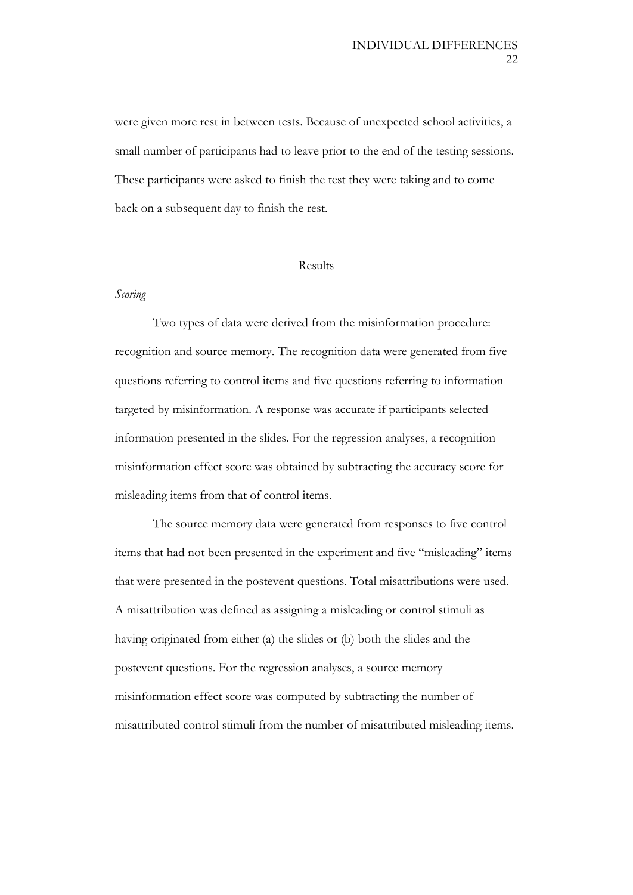were given more rest in between tests. Because of unexpected school activities, a small number of participants had to leave prior to the end of the testing sessions. These participants were asked to finish the test they were taking and to come back on a subsequent day to finish the rest.

## Results

### *Scoring*

Two types of data were derived from the misinformation procedure: recognition and source memory. The recognition data were generated from five questions referring to control items and five questions referring to information targeted by misinformation. A response was accurate if participants selected information presented in the slides. For the regression analyses, a recognition misinformation effect score was obtained by subtracting the accuracy score for misleading items from that of control items.

The source memory data were generated from responses to five control items that had not been presented in the experiment and five "misleading" items that were presented in the postevent questions. Total misattributions were used. A misattribution was defined as assigning a misleading or control stimuli as having originated from either (a) the slides or (b) both the slides and the postevent questions. For the regression analyses, a source memory misinformation effect score was computed by subtracting the number of misattributed control stimuli from the number of misattributed misleading items.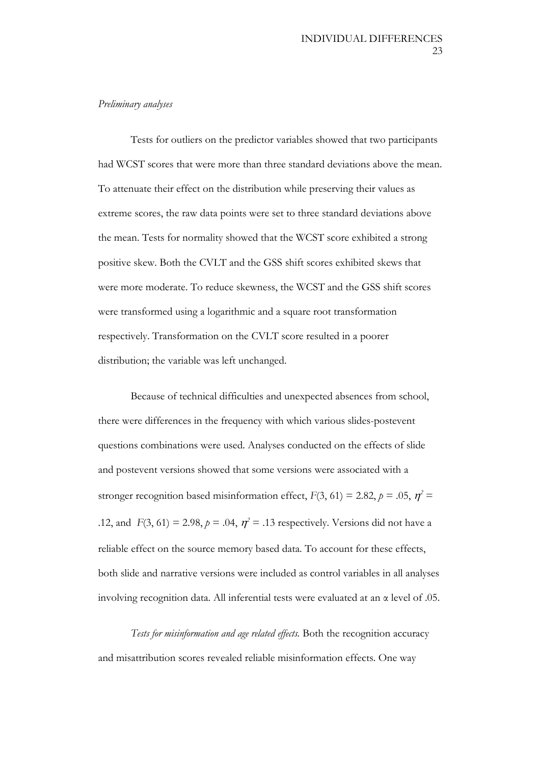*Preliminary analyses*

Tests for outliers on the predictor variables showed that two participants had WCST scores that were more than three standard deviations above the mean. To attenuate their effect on the distribution while preserving their values as extreme scores, the raw data points were set to three standard deviations above the mean. Tests for normality showed that the WCST score exhibited a strong positive skew. Both the CVLT and the GSS shift scores exhibited skews that were more moderate. To reduce skewness, the WCST and the GSS shift scores were transformed using a logarithmic and a square root transformation respectively. Transformation on the CVLT score resulted in a poorer distribution; the variable was left unchanged.

Because of technical difficulties and unexpected absences from school, there were differences in the frequency with which various slides-postevent questions combinations were used. Analyses conducted on the effects of slide and postevent versions showed that some versions were associated with a stronger recognition based misinformation effect, $F(3, 61) = 2.82$, $p = .05$, $\eta^2 = .12$, and $F(3, 61) = 2.98$, $p = .04$, $\eta^2 = .13$ respectively. Versions did not have a reliable effect on the source memory based data. To account for these effects, both slide and narrative versions were included as control variables in all analyses involving recognition data. All inferential tests were evaluated at an $\alpha$ level of .05.

*Tests for misinformation and age related effects.* Both the recognition accuracy and misattribution scores revealed reliable misinformation effects. One way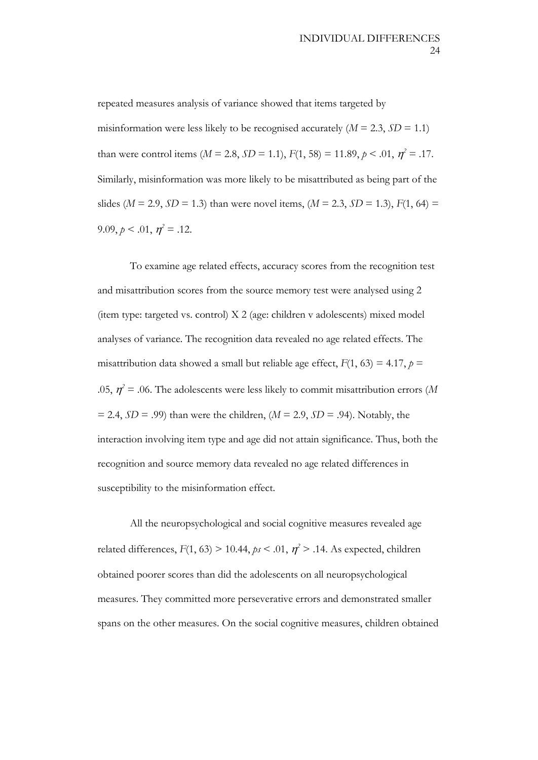repeated measures analysis of variance showed that items targeted by misinformation were less likely to be recognised accurately ($M = 2.3$, $SD = 1.1$) than were control items ($M = 2.8$, $SD = 1.1$), $F(1, 58) = 11.89$, $p < .01$, $\eta^2 = .17$. Similarly, misinformation was more likely to be misattributed as being part of the slides ($M = 2.9$, $SD = 1.3$) than were novel items, ($M = 2.3$, $SD = 1.3$), $F(1, 64) = 9.09$, $p < .01$, $\eta^2 = .12$.

To examine age related effects, accuracy scores from the recognition test and misattribution scores from the source memory test were analysed using 2 (item type: targeted vs. control) X 2 (age: children v adolescents) mixed model analyses of variance. The recognition data revealed no age related effects. The misattribution data showed a small but reliable age effect, $F(1, 63) = 4.17$, $p = .05$, $\eta^2 = .06$. The adolescents were less likely to commit misattribution errors ($M = 2.4$, $SD = .99$) than were the children, ($M = 2.9$, $SD = .94$). Notably, the interaction involving item type and age did not attain significance. Thus, both the recognition and source memory data revealed no age related differences in susceptibility to the misinformation effect.

All the neuropsychological and social cognitive measures revealed age related differences, $F(1, 63) > 10.44$, $ps < .01$, $\eta^2 > .14$. As expected, children obtained poorer scores than did the adolescents on all neuropsychological measures. They committed more perseverative errors and demonstrated smaller spans on the other measures. On the social cognitive measures, children obtained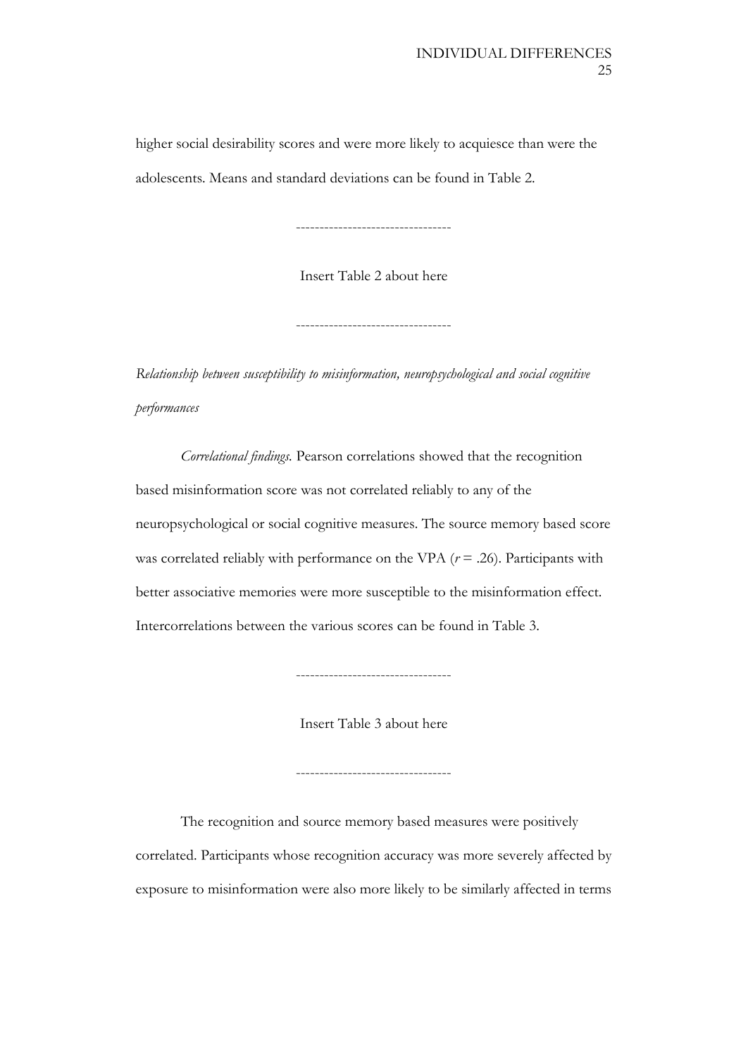higher social desirability scores and were more likely to acquiesce than were the adolescents. Means and standard deviations can be found in Table 2.

---------------------------------

Insert Table 2 about here

---------------------------------

*Relationship between susceptibility to misinformation, neuropsychological and social cognitive performances*

*Correlational findings.* Pearson correlations showed that the recognition based misinformation score was not correlated reliably to any of the neuropsychological or social cognitive measures. The source memory based score was correlated reliably with performance on the VPA ($r = .26$). Participants with better associative memories were more susceptible to the misinformation effect. Intercorrelations between the various scores can be found in Table 3.

---------------------------------

Insert Table 3 about here

---------------------------------

The recognition and source memory based measures were positively correlated. Participants whose recognition accuracy was more severely affected by exposure to misinformation were also more likely to be similarly affected in terms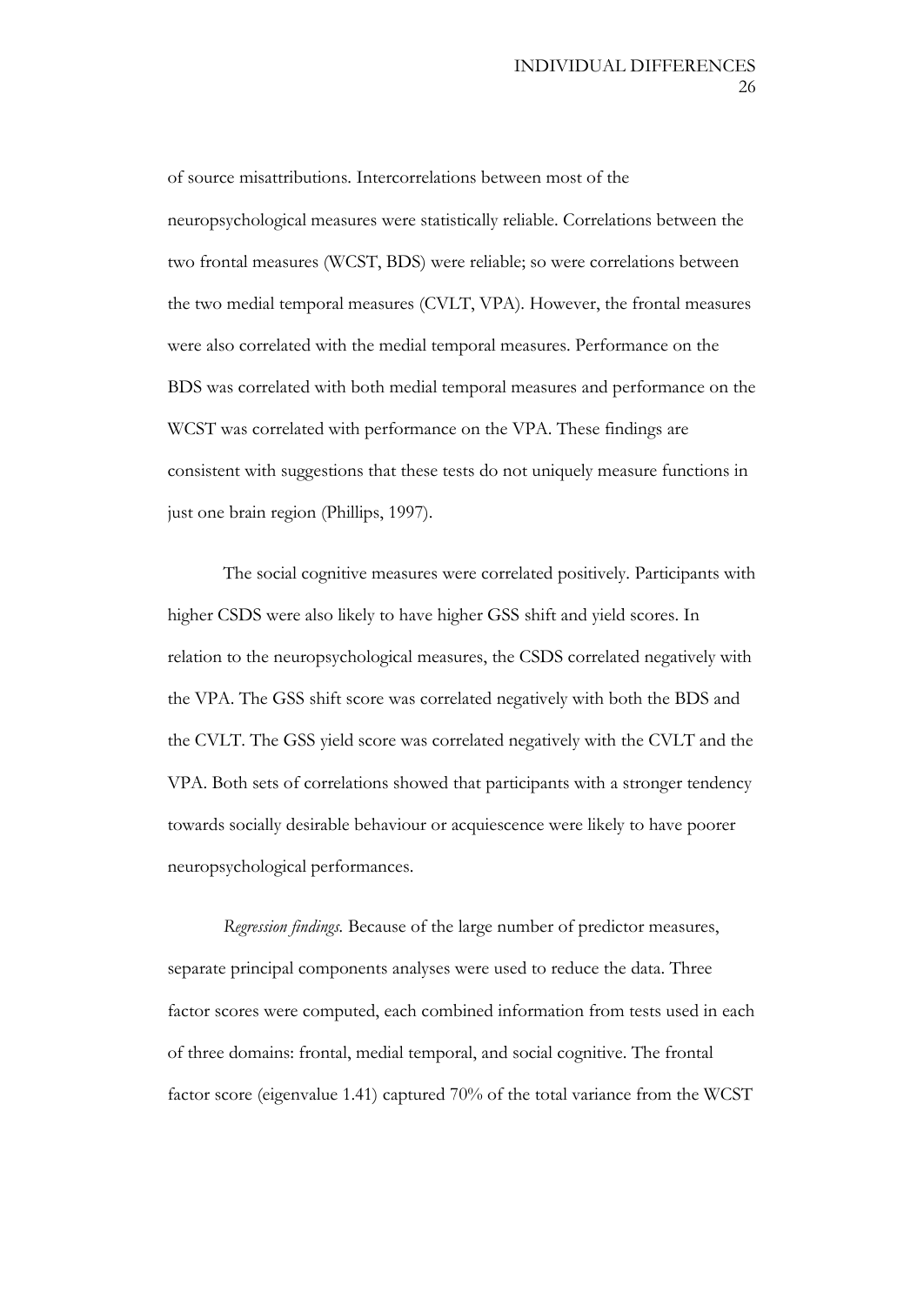of source misattributions. Intercorrelations between most of the neuropsychological measures were statistically reliable. Correlations between the two frontal measures (WCST, BDS) were reliable; so were correlations between the two medial temporal measures (CVLT, VPA). However, the frontal measures were also correlated with the medial temporal measures. Performance on the BDS was correlated with both medial temporal measures and performance on the WCST was correlated with performance on the VPA. These findings are consistent with suggestions that these tests do not uniquely measure functions in just one brain region (Phillips, 1997).

The social cognitive measures were correlated positively. Participants with higher CSDS were also likely to have higher GSS shift and yield scores. In relation to the neuropsychological measures, the CSDS correlated negatively with the VPA. The GSS shift score was correlated negatively with both the BDS and the CVLT. The GSS yield score was correlated negatively with the CVLT and the VPA. Both sets of correlations showed that participants with a stronger tendency towards socially desirable behaviour or acquiescence were likely to have poorer neuropsychological performances.

*Regression findings.* Because of the large number of predictor measures, separate principal components analyses were used to reduce the data. Three factor scores were computed, each combined information from tests used in each of three domains: frontal, medial temporal, and social cognitive. The frontal factor score (eigenvalue 1.41) captured 70% of the total variance from the WCST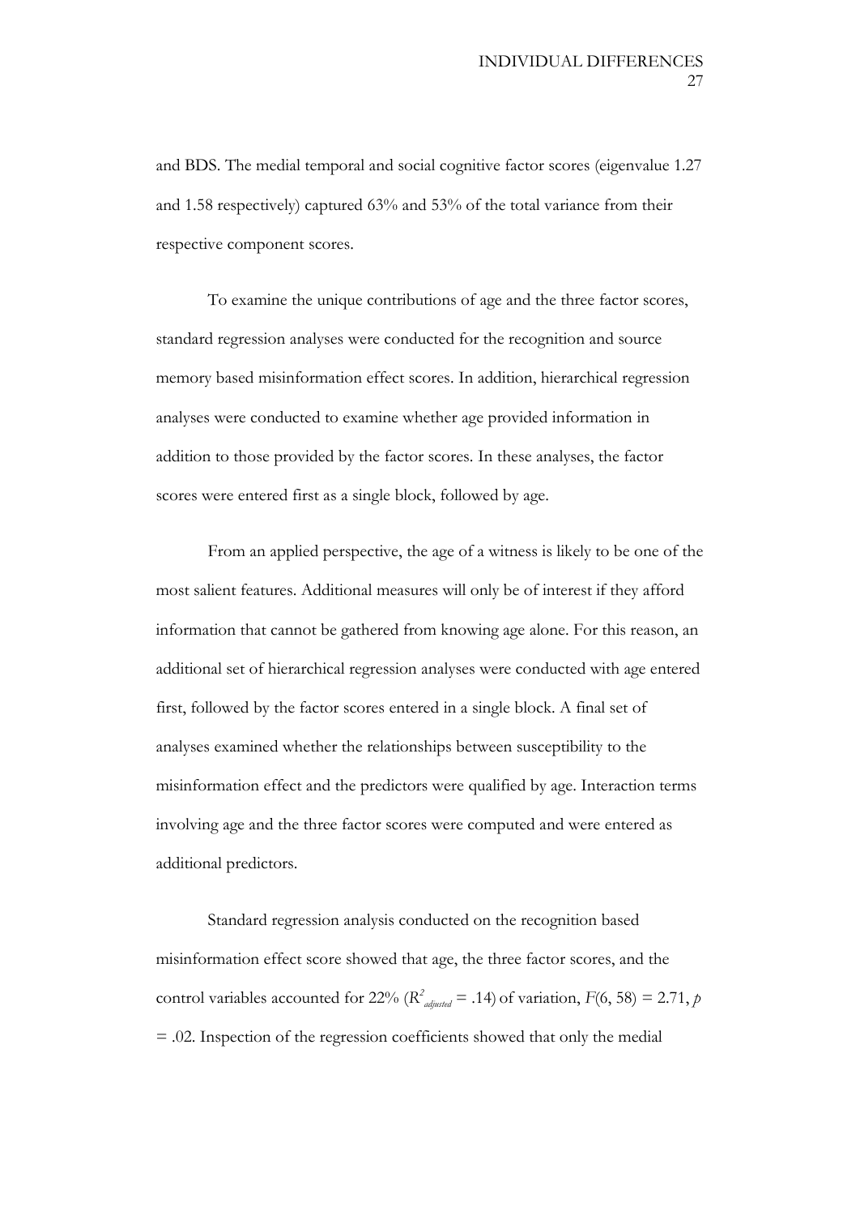and BDS. The medial temporal and social cognitive factor scores (eigenvalue 1.27 and 1.58 respectively) captured 63% and 53% of the total variance from their respective component scores.

To examine the unique contributions of age and the three factor scores, standard regression analyses were conducted for the recognition and source memory based misinformation effect scores. In addition, hierarchical regression analyses were conducted to examine whether age provided information in addition to those provided by the factor scores. In these analyses, the factor scores were entered first as a single block, followed by age.

From an applied perspective, the age of a witness is likely to be one of the most salient features. Additional measures will only be of interest if they afford information that cannot be gathered from knowing age alone. For this reason, an additional set of hierarchical regression analyses were conducted with age entered first, followed by the factor scores entered in a single block. A final set of analyses examined whether the relationships between susceptibility to the misinformation effect and the predictors were qualified by age. Interaction terms involving age and the three factor scores were computed and were entered as additional predictors.

Standard regression analysis conducted on the recognition based misinformation effect score showed that age, the three factor scores, and the control variables accounted for 22% ($R^2_{adjusted}$ = .14) of variation, $F(6, 58) = 2.71$, $p = .02$. Inspection of the regression coefficients showed that only the medial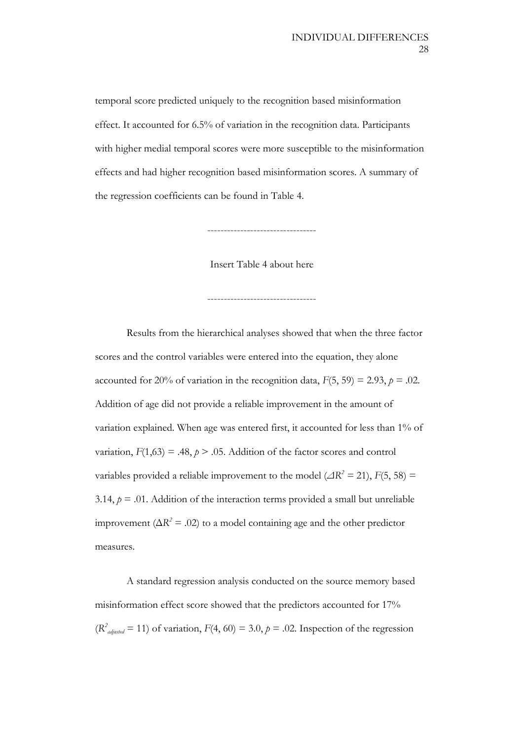temporal score predicted uniquely to the recognition based misinformation effect. It accounted for 6.5% of variation in the recognition data. Participants with higher medial temporal scores were more susceptible to the misinformation effects and had higher recognition based misinformation scores. A summary of the regression coefficients can be found in Table 4.

---------------------------------

Insert Table 4 about here

---------------------------------

Results from the hierarchical analyses showed that when the three factor scores and the control variables were entered into the equation, they alone accounted for 20% of variation in the recognition data, $F(5, 59) = 2.93$, $p = .02$. Addition of age did not provide a reliable improvement in the amount of variation explained. When age was entered first, it accounted for less than 1% of variation, $F(1,63) = .48$, $p > .05$. Addition of the factor scores and control variables provided a reliable improvement to the model ($\Delta R^2 = 21$), $F(5, 58) = 3.14$, $p = .01$. Addition of the interaction terms provided a small but unreliable improvement ($\Delta R^2 = .02$) to a model containing age and the other predictor measures.

A standard regression analysis conducted on the source memory based misinformation effect score showed that the predictors accounted for 17% ($R^2_{adjusted} = 11$) of variation, $F(4, 60) = 3.0$, $p = .02$. Inspection of the regression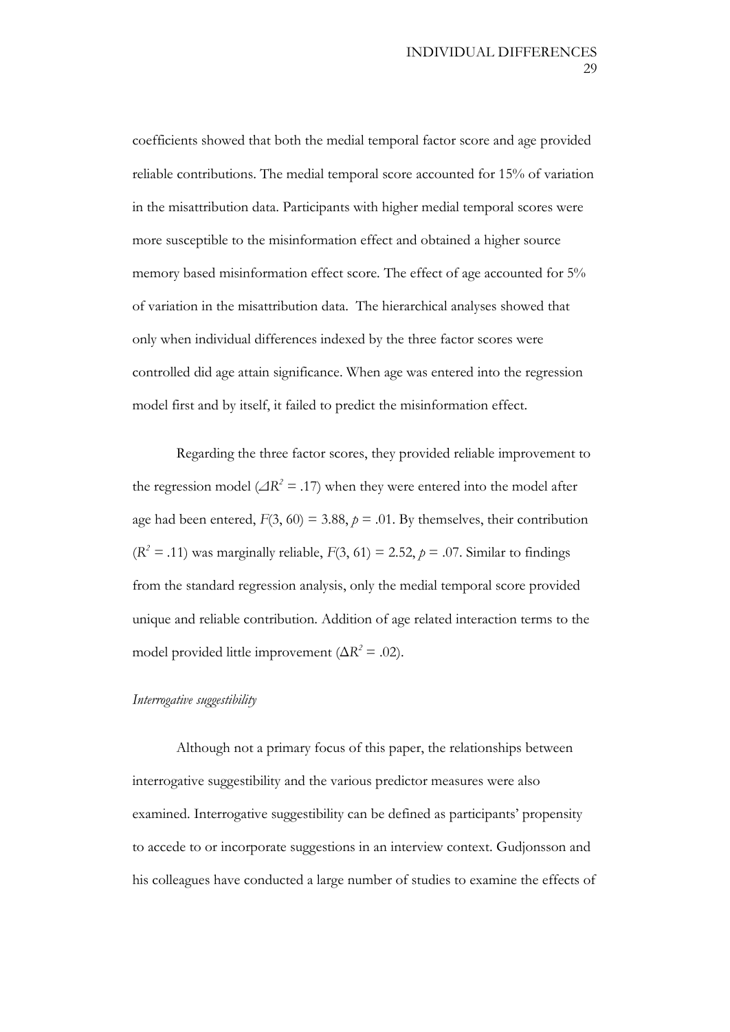coefficients showed that both the medial temporal factor score and age provided reliable contributions. The medial temporal score accounted for 15% of variation in the misattribution data. Participants with higher medial temporal scores were more susceptible to the misinformation effect and obtained a higher source memory based misinformation effect score. The effect of age accounted for 5% of variation in the misattribution data. The hierarchical analyses showed that only when individual differences indexed by the three factor scores were controlled did age attain significance. When age was entered into the regression model first and by itself, it failed to predict the misinformation effect.

Regarding the three factor scores, they provided reliable improvement to the regression model ($\Delta R^2 = .17$) when they were entered into the model after age had been entered, $F(3, 60) = 3.88$, $p = .01$. By themselves, their contribution ($R^2 = .11$) was marginally reliable, $F(3, 61) = 2.52$, $p = .07$. Similar to findings from the standard regression analysis, only the medial temporal score provided unique and reliable contribution. Addition of age related interaction terms to the model provided little improvement ($\Delta R^2 = .02$).

*Interrogative suggestibility*

Although not a primary focus of this paper, the relationships between interrogative suggestibility and the various predictor measures were also examined. Interrogative suggestibility can be defined as participants' propensity to accede to or incorporate suggestions in an interview context. Gudjonsson and his colleagues have conducted a large number of studies to examine the effects of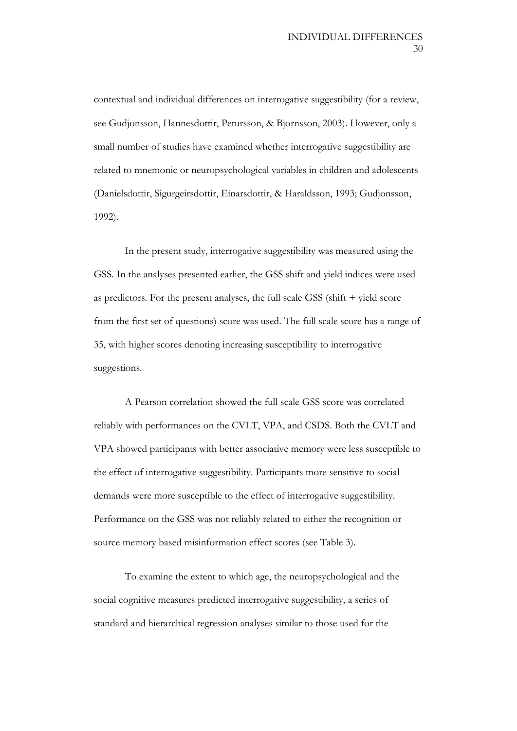contextual and individual differences on interrogative suggestibility (for a review, see Gudjonsson, Hannesdottir, Petursson, & Bjornsson, 2003). However, only a small number of studies have examined whether interrogative suggestibility are related to mnemonic or neuropsychological variables in children and adolescents (Danielsdottir, Sigurgeirsdottir, Einarsdottir, & Haraldsson, 1993; Gudjonsson, 1992).

In the present study, interrogative suggestibility was measured using the GSS. In the analyses presented earlier, the GSS shift and yield indices were used as predictors. For the present analyses, the full scale GSS (shift + yield score from the first set of questions) score was used. The full scale score has a range of 35, with higher scores denoting increasing susceptibility to interrogative suggestions.

A Pearson correlation showed the full scale GSS score was correlated reliably with performances on the CVLT, VPA, and CSDS. Both the CVLT and VPA showed participants with better associative memory were less susceptible to the effect of interrogative suggestibility. Participants more sensitive to social demands were more susceptible to the effect of interrogative suggestibility. Performance on the GSS was not reliably related to either the recognition or source memory based misinformation effect scores (see Table 3).

To examine the extent to which age, the neuropsychological and the social cognitive measures predicted interrogative suggestibility, a series of standard and hierarchical regression analyses similar to those used for the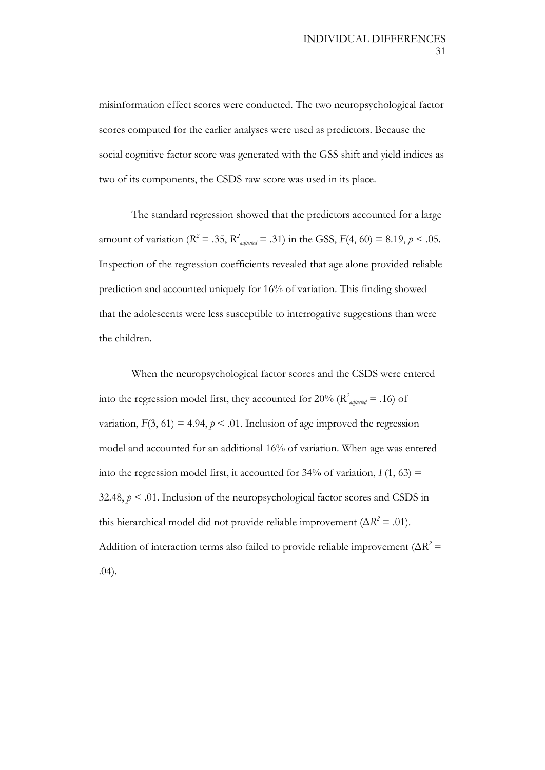misinformation effect scores were conducted. The two neuropsychological factor scores computed for the earlier analyses were used as predictors. Because the social cognitive factor score was generated with the GSS shift and yield indices as two of its components, the CSDS raw score was used in its place.

The standard regression showed that the predictors accounted for a large amount of variation ($R^2 = .35$, $R^2_{adjusted} = .31$) in the GSS, $F(4, 60) = 8.19$, $p < .05$. Inspection of the regression coefficients revealed that age alone provided reliable prediction and accounted uniquely for 16% of variation. This finding showed that the adolescents were less susceptible to interrogative suggestions than were the children.

When the neuropsychological factor scores and the CSDS were entered into the regression model first, they accounted for 20% ($R^2_{adjusted} = .16$) of variation, $F(3, 61) = 4.94$, $p < .01$. Inclusion of age improved the regression model and accounted for an additional 16% of variation. When age was entered into the regression model first, it accounted for 34% of variation, $F(1, 63) = 32.48$, $p < .01$. Inclusion of the neuropsychological factor scores and CSDS in this hierarchical model did not provide reliable improvement ($\Delta R^2 = .01$). Addition of interaction terms also failed to provide reliable improvement ($\Delta R^2 = .04$).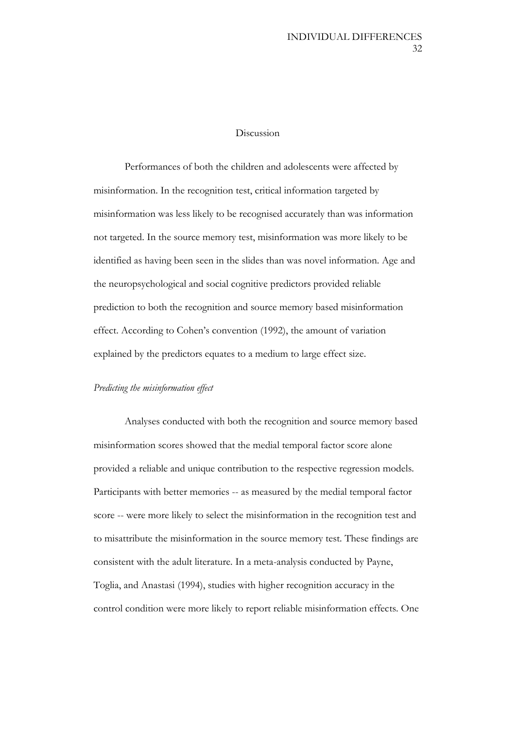## Discussion

Performances of both the children and adolescents were affected by misinformation. In the recognition test, critical information targeted by misinformation was less likely to be recognised accurately than was information not targeted. In the source memory test, misinformation was more likely to be identified as having been seen in the slides than was novel information. Age and the neuropsychological and social cognitive predictors provided reliable prediction to both the recognition and source memory based misinformation effect. According to Cohen's convention (1992), the amount of variation explained by the predictors equates to a medium to large effect size.

### *Predicting the misinformation effect*

Analyses conducted with both the recognition and source memory based misinformation scores showed that the medial temporal factor score alone provided a reliable and unique contribution to the respective regression models. Participants with better memories -- as measured by the medial temporal factor score -- were more likely to select the misinformation in the recognition test and to misattribute the misinformation in the source memory test. These findings are consistent with the adult literature. In a meta-analysis conducted by Payne, Toglia, and Anastasi (1994), studies with higher recognition accuracy in the control condition were more likely to report reliable misinformation effects. One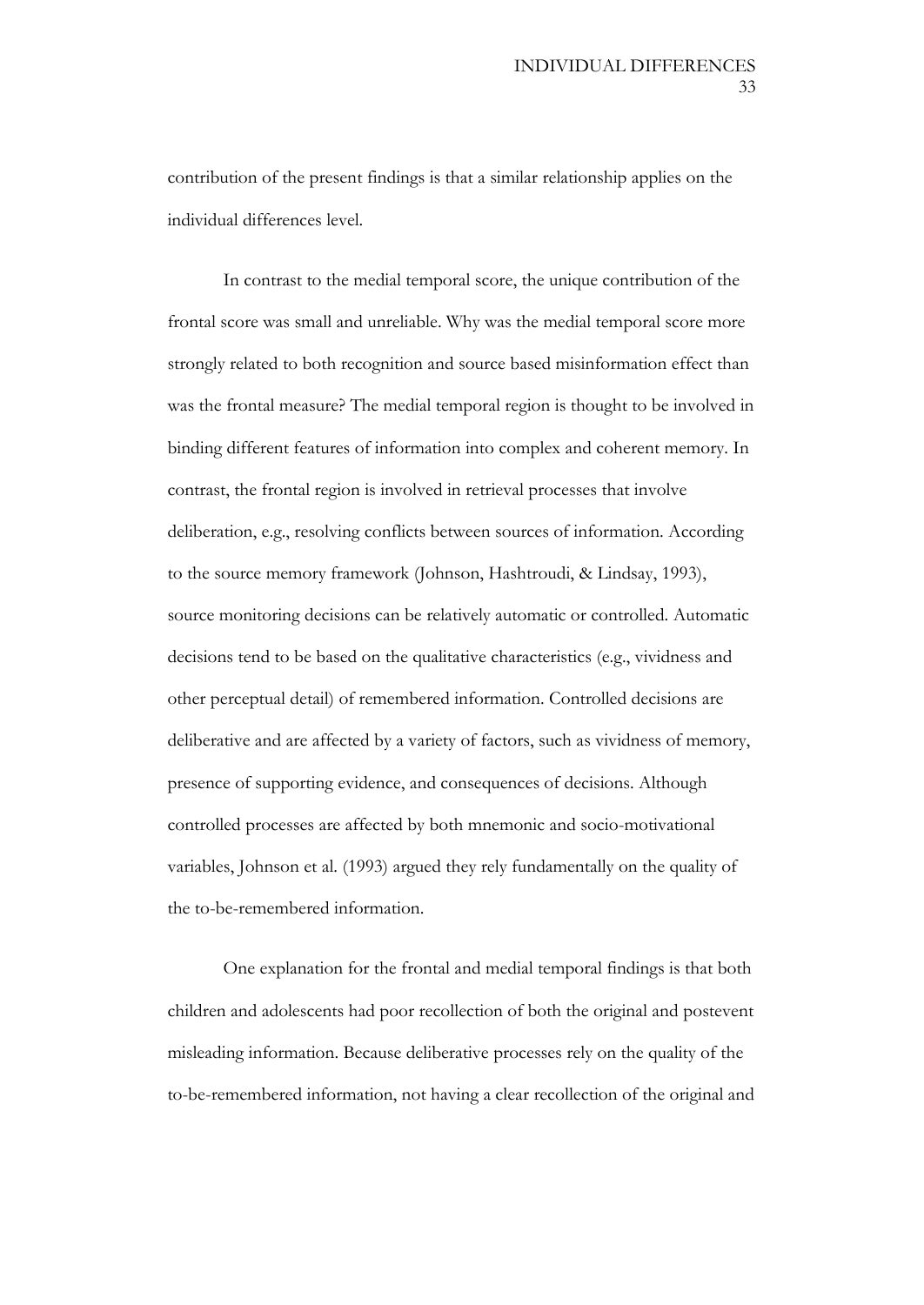contribution of the present findings is that a similar relationship applies on the individual differences level.

In contrast to the medial temporal score, the unique contribution of the frontal score was small and unreliable. Why was the medial temporal score more strongly related to both recognition and source based misinformation effect than was the frontal measure? The medial temporal region is thought to be involved in binding different features of information into complex and coherent memory. In contrast, the frontal region is involved in retrieval processes that involve deliberation, e.g., resolving conflicts between sources of information. According to the source memory framework (Johnson, Hashtroudi, & Lindsay, 1993), source monitoring decisions can be relatively automatic or controlled. Automatic decisions tend to be based on the qualitative characteristics (e.g., vividness and other perceptual detail) of remembered information. Controlled decisions are deliberative and are affected by a variety of factors, such as vividness of memory, presence of supporting evidence, and consequences of decisions. Although controlled processes are affected by both mnemonic and socio-motivational variables, Johnson et al. (1993) argued they rely fundamentally on the quality of the to-be-remembered information.

One explanation for the frontal and medial temporal findings is that both children and adolescents had poor recollection of both the original and postevent misleading information. Because deliberative processes rely on the quality of the to-be-remembered information, not having a clear recollection of the original and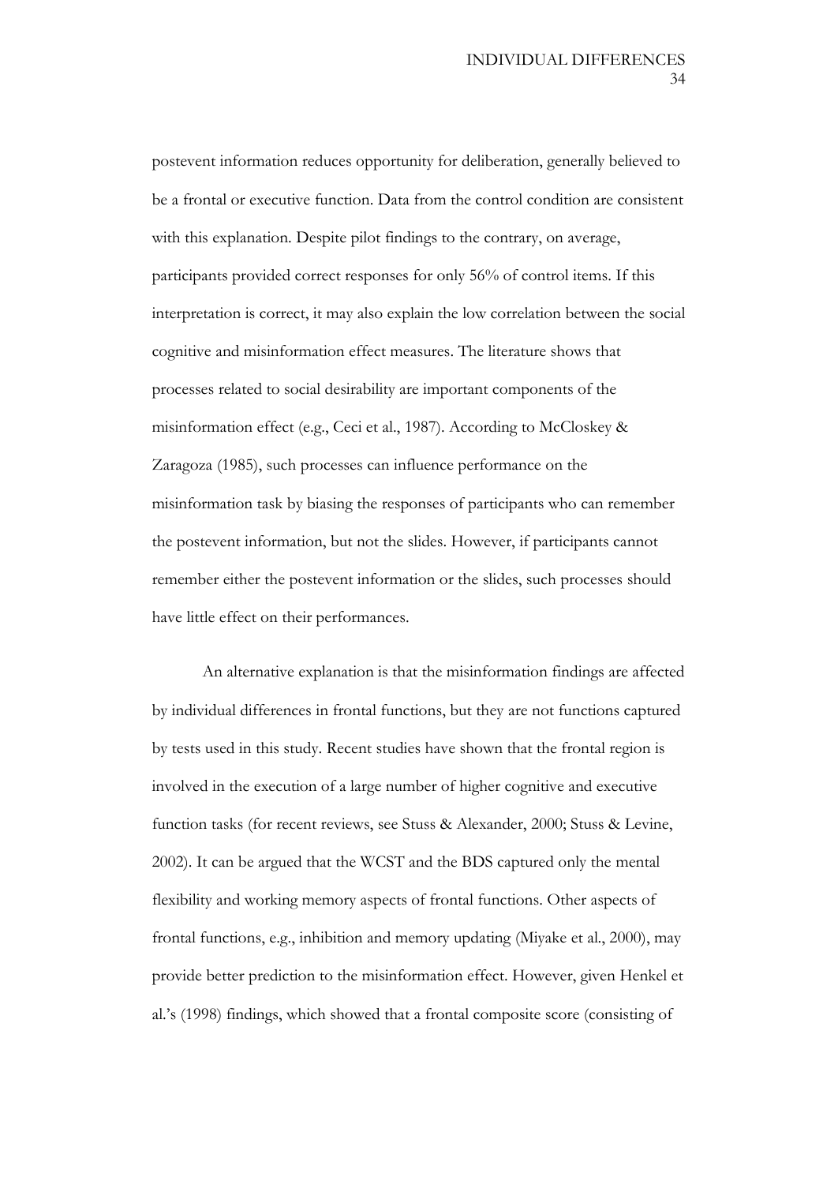postevent information reduces opportunity for deliberation, generally believed to be a frontal or executive function. Data from the control condition are consistent with this explanation. Despite pilot findings to the contrary, on average, participants provided correct responses for only 56% of control items. If this interpretation is correct, it may also explain the low correlation between the social cognitive and misinformation effect measures. The literature shows that processes related to social desirability are important components of the misinformation effect (e.g., Ceci et al., 1987). According to McCloskey & Zaragoza (1985), such processes can influence performance on the misinformation task by biasing the responses of participants who can remember the postevent information, but not the slides. However, if participants cannot remember either the postevent information or the slides, such processes should have little effect on their performances.

An alternative explanation is that the misinformation findings are affected by individual differences in frontal functions, but they are not functions captured by tests used in this study. Recent studies have shown that the frontal region is involved in the execution of a large number of higher cognitive and executive function tasks (for recent reviews, see Stuss & Alexander, 2000; Stuss & Levine, 2002). It can be argued that the WCST and the BDS captured only the mental flexibility and working memory aspects of frontal functions. Other aspects of frontal functions, e.g., inhibition and memory updating (Miyake et al., 2000), may provide better prediction to the misinformation effect. However, given Henkel et al.'s (1998) findings, which showed that a frontal composite score (consisting of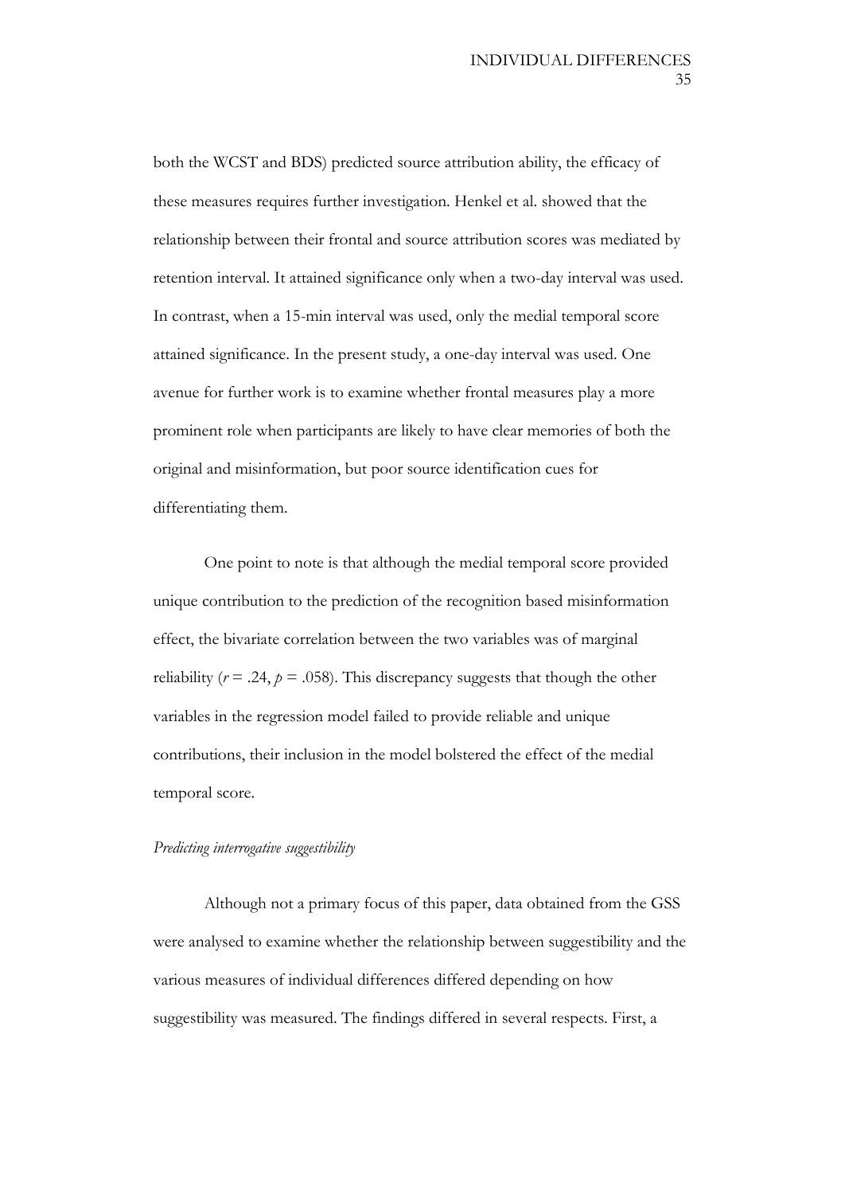both the WCST and BDS) predicted source attribution ability, the efficacy of these measures requires further investigation. Henkel et al. showed that the relationship between their frontal and source attribution scores was mediated by retention interval. It attained significance only when a two-day interval was used. In contrast, when a 15-min interval was used, only the medial temporal score attained significance. In the present study, a one-day interval was used. One avenue for further work is to examine whether frontal measures play a more prominent role when participants are likely to have clear memories of both the original and misinformation, but poor source identification cues for differentiating them.

One point to note is that although the medial temporal score provided unique contribution to the prediction of the recognition based misinformation effect, the bivariate correlation between the two variables was of marginal reliability ($r = .24$, $p = .058$). This discrepancy suggests that though the other variables in the regression model failed to provide reliable and unique contributions, their inclusion in the model bolstered the effect of the medial temporal score.

*Predicting interrogative suggestibility*

Although not a primary focus of this paper, data obtained from the GSS were analysed to examine whether the relationship between suggestibility and the various measures of individual differences differed depending on how suggestibility was measured. The findings differed in several respects. First, a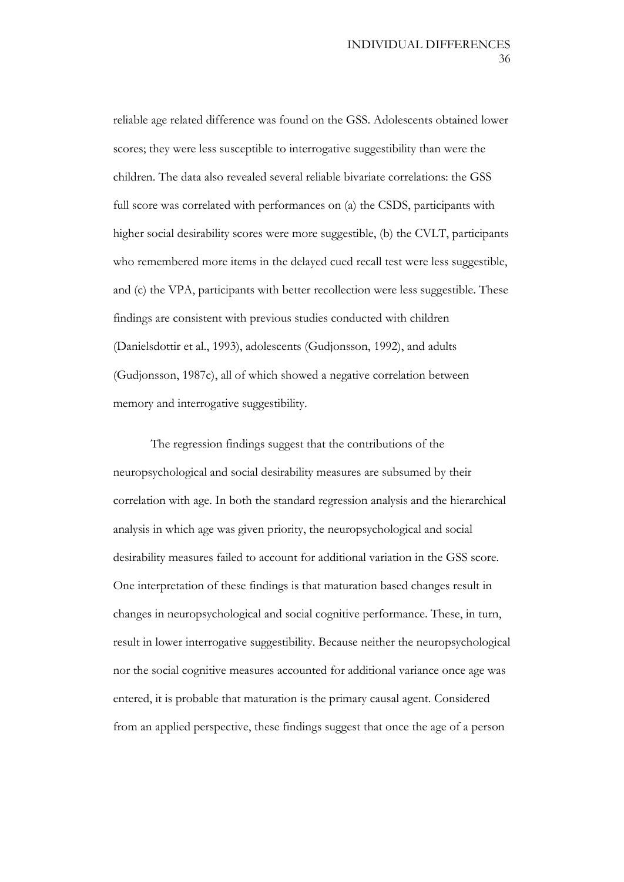reliable age related difference was found on the GSS. Adolescents obtained lower scores; they were less susceptible to interrogative suggestibility than were the children. The data also revealed several reliable bivariate correlations: the GSS full score was correlated with performances on (a) the CSDS, participants with higher social desirability scores were more suggestible, (b) the CVLT, participants who remembered more items in the delayed cued recall test were less suggestible, and (c) the VPA, participants with better recollection were less suggestible. These findings are consistent with previous studies conducted with children (Danielsdottir et al., 1993), adolescents (Gudjonsson, 1992), and adults (Gudjonsson, 1987c), all of which showed a negative correlation between memory and interrogative suggestibility.

The regression findings suggest that the contributions of the neuropsychological and social desirability measures are subsumed by their correlation with age. In both the standard regression analysis and the hierarchical analysis in which age was given priority, the neuropsychological and social desirability measures failed to account for additional variation in the GSS score. One interpretation of these findings is that maturation based changes result in changes in neuropsychological and social cognitive performance. These, in turn, result in lower interrogative suggestibility. Because neither the neuropsychological nor the social cognitive measures accounted for additional variance once age was entered, it is probable that maturation is the primary causal agent. Considered from an applied perspective, these findings suggest that once the age of a person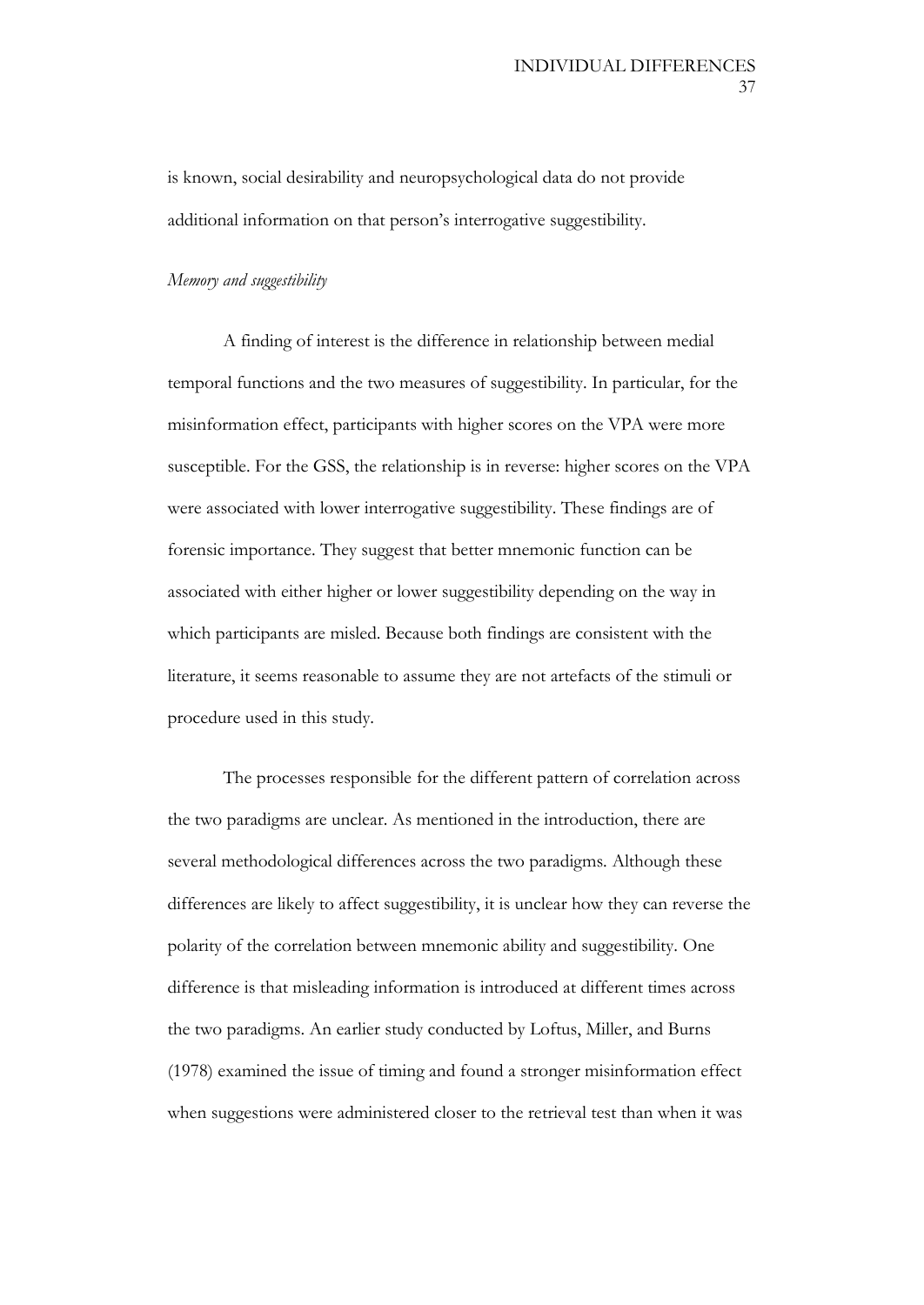is known, social desirability and neuropsychological data do not provide additional information on that person's interrogative suggestibility.

*Memory and suggestibility*

A finding of interest is the difference in relationship between medial temporal functions and the two measures of suggestibility. In particular, for the misinformation effect, participants with higher scores on the VPA were more susceptible. For the GSS, the relationship is in reverse: higher scores on the VPA were associated with lower interrogative suggestibility. These findings are of forensic importance. They suggest that better mnemonic function can be associated with either higher or lower suggestibility depending on the way in which participants are misled. Because both findings are consistent with the literature, it seems reasonable to assume they are not artefacts of the stimuli or procedure used in this study.

The processes responsible for the different pattern of correlation across the two paradigms are unclear. As mentioned in the introduction, there are several methodological differences across the two paradigms. Although these differences are likely to affect suggestibility, it is unclear how they can reverse the polarity of the correlation between mnemonic ability and suggestibility. One difference is that misleading information is introduced at different times across the two paradigms. An earlier study conducted by Loftus, Miller, and Burns (1978) examined the issue of timing and found a stronger misinformation effect when suggestions were administered closer to the retrieval test than when it was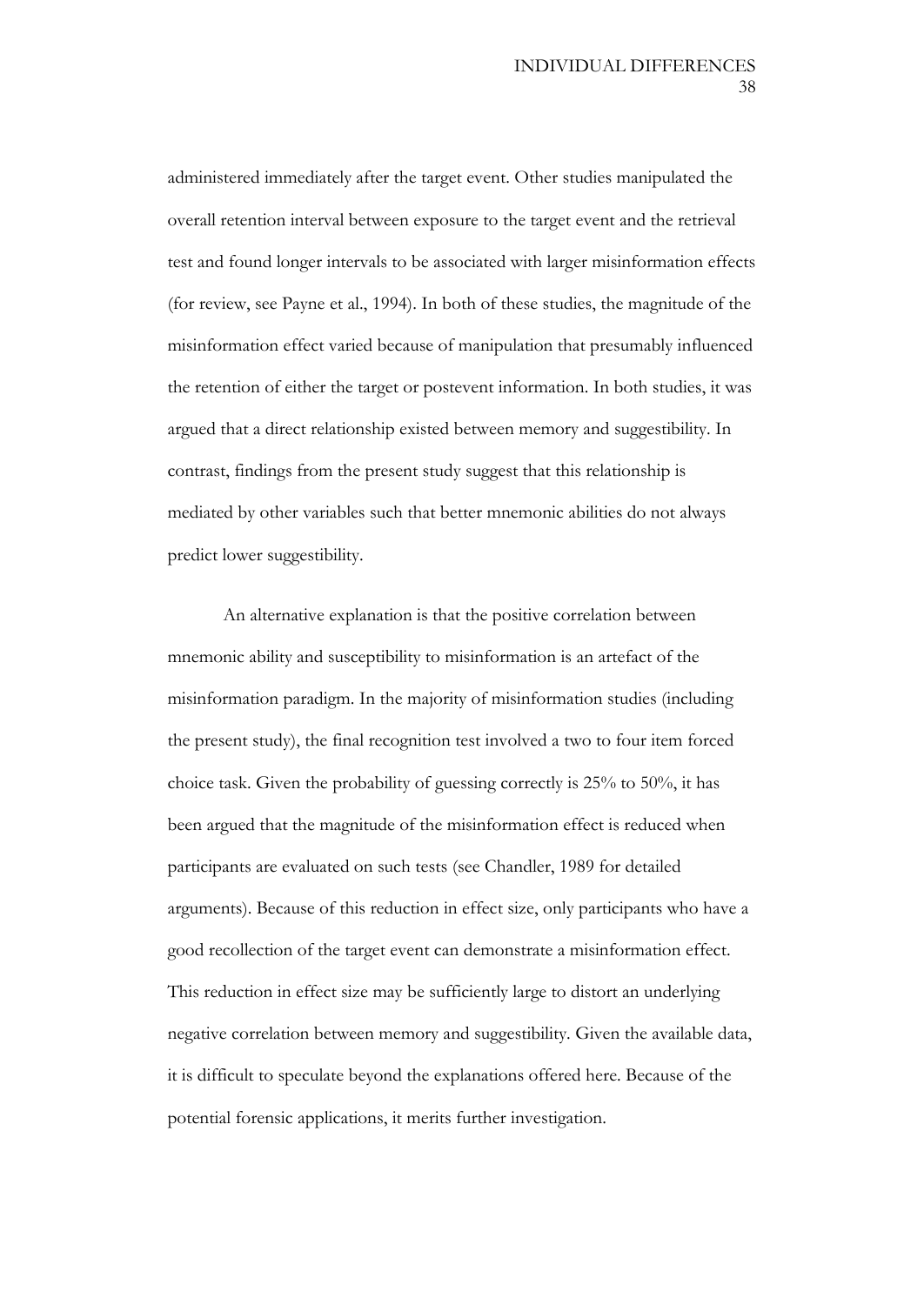administered immediately after the target event. Other studies manipulated the overall retention interval between exposure to the target event and the retrieval test and found longer intervals to be associated with larger misinformation effects (for review, see Payne et al., 1994). In both of these studies, the magnitude of the misinformation effect varied because of manipulation that presumably influenced the retention of either the target or postevent information. In both studies, it was argued that a direct relationship existed between memory and suggestibility. In contrast, findings from the present study suggest that this relationship is mediated by other variables such that better mnemonic abilities do not always predict lower suggestibility.

An alternative explanation is that the positive correlation between mnemonic ability and susceptibility to misinformation is an artefact of the misinformation paradigm. In the majority of misinformation studies (including the present study), the final recognition test involved a two to four item forced choice task. Given the probability of guessing correctly is 25% to 50%, it has been argued that the magnitude of the misinformation effect is reduced when participants are evaluated on such tests (see Chandler, 1989 for detailed arguments). Because of this reduction in effect size, only participants who have a good recollection of the target event can demonstrate a misinformation effect. This reduction in effect size may be sufficiently large to distort an underlying negative correlation between memory and suggestibility. Given the available data, it is difficult to speculate beyond the explanations offered here. Because of the potential forensic applications, it merits further investigation.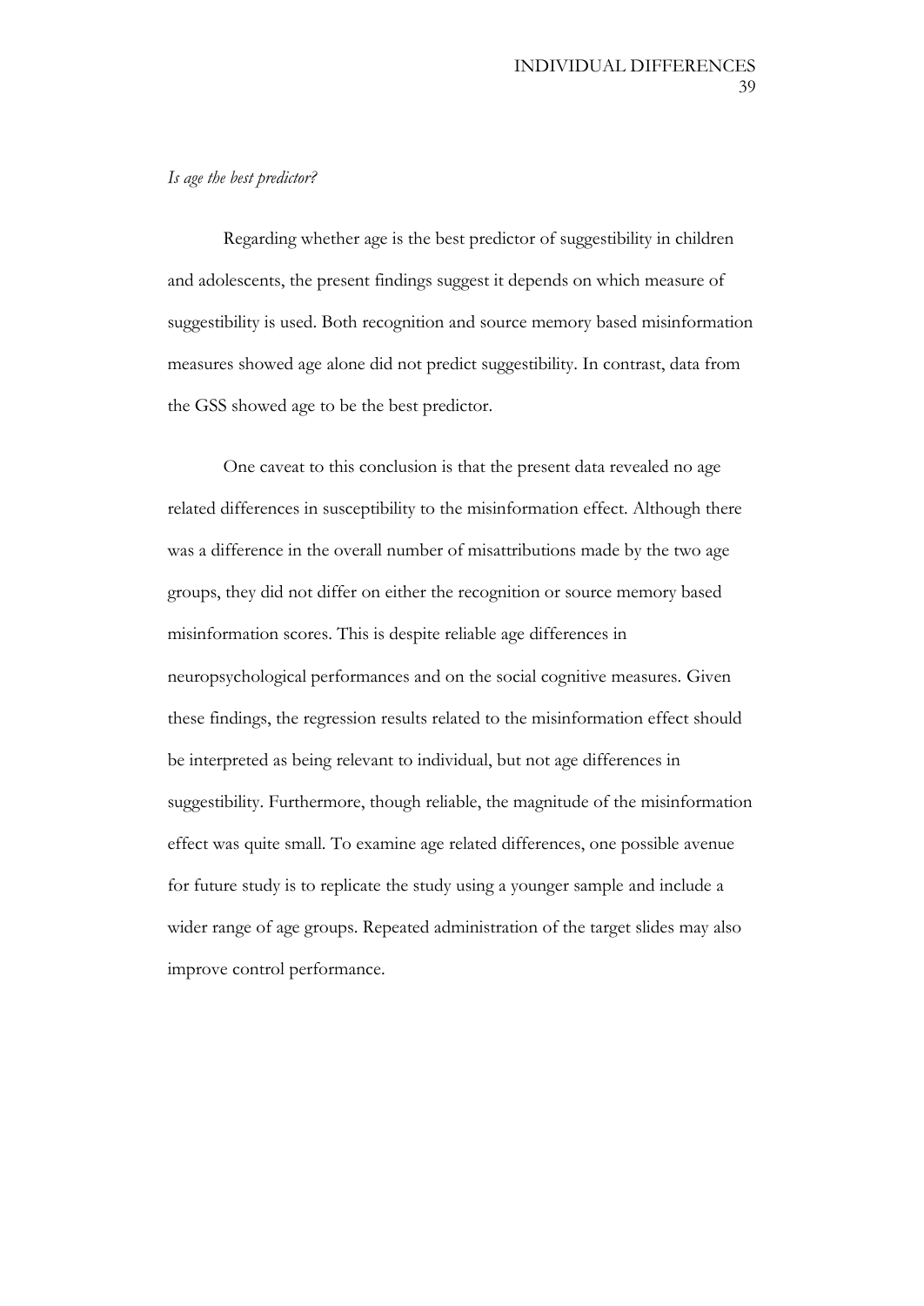*Is age the best predictor?*

Regarding whether age is the best predictor of suggestibility in children and adolescents, the present findings suggest it depends on which measure of suggestibility is used. Both recognition and source memory based misinformation measures showed age alone did not predict suggestibility. In contrast, data from the GSS showed age to be the best predictor.

One caveat to this conclusion is that the present data revealed no age related differences in susceptibility to the misinformation effect. Although there was a difference in the overall number of misattributions made by the two age groups, they did not differ on either the recognition or source memory based misinformation scores. This is despite reliable age differences in neuropsychological performances and on the social cognitive measures. Given these findings, the regression results related to the misinformation effect should be interpreted as being relevant to individual, but not age differences in suggestibility. Furthermore, though reliable, the magnitude of the misinformation effect was quite small. To examine age related differences, one possible avenue for future study is to replicate the study using a younger sample and include a wider range of age groups. Repeated administration of the target slides may also improve control performance.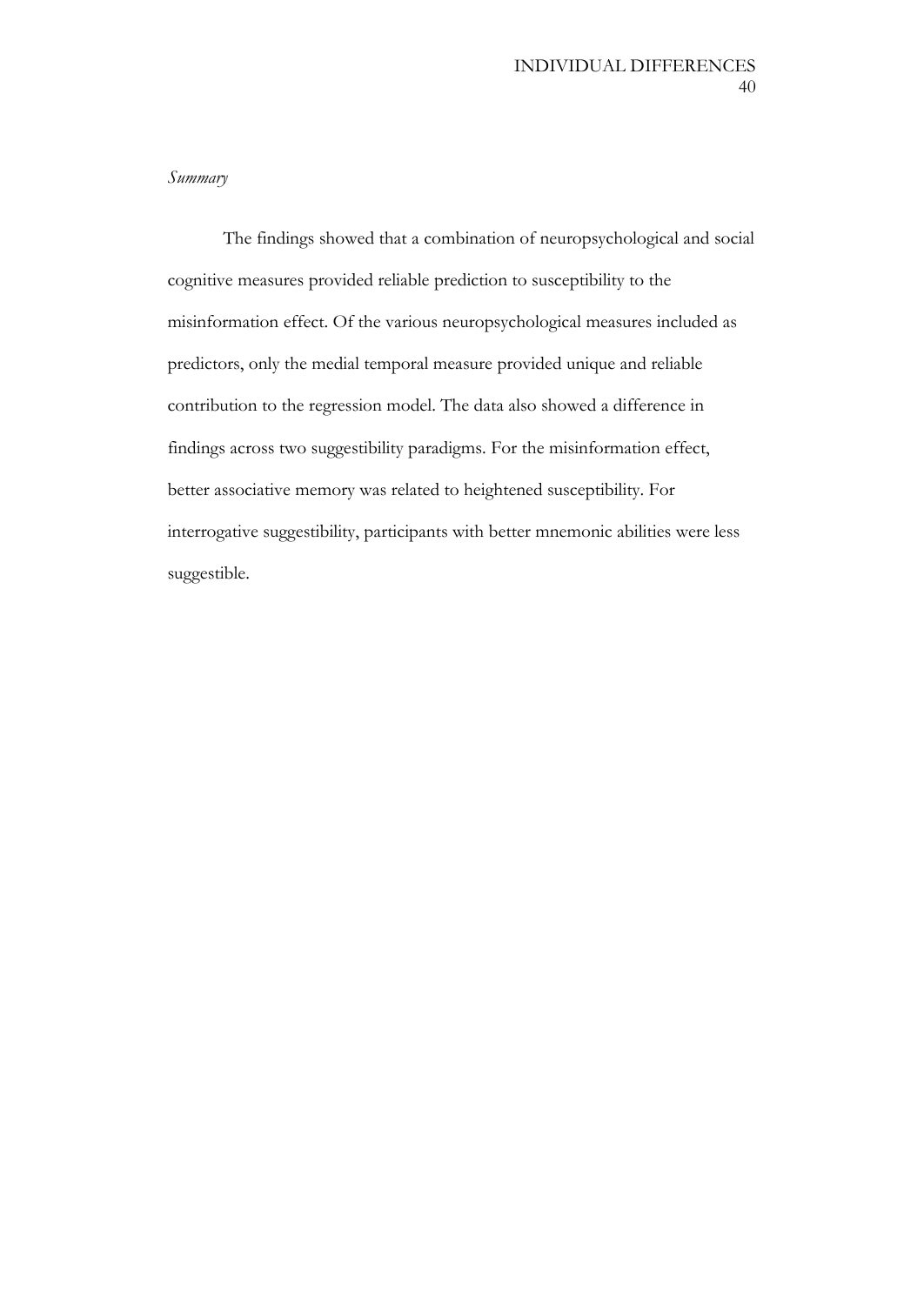*Summary*

The findings showed that a combination of neuropsychological and social cognitive measures provided reliable prediction to susceptibility to the misinformation effect. Of the various neuropsychological measures included as predictors, only the medial temporal measure provided unique and reliable contribution to the regression model. The data also showed a difference in findings across two suggestibility paradigms. For the misinformation effect, better associative memory was related to heightened susceptibility. For interrogative suggestibility, participants with better mnemonic abilities were less suggestible.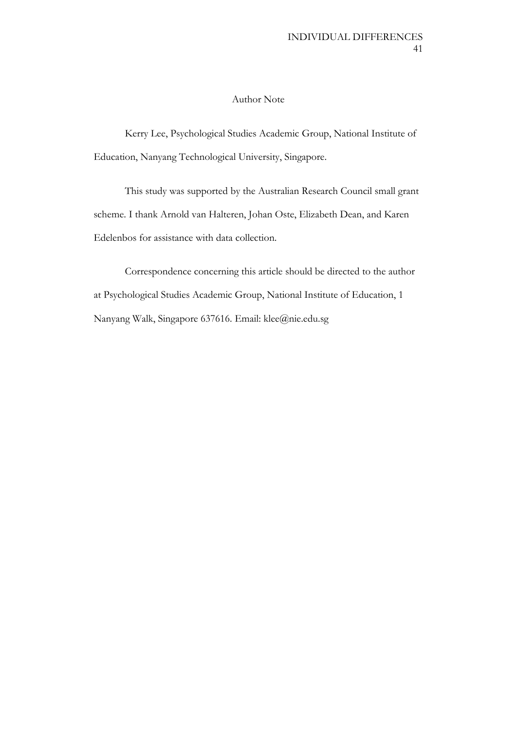# Author Note

Kerry Lee, Psychological Studies Academic Group, National Institute of Education, Nanyang Technological University, Singapore.

This study was supported by the Australian Research Council small grant scheme. I thank Arnold van Halteren, Johan Oste, Elizabeth Dean, and Karen Edelenbos for assistance with data collection.

Correspondence concerning this article should be directed to the author at Psychological Studies Academic Group, National Institute of Education, 1 Nanyang Walk, Singapore 637616. Email: klee@nie.edu.sg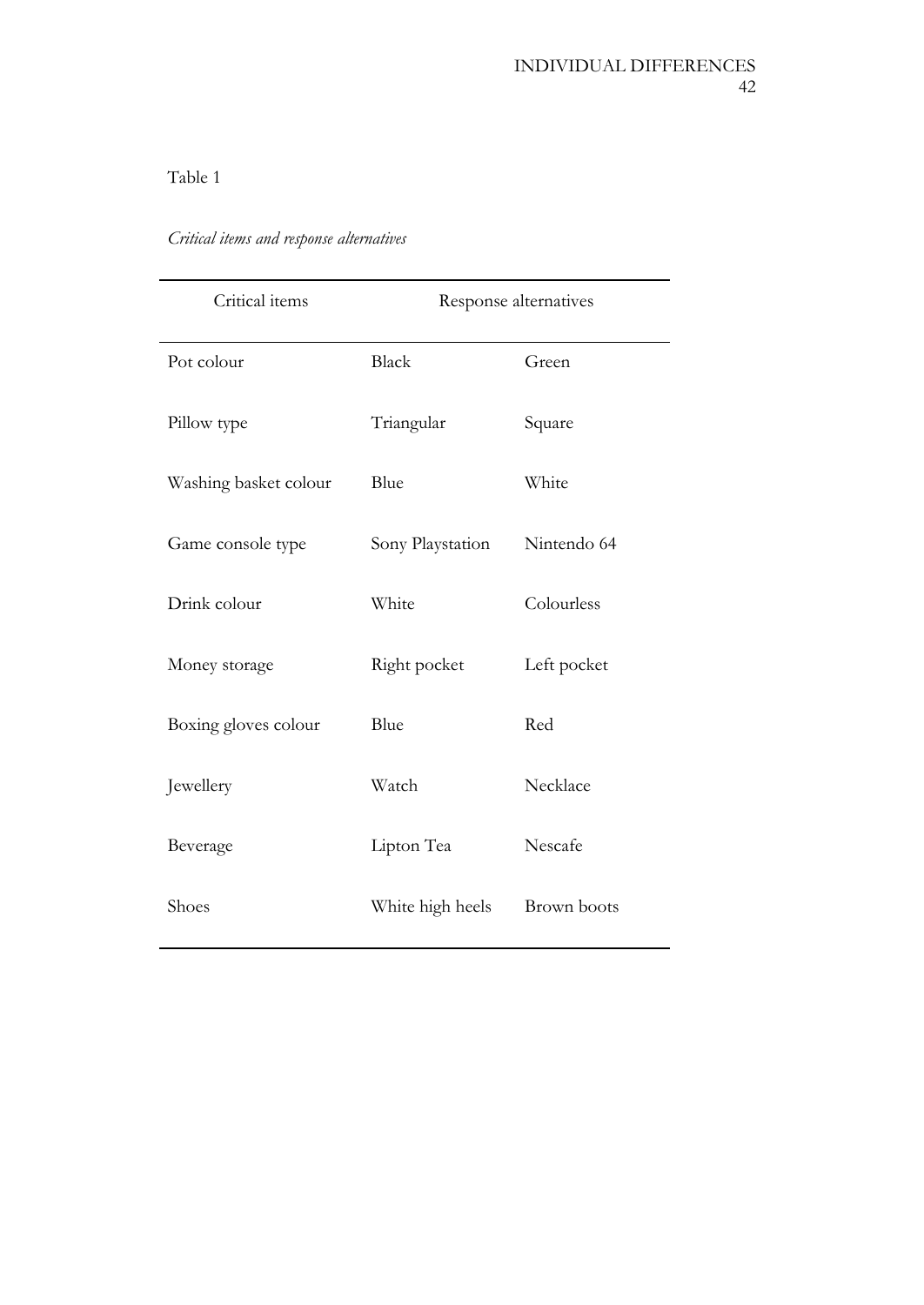Table 1

*Critical items and response alternatives*

| Critical items | Response alternatives | |
|---|---|---|
| Pot colour | Black | Green |
| Pillow type | Triangular | Square |
| Washing basket colour | Blue | White |
| Game console type | Sony Playstation | Nintendo 64 |
| Drink colour | White | Colourless |
| Money storage | Right pocket | Left pocket |
| Boxing gloves colour | Blue | Red |
| Jewellery | Watch | Necklace |
| Beverage | Lipton Tea | Nescafe |
| Shoes | White high heels | Brown boots |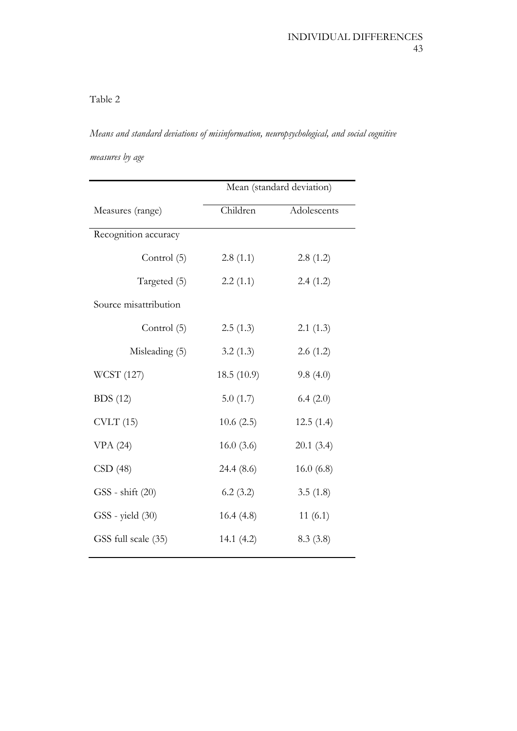Table 2

*Means and standard deviations of misinformation, neuropsychological, and social cognitive measures by age*

| | Mean (standard deviation) | |
|---|---|---|
| Measures (range) | Children | Adolescents |
| Recognition accuracy | | |
| Control (5) | 2.8 (1.1) | 2.8 (1.2) |
| Targeted (5) | 2.2 (1.1) | 2.4 (1.2) |
| Source misattribution | | |
| Control (5) | 2.5 (1.3) | 2.1 (1.3) |
| Misleading (5) | 3.2 (1.3) | 2.6 (1.2) |
| WCST (127) | 18.5 (10.9) | 9.8 (4.0) |
| BDS (12) | 5.0 (1.7) | 6.4 (2.0) |
| CVLT (15) | 10.6 (2.5) | 12.5 (1.4) |
| VPA (24) | 16.0 (3.6) | 20.1 (3.4) |
| CSD (48) | 24.4 (8.6) | 16.0 (6.8) |
| GSS - shift (20) | 6.2 (3.2) | 3.5 (1.8) |
| GSS - yield (30) | 16.4 (4.8) | 11 (6.1) |
| GSS full scale (35) | 14.1 (4.2) | 8.3 (3.8) |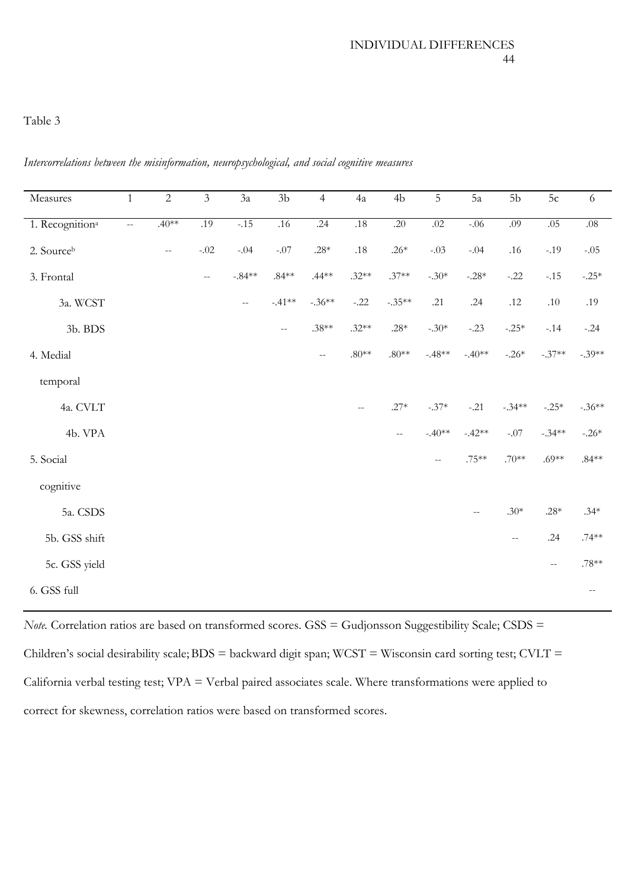Table 3

*Intercorrelations between the misinformation, neuropsychological, and social cognitive measures*

| Measures | 1 | 2 | 3 | 3a | 3b | 4 | 4a | 4b | 5 | 5a | 5b | 5c | 6 |
|---|---|---|---|---|---|---|---|---|---|---|---|---|---|
| 1. Recognition[a] | -- | .40** | .19 | -.15 | .16 | .24 | .18 | .20 | .02 | -.06 | .09 | .05 | .08 |
| 2. Source[b] | | -- | -.02 | -.04 | -.07 | .28* | .18 | .26* | -.03 | -.04 | .16 | -.19 | -.05 |
| 3. Frontal | | | -- | -.84** | .84** | .44** | .32** | .37** | -.30* | -.28* | -.22 | -.15 | -.25* |
| 3a. WCST | | | | -- | -.41** | -.36** | -.22 | -.35** | .21 | .24 | .12 | .10 | .19 |
| 3b. BDS | | | | | -- | .38** | .32** | .28* | -.30* | -.23 | -.25* | -.14 | -.24 |
| 4. Medial temporal | | | | | | -- | .80** | .80** | -.48** | -.40** | -.26* | -.37** | -.39** |
| 4a. CVLT | | | | | | | -- | .27* | -.37* | -.21 | -.34** | -.25* | -.36** |
| 4b. VPA | | | | | | | | -- | -.40** | -.42** | -.07 | -.34** | -.26* |
| 5. Social cognitive | | | | | | | | | -- | .75** | .70** | .69** | .84** |
| 5a. CSDS | | | | | | | | | | -- | .30* | .28* | .34* |
| 5b. GSS shift | | | | | | | | | | | -- | .24 | .74** |
| 5c. GSS yield | | | | | | | | | | | | -- | .78** |
| 6. GSS full | | | | | | | | | | | | | -- |

*Note.* Correlation ratios are based on transformed scores. GSS = Gudjonsson Suggestibility Scale; CSDS = Children's social desirability scale; BDS = backward digit span; WCST = Wisconsin card sorting test; CVLT = California verbal testing test; VPA = Verbal paired associates scale. Where transformations were applied to correct for skewness, correlation ratios were based on transformed scores.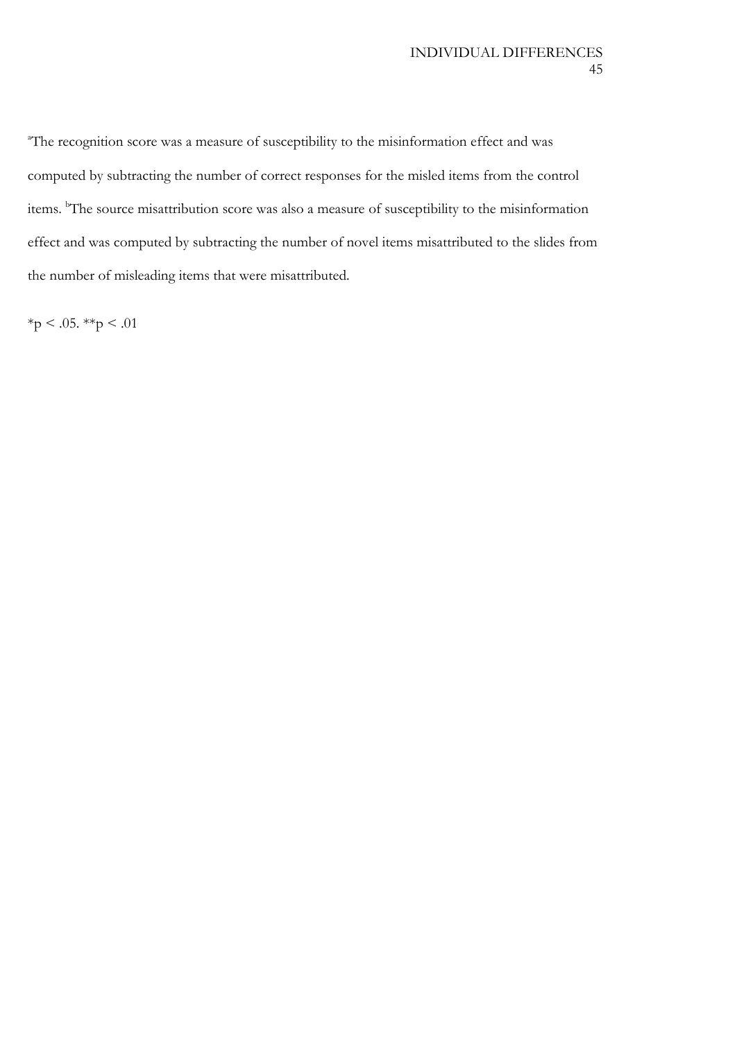[a]The recognition score was a measure of susceptibility to the misinformation effect and was computed by subtracting the number of correct responses for the misled items from the control items. [b]The source misattribution score was also a measure of susceptibility to the misinformation effect and was computed by subtracting the number of novel items misattributed to the slides from the number of misleading items that were misattributed.

*$p < .05$. **$p < .01$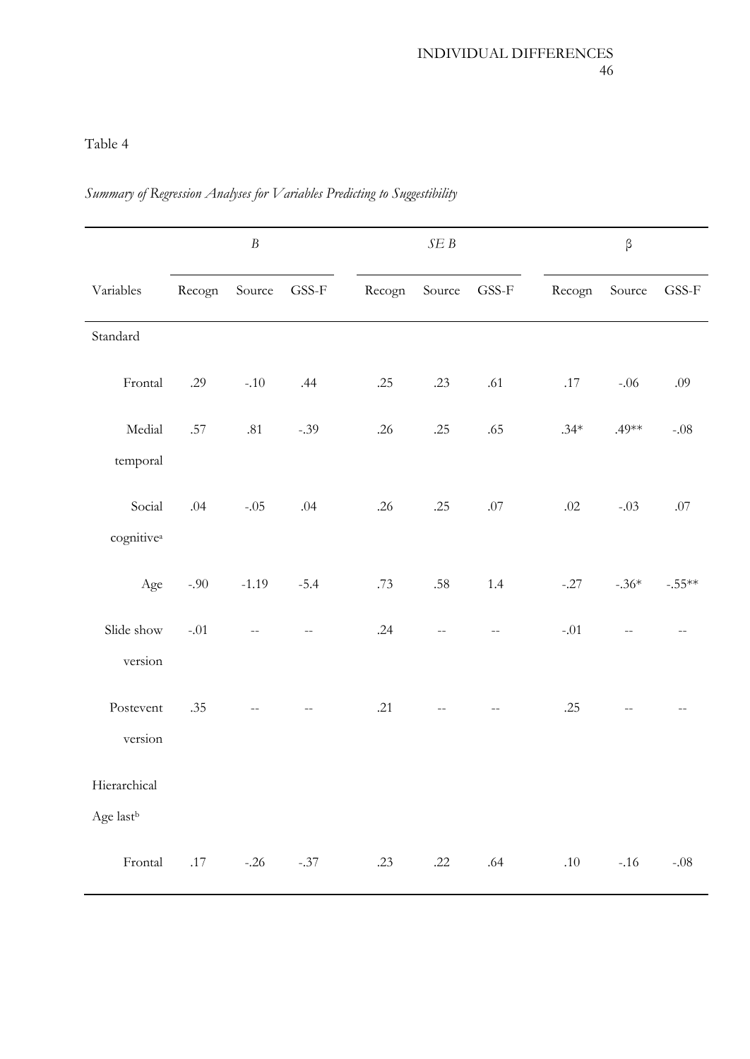Table 4

*Summary of Regression Analyses for Variables Predicting to Suggestibility*

| | *B* | | | *SE B* | | | β | | |
|---|---|---|---|---|---|---|---|---|---|
| Variables | Recogn | Source | GSS-F | Recogn | Source | GSS-F | Recogn | Source | GSS-F |
| Standard | | | | | | | | | |
| Frontal | .29 | -.10 | .44 | .25 | .23 | .61 | .17 | -.06 | .09 |
| Medial temporal | .57 | .81 | -.39 | .26 | .25 | .65 | .34* | .49** | -.08 |
| Social cognitive[a] | .04 | -.05 | .04 | .26 | .25 | .07 | .02 | -.03 | .07 |
| Age | -.90 | -1.19 | -5.4 | .73 | .58 | 1.4 | -.27 | -.36* | -.55** |
| Slide show version | -.01 | -- | -- | .24 | -- | -- | -.01 | -- | -- |
| Postevent version | .35 | -- | -- | .21 | -- | -- | .25 | -- | -- |
| Hierarchical | | | | | | | | | |
| Age last[b] | | | | | | | | | |
| Frontal | .17 | -.26 | -.37 | .23 | .22 | .64 | .10 | -.16 | -.08 |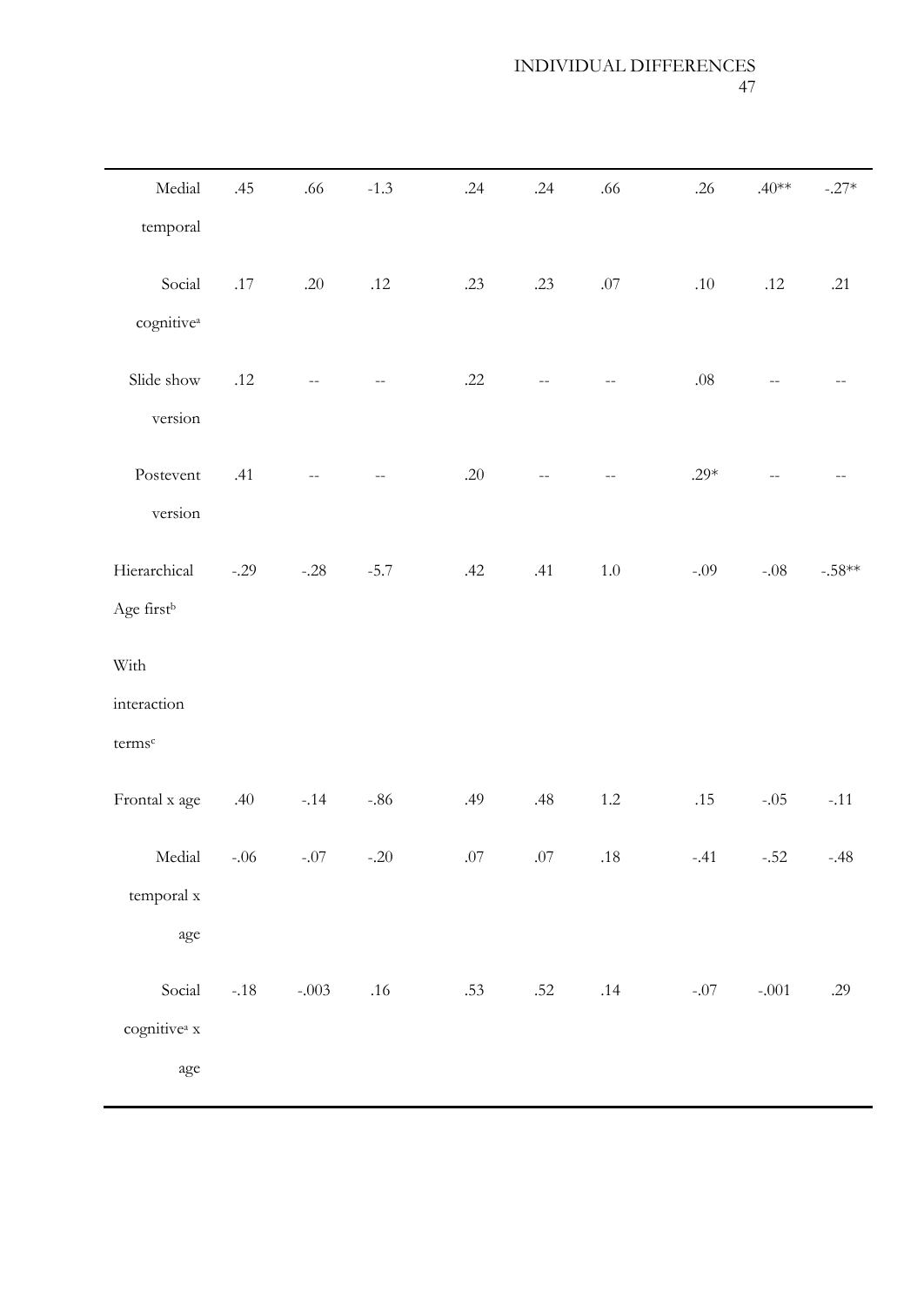| | | | | | | | | | |
|---|---|---|---|---|---|---|---|---|---|
| Medial temporal | .45 | .66 | -1.3 | .24 | .24 | .66 | .26 | .40** | -.27* |
| Social cognitive[a] | .17 | .20 | .12 | .23 | .23 | .07 | .10 | .12 | .21 |
| Slide show version | .12 | -- | -- | .22 | -- | -- | .08 | -- | -- |
| Postevent version | .41 | -- | -- | .20 | -- | -- | .29* | -- | -- |
| Hierarchical Age first[b] | -.29 | -.28 | -5.7 | .42 | .41 | 1.0 | -.09 | -.08 | -.58** |
| With interaction terms[c] | | | | | | | | | |
| Frontal x age | .40 | -.14 | -.86 | .49 | .48 | 1.2 | .15 | -.05 | -.11 |
| Medial temporal x age | -.06 | -.07 | -.20 | .07 | .07 | .18 | -.41 | -.52 | -.48 |
| Social cognitive[a] x age | -.18 | -.003 | .16 | .53 | .52 | .14 | -.07 | -.001 | .29 |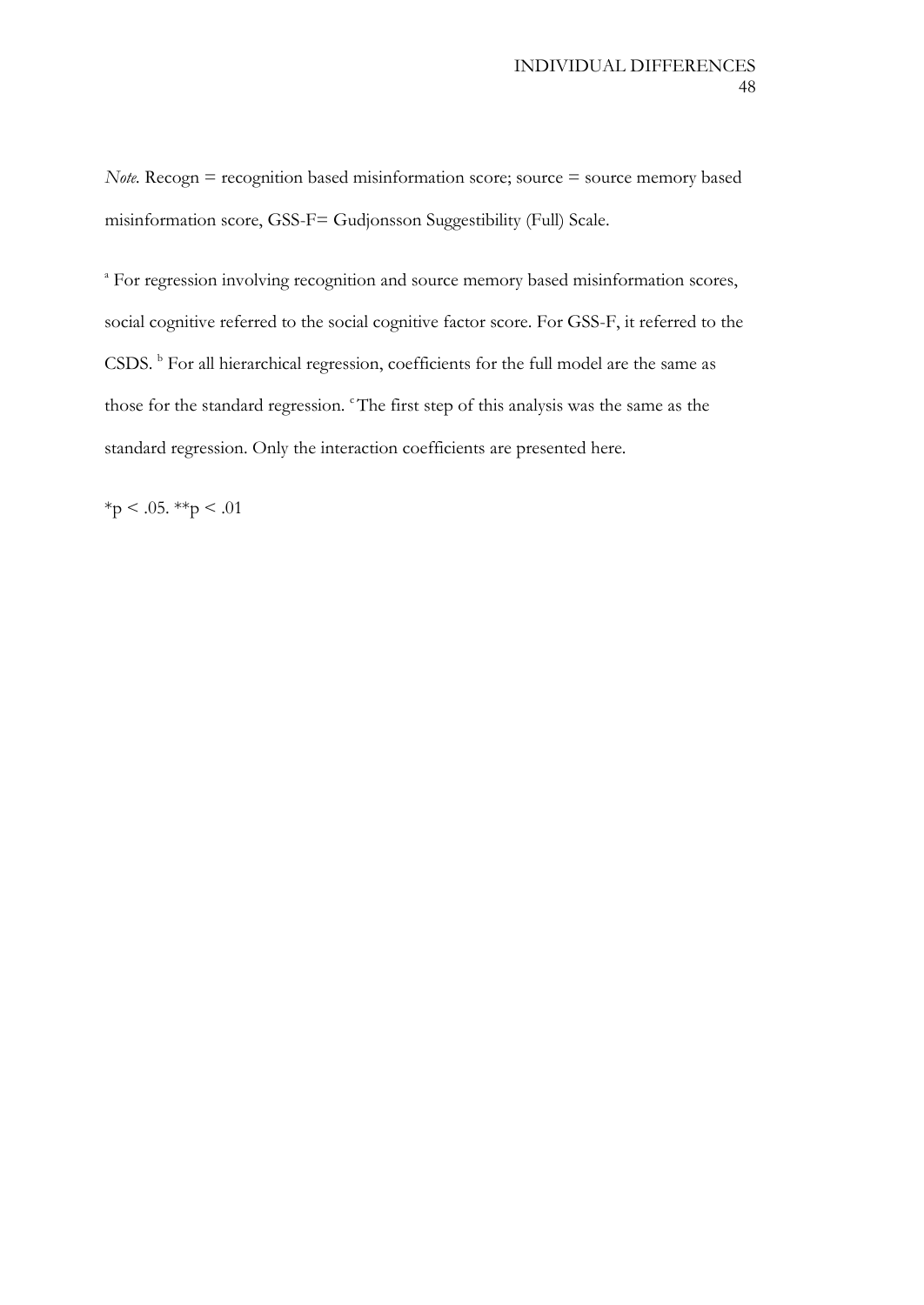*Note.* Recogn = recognition based misinformation score; source = source memory based misinformation score, GSS-F= Gudjonsson Suggestibility (Full) Scale.

[a] For regression involving recognition and source memory based misinformation scores, social cognitive referred to the social cognitive factor score. For GSS-F, it referred to the CSDS. [b] For all hierarchical regression, coefficients for the full model are the same as those for the standard regression. [c] The first step of this analysis was the same as the standard regression. Only the interaction coefficients are presented here.

*p < .05. **p < .01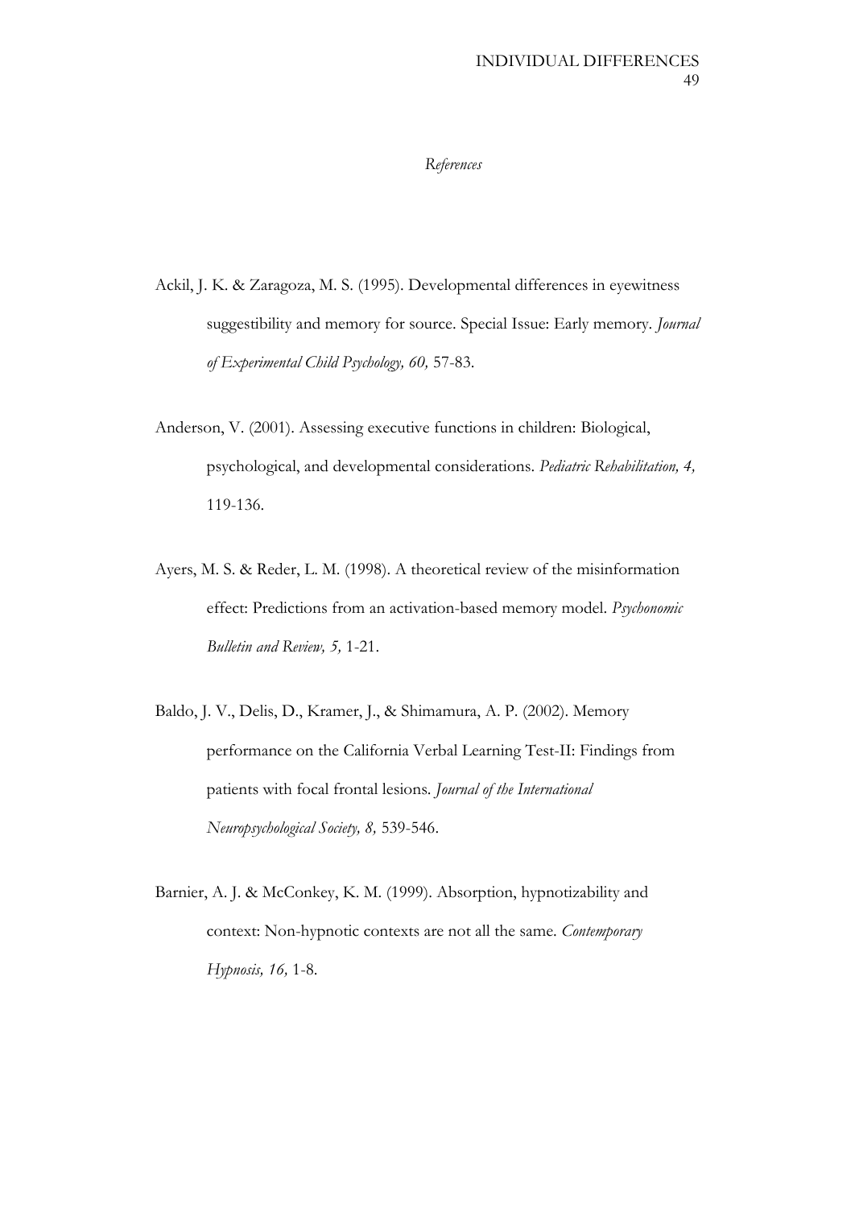*References*

Ackil, J. K. & Zaragoza, M. S. (1995). Developmental differences in eyewitness suggestibility and memory for source. Special Issue: Early memory. *Journal of Experimental Child Psychology, 60,* 57-83.

Anderson, V. (2001). Assessing executive functions in children: Biological, psychological, and developmental considerations. *Pediatric Rehabilitation, 4,* 119-136.

Ayers, M. S. & Reder, L. M. (1998). A theoretical review of the misinformation effect: Predictions from an activation-based memory model. *Psychonomic Bulletin and Review, 5,* 1-21.

Baldo, J. V., Delis, D., Kramer, J., & Shimamura, A. P. (2002). Memory performance on the California Verbal Learning Test-II: Findings from patients with focal frontal lesions. *Journal of the International Neuropsychological Society, 8,* 539-546.

Barnier, A. J. & McConkey, K. M. (1999). Absorption, hypnotizability and context: Non-hypnotic contexts are not all the same. *Contemporary Hypnosis, 16,* 1-8.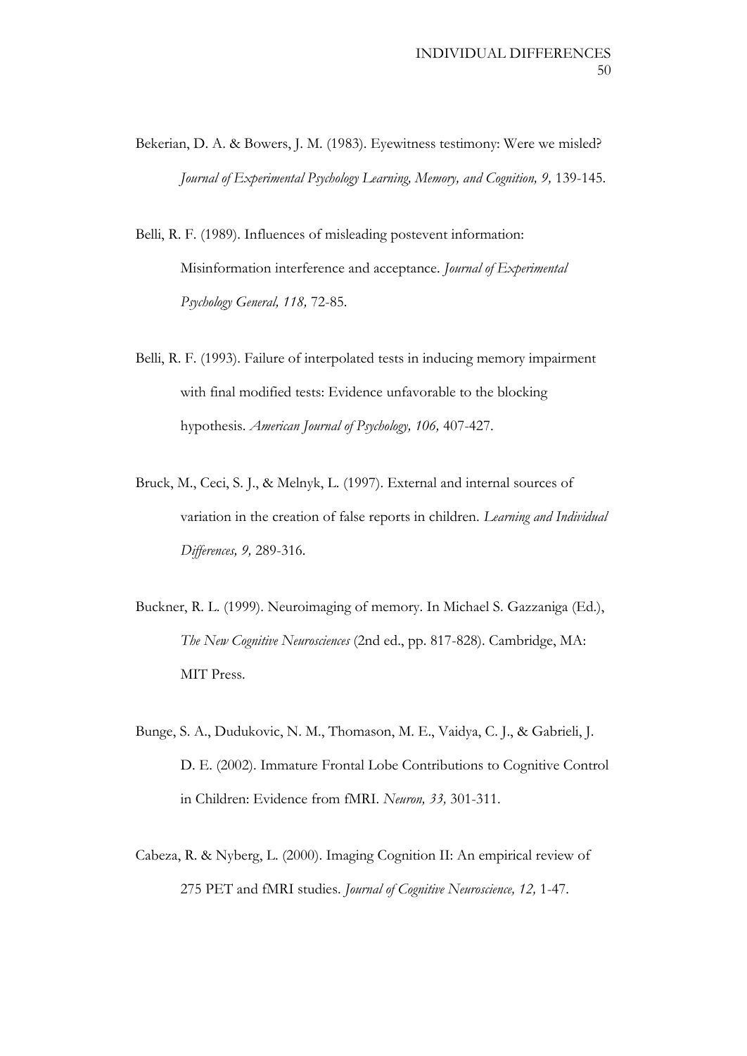Bekerian, D. A. & Bowers, J. M. (1983). Eyewitness testimony: Were we misled? *Journal of Experimental Psychology Learning, Memory, and Cognition, 9,* 139-145.

Belli, R. F. (1989). Influences of misleading postevent information: Misinformation interference and acceptance. *Journal of Experimental Psychology General, 118,* 72-85.

Belli, R. F. (1993). Failure of interpolated tests in inducing memory impairment with final modified tests: Evidence unfavorable to the blocking hypothesis. *American Journal of Psychology, 106,* 407-427.

Bruck, M., Ceci, S. J., & Melnyk, L. (1997). External and internal sources of variation in the creation of false reports in children. *Learning and Individual Differences, 9,* 289-316.

Buckner, R. L. (1999). Neuroimaging of memory. In Michael S. Gazzaniga (Ed.), *The New Cognitive Neurosciences* (2nd ed., pp. 817-828). Cambridge, MA: MIT Press.

Bunge, S. A., Dudukovic, N. M., Thomason, M. E., Vaidya, C. J., & Gabrieli, J. D. E. (2002). Immature Frontal Lobe Contributions to Cognitive Control in Children: Evidence from fMRI. *Neuron, 33,* 301-311.

Cabeza, R. & Nyberg, L. (2000). Imaging Cognition II: An empirical review of 275 PET and fMRI studies. *Journal of Cognitive Neuroscience, 12,* 1-47.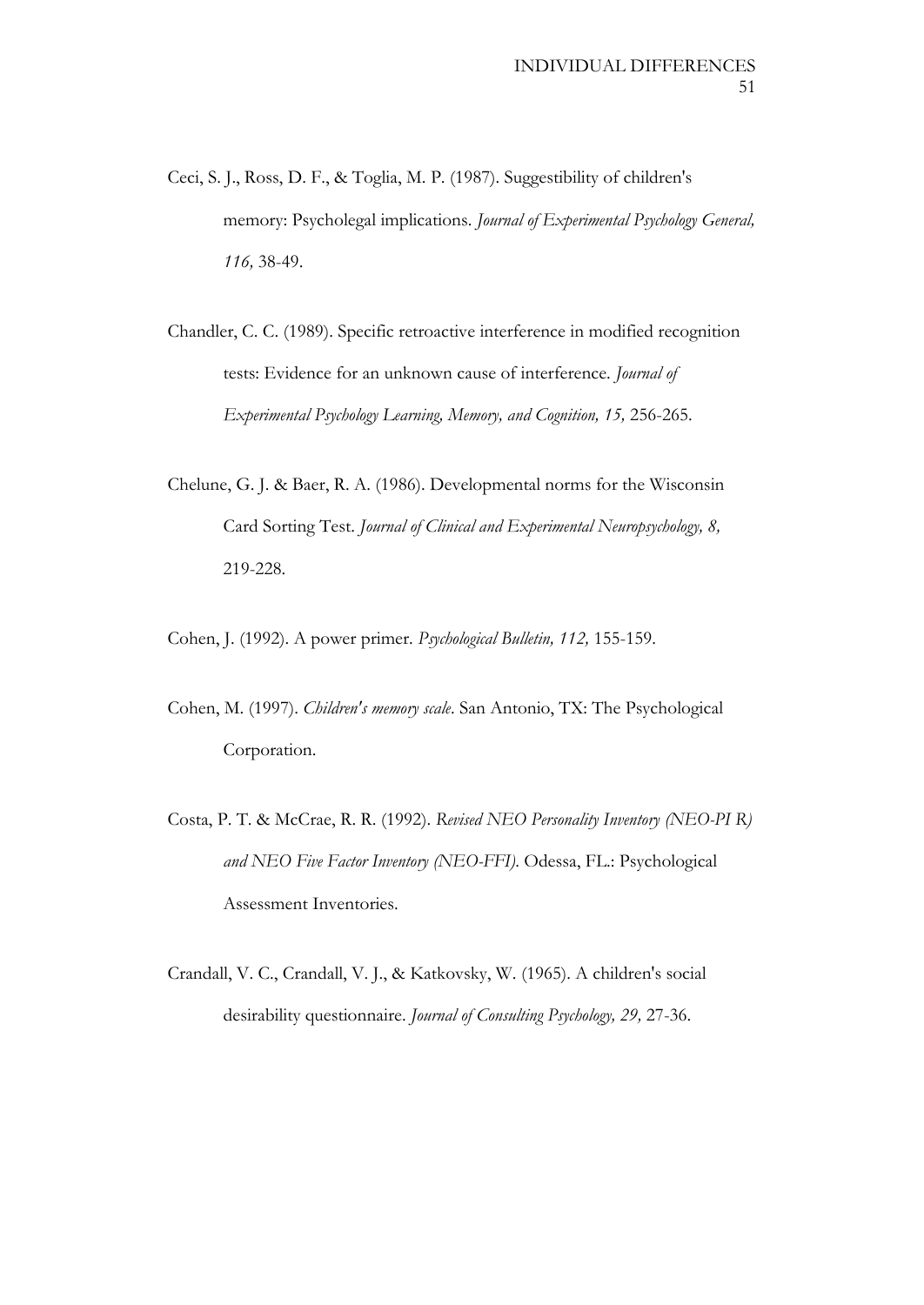Ceci, S. J., Ross, D. F., & Toglia, M. P. (1987). Suggestibility of children's memory: Psycholegal implications. *Journal of Experimental Psychology General, 116,* 38-49.

Chandler, C. C. (1989). Specific retroactive interference in modified recognition tests: Evidence for an unknown cause of interference. *Journal of Experimental Psychology Learning, Memory, and Cognition, 15,* 256-265.

Chelune, G. J. & Baer, R. A. (1986). Developmental norms for the Wisconsin Card Sorting Test. *Journal of Clinical and Experimental Neuropsychology, 8,* 219-228.

Cohen, J. (1992). A power primer. *Psychological Bulletin, 112,* 155-159.

Cohen, M. (1997). *Children's memory scale*. San Antonio, TX: The Psychological Corporation.

Costa, P. T. & McCrae, R. R. (1992). *Revised NEO Personality Inventory (NEO-PI R) and NEO Five Factor Inventory (NEO-FFI)*. Odessa, FL.: Psychological Assessment Inventories.

Crandall, V. C., Crandall, V. J., & Katkovsky, W. (1965). A children's social desirability questionnaire. *Journal of Consulting Psychology, 29,* 27-36.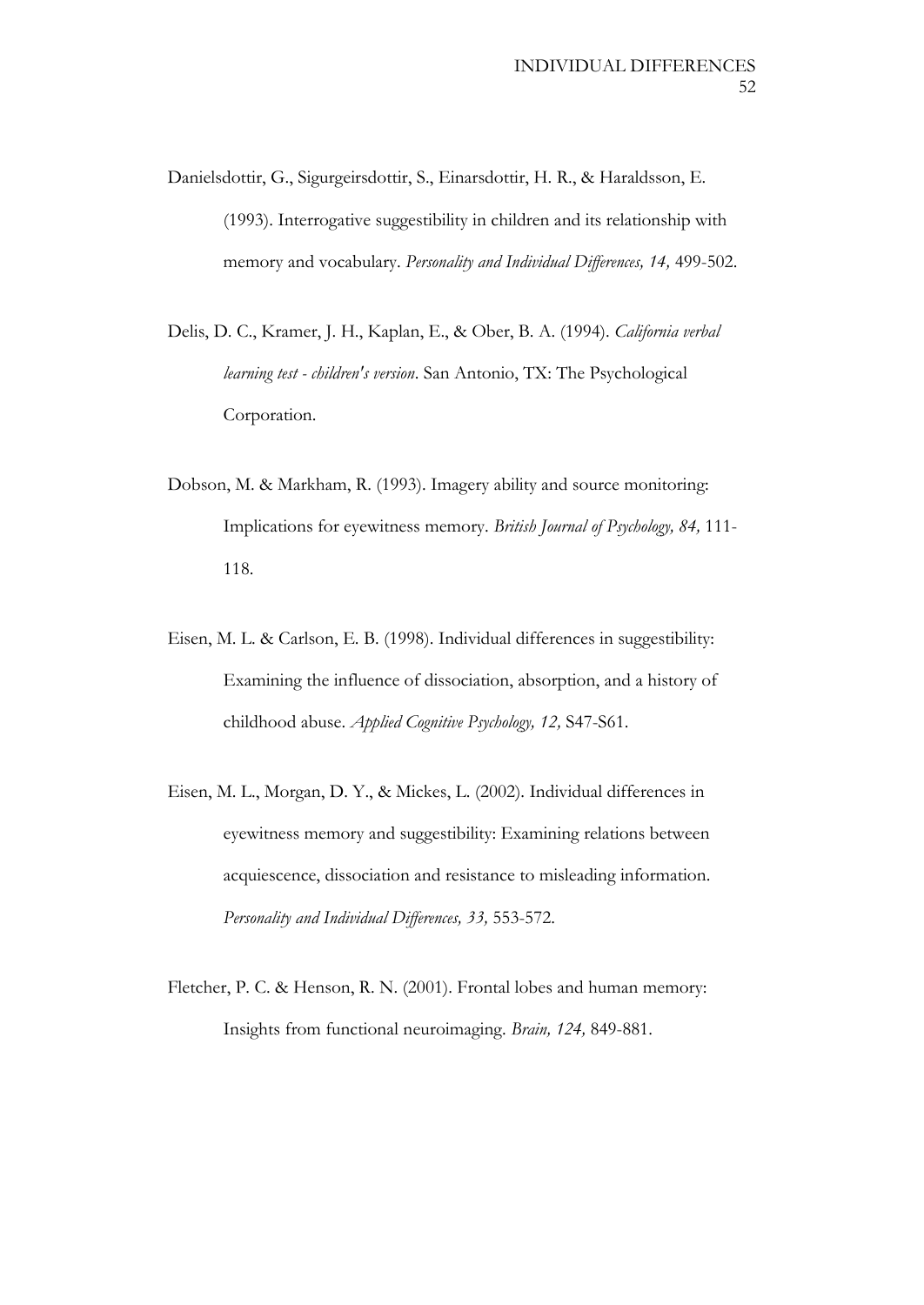Danielsdottir, G., Sigurgeirsdottir, S., Einarsdottir, H. R., & Haraldsson, E. (1993). Interrogative suggestibility in children and its relationship with memory and vocabulary. *Personality and Individual Differences, 14,* 499-502.

Delis, D. C., Kramer, J. H., Kaplan, E., & Ober, B. A. (1994). *California verbal learning test - children's version*. San Antonio, TX: The Psychological Corporation.

Dobson, M. & Markham, R. (1993). Imagery ability and source monitoring: Implications for eyewitness memory. *British Journal of Psychology, 84,* 111-118.

Eisen, M. L. & Carlson, E. B. (1998). Individual differences in suggestibility: Examining the influence of dissociation, absorption, and a history of childhood abuse. *Applied Cognitive Psychology, 12,* S47-S61.

Eisen, M. L., Morgan, D. Y., & Mickes, L. (2002). Individual differences in eyewitness memory and suggestibility: Examining relations between acquiescence, dissociation and resistance to misleading information. *Personality and Individual Differences, 33,* 553-572.

Fletcher, P. C. & Henson, R. N. (2001). Frontal lobes and human memory: Insights from functional neuroimaging. *Brain, 124,* 849-881.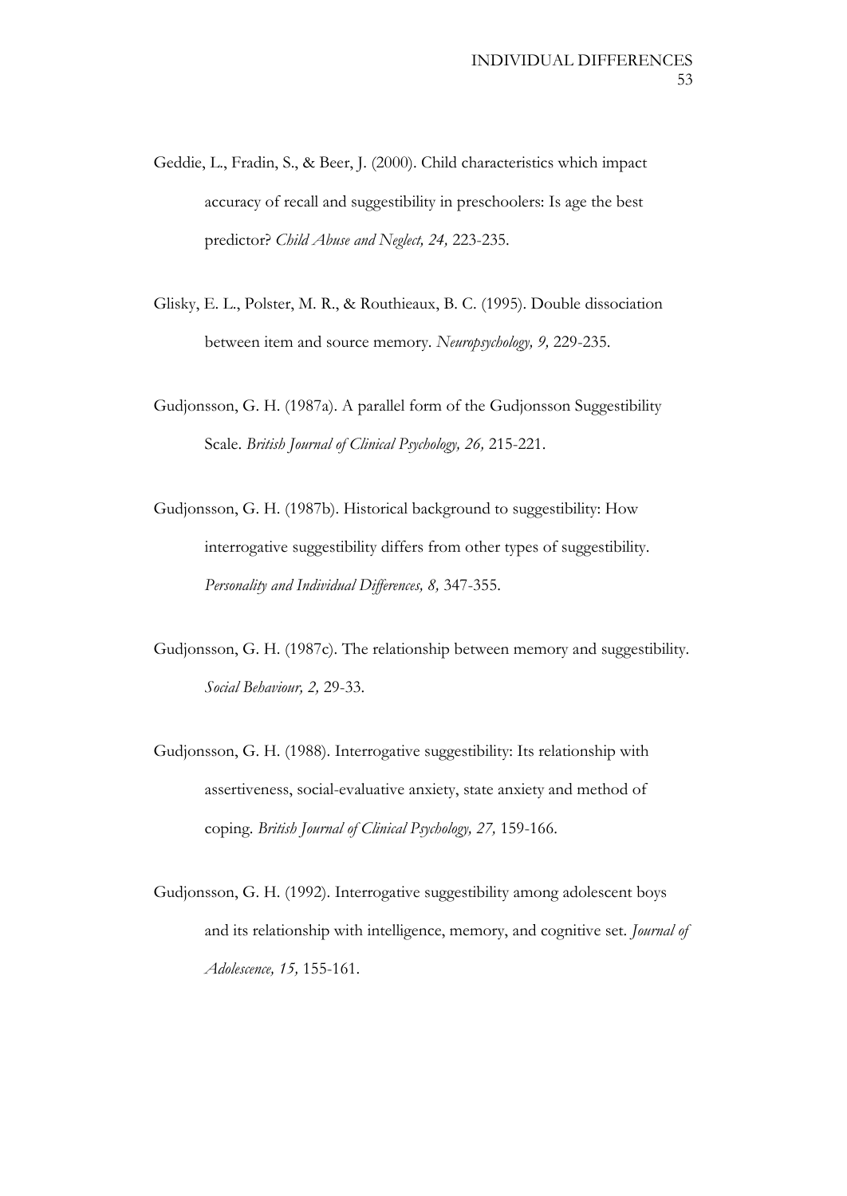Geddie, L., Fradin, S., & Beer, J. (2000). Child characteristics which impact accuracy of recall and suggestibility in preschoolers: Is age the best predictor? *Child Abuse and Neglect, 24,* 223-235.

Glisky, E. L., Polster, M. R., & Routhieaux, B. C. (1995). Double dissociation between item and source memory. *Neuropsychology, 9,* 229-235.

Gudjonsson, G. H. (1987a). A parallel form of the Gudjonsson Suggestibility Scale. *British Journal of Clinical Psychology, 26,* 215-221.

Gudjonsson, G. H. (1987b). Historical background to suggestibility: How interrogative suggestibility differs from other types of suggestibility. *Personality and Individual Differences, 8,* 347-355.

Gudjonsson, G. H. (1987c). The relationship between memory and suggestibility. *Social Behaviour, 2,* 29-33.

Gudjonsson, G. H. (1988). Interrogative suggestibility: Its relationship with assertiveness, social-evaluative anxiety, state anxiety and method of coping. *British Journal of Clinical Psychology, 27,* 159-166.

Gudjonsson, G. H. (1992). Interrogative suggestibility among adolescent boys and its relationship with intelligence, memory, and cognitive set. *Journal of Adolescence, 15,* 155-161.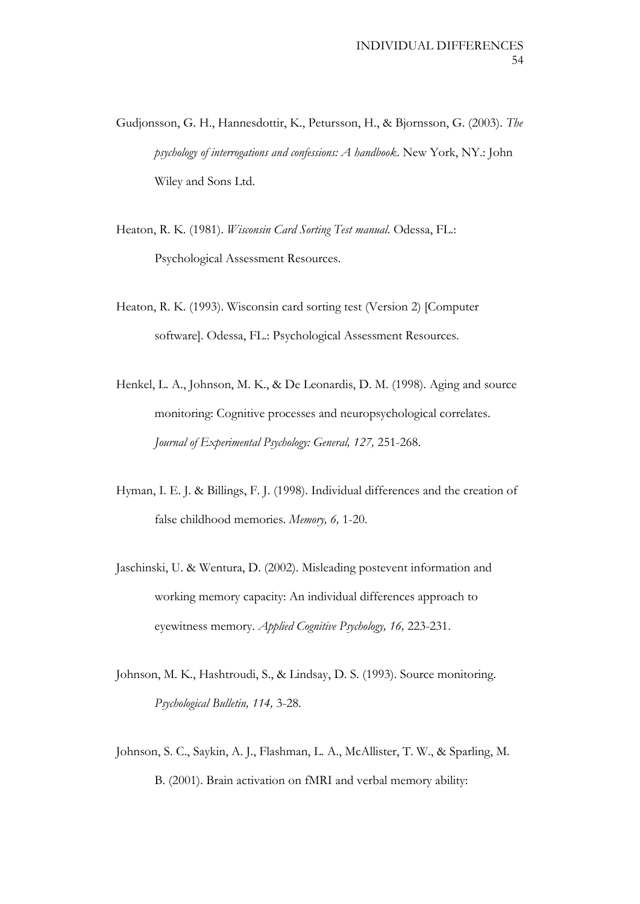Gudjonsson, G. H., Hannesdottir, K., Petursson, H., & Bjornsson, G. (2003). *The psychology of interrogations and confessions: A handbook*. New York, NY.: John Wiley and Sons Ltd.

Heaton, R. K. (1981). *Wisconsin Card Sorting Test manual*. Odessa, FL.: Psychological Assessment Resources.

Heaton, R. K. (1993). Wisconsin card sorting test (Version 2) [Computer software]. Odessa, FL.: Psychological Assessment Resources.

Henkel, L. A., Johnson, M. K., & De Leonardis, D. M. (1998). Aging and source monitoring: Cognitive processes and neuropsychological correlates. *Journal of Experimental Psychology: General, 127,* 251-268.

Hyman, I. E. J. & Billings, F. J. (1998). Individual differences and the creation of false childhood memories. *Memory, 6,* 1-20.

Jaschinski, U. & Wentura, D. (2002). Misleading postevent information and working memory capacity: An individual differences approach to eyewitness memory. *Applied Cognitive Psychology, 16,* 223-231.

Johnson, M. K., Hashtroudi, S., & Lindsay, D. S. (1993). Source monitoring. *Psychological Bulletin, 114,* 3-28.

Johnson, S. C., Saykin, A. J., Flashman, L. A., McAllister, T. W., & Sparling, M. B. (2001). Brain activation on fMRI and verbal memory ability: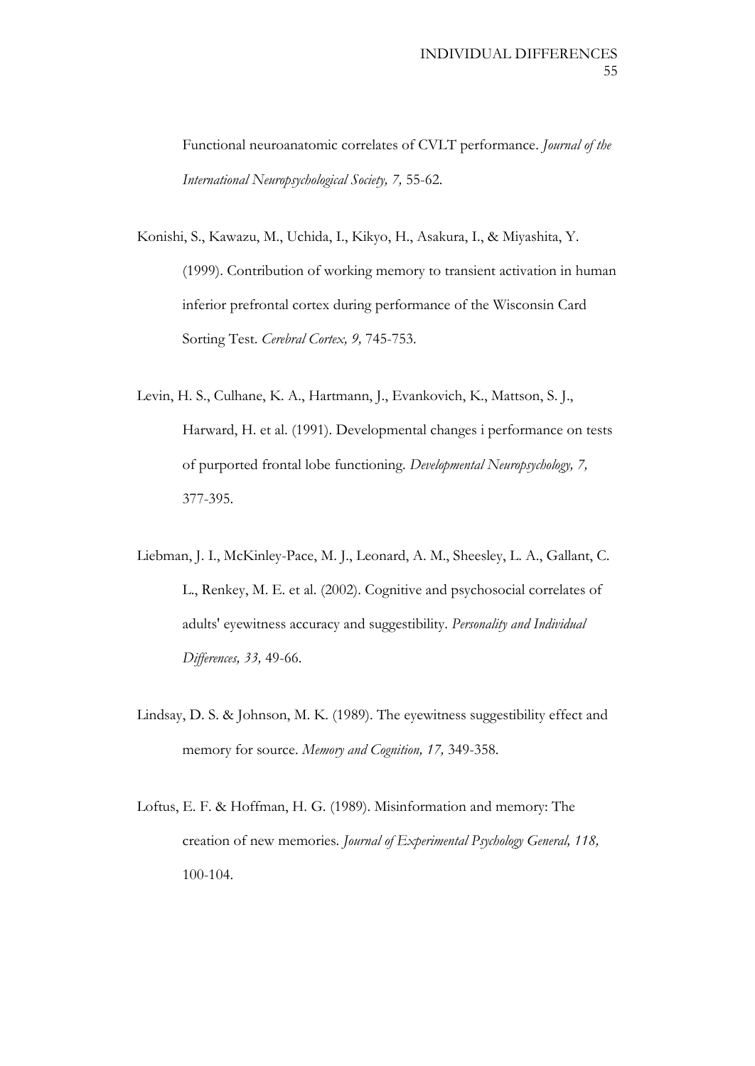Functional neuroanatomic correlates of CVLT performance. *Journal of the International Neuropsychological Society, 7,* 55-62.

Konishi, S., Kawazu, M., Uchida, I., Kikyo, H., Asakura, I., & Miyashita, Y. (1999). Contribution of working memory to transient activation in human inferior prefrontal cortex during performance of the Wisconsin Card Sorting Test. *Cerebral Cortex, 9,* 745-753.

Levin, H. S., Culhane, K. A., Hartmann, J., Evankovich, K., Mattson, S. J., Harward, H. et al. (1991). Developmental changes i performance on tests of purported frontal lobe functioning. *Developmental Neuropsychology, 7,* 377-395.

Liebman, J. I., McKinley-Pace, M. J., Leonard, A. M., Sheesley, L. A., Gallant, C. L., Renkey, M. E. et al. (2002). Cognitive and psychosocial correlates of adults' eyewitness accuracy and suggestibility. *Personality and Individual Differences, 33,* 49-66.

Lindsay, D. S. & Johnson, M. K. (1989). The eyewitness suggestibility effect and memory for source. *Memory and Cognition, 17,* 349-358.

Loftus, E. F. & Hoffman, H. G. (1989). Misinformation and memory: The creation of new memories. *Journal of Experimental Psychology General, 118,* 100-104.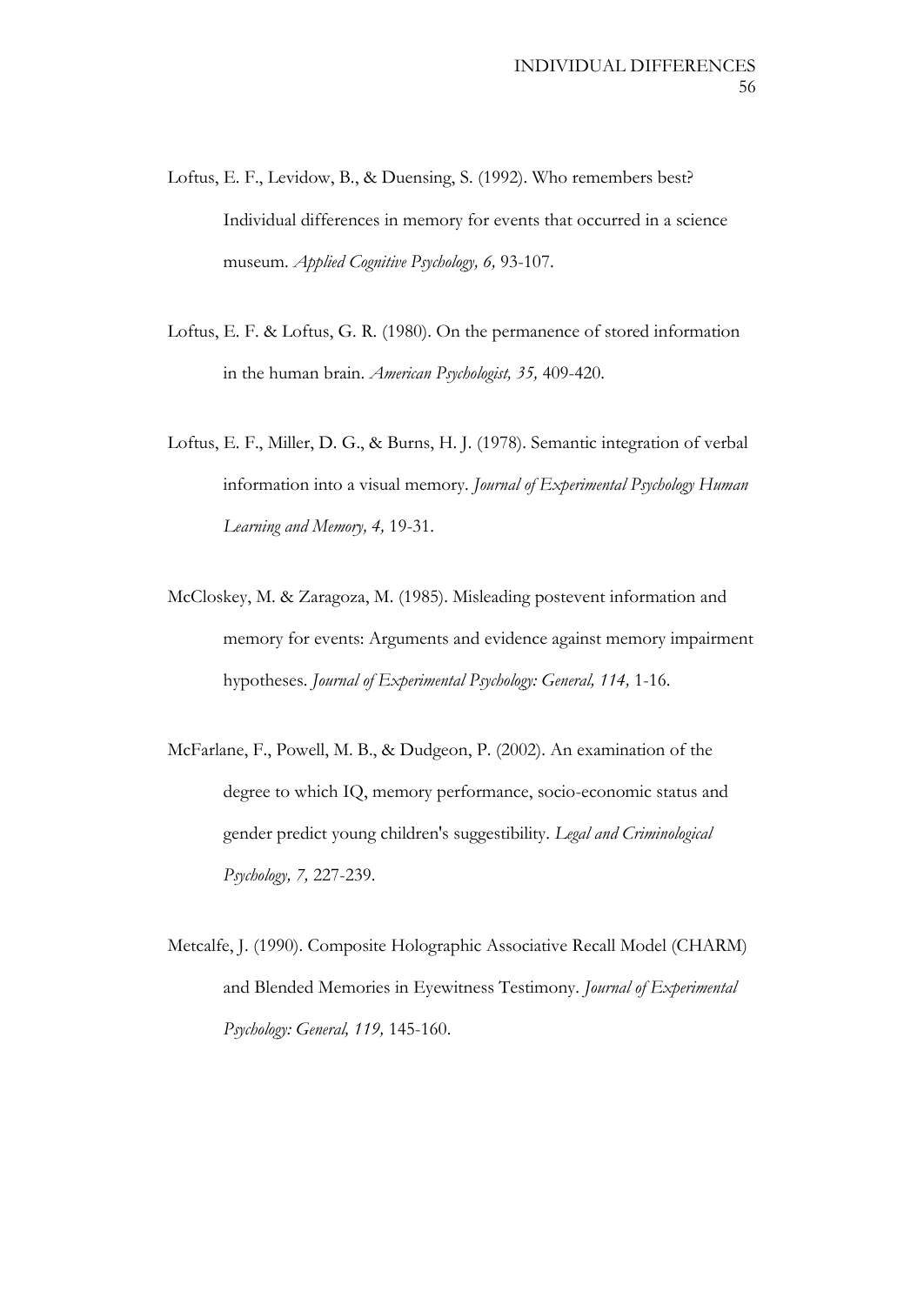Loftus, E. F., Levidow, B., & Duensing, S. (1992). Who remembers best? Individual differences in memory for events that occurred in a science museum. *Applied Cognitive Psychology, 6,* 93-107.

Loftus, E. F. & Loftus, G. R. (1980). On the permanence of stored information in the human brain. *American Psychologist, 35,* 409-420.

Loftus, E. F., Miller, D. G., & Burns, H. J. (1978). Semantic integration of verbal information into a visual memory. *Journal of Experimental Psychology Human Learning and Memory, 4,* 19-31.

McCloskey, M. & Zaragoza, M. (1985). Misleading postevent information and memory for events: Arguments and evidence against memory impairment hypotheses. *Journal of Experimental Psychology: General, 114,* 1-16.

McFarlane, F., Powell, M. B., & Dudgeon, P. (2002). An examination of the degree to which IQ, memory performance, socio-economic status and gender predict young children's suggestibility. *Legal and Criminological Psychology, 7,* 227-239.

Metcalfe, J. (1990). Composite Holographic Associative Recall Model (CHARM) and Blended Memories in Eyewitness Testimony. *Journal of Experimental Psychology: General, 119,* 145-160.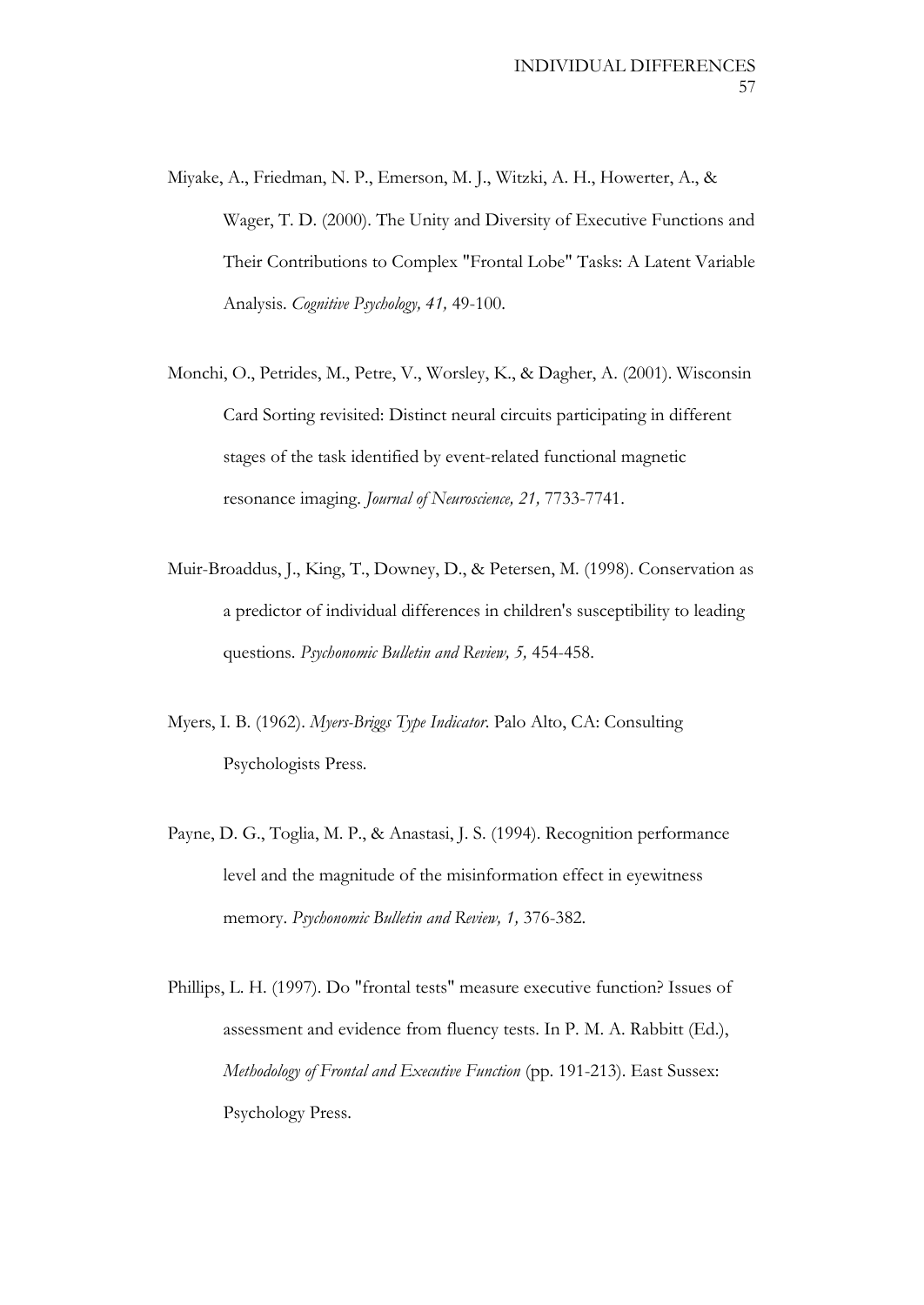Miyake, A., Friedman, N. P., Emerson, M. J., Witzki, A. H., Howerter, A., & Wager, T. D. (2000). The Unity and Diversity of Executive Functions and Their Contributions to Complex "Frontal Lobe" Tasks: A Latent Variable Analysis. *Cognitive Psychology, 41,* 49-100.

Monchi, O., Petrides, M., Petre, V., Worsley, K., & Dagher, A. (2001). Wisconsin Card Sorting revisited: Distinct neural circuits participating in different stages of the task identified by event-related functional magnetic resonance imaging. *Journal of Neuroscience, 21,* 7733-7741.

Muir-Broaddus, J., King, T., Downey, D., & Petersen, M. (1998). Conservation as a predictor of individual differences in children's susceptibility to leading questions. *Psychonomic Bulletin and Review, 5,* 454-458.

Myers, I. B. (1962). *Myers-Briggs Type Indicator*. Palo Alto, CA: Consulting Psychologists Press.

Payne, D. G., Toglia, M. P., & Anastasi, J. S. (1994). Recognition performance level and the magnitude of the misinformation effect in eyewitness memory. *Psychonomic Bulletin and Review, 1,* 376-382.

Phillips, L. H. (1997). Do "frontal tests" measure executive function? Issues of assessment and evidence from fluency tests. In P. M. A. Rabbitt (Ed.), *Methodology of Frontal and Executive Function* (pp. 191-213). East Sussex: Psychology Press.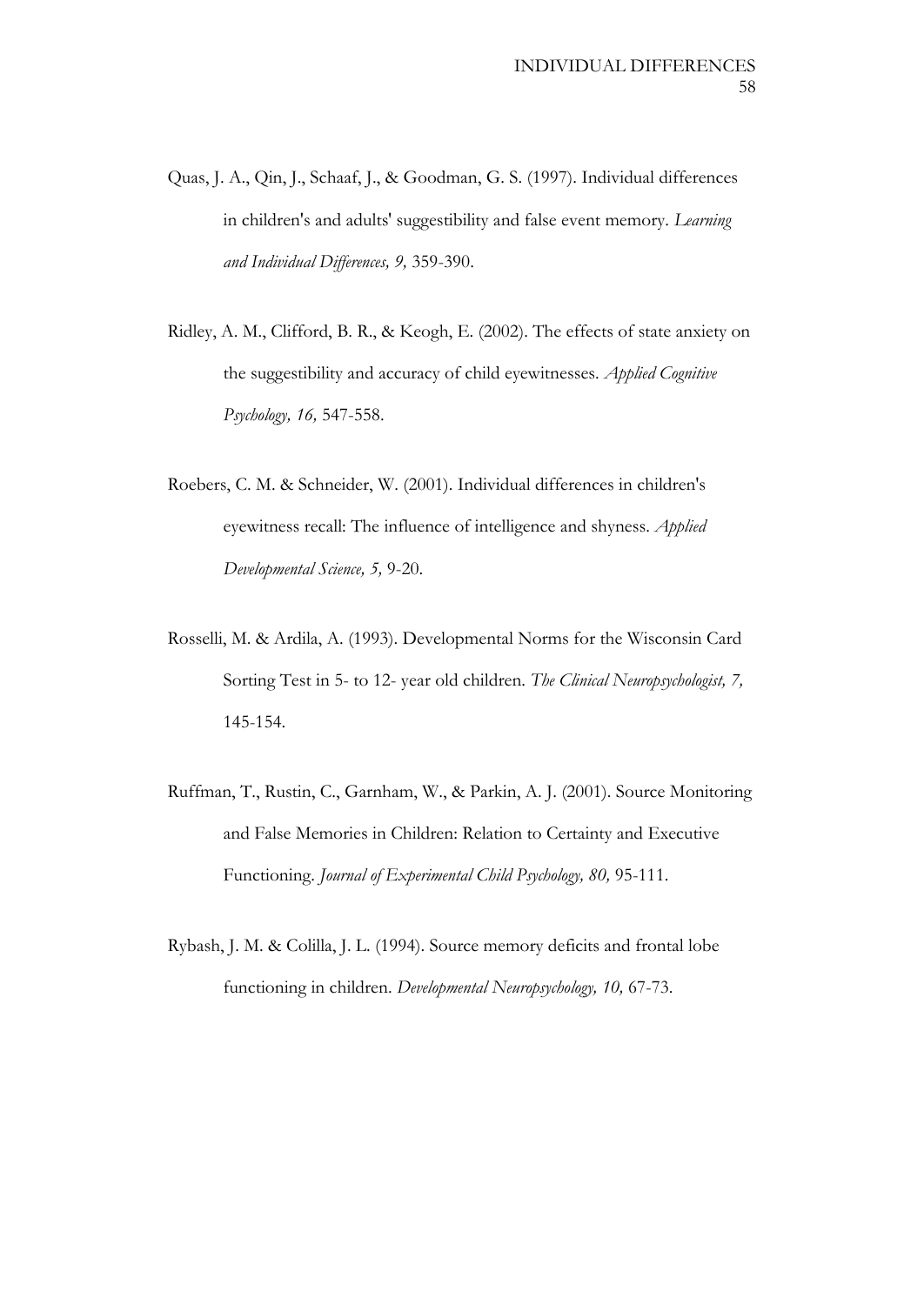Quas, J. A., Qin, J., Schaaf, J., & Goodman, G. S. (1997). Individual differences in children's and adults' suggestibility and false event memory. *Learning and Individual Differences, 9,* 359-390.

Ridley, A. M., Clifford, B. R., & Keogh, E. (2002). The effects of state anxiety on the suggestibility and accuracy of child eyewitnesses. *Applied Cognitive Psychology, 16,* 547-558.

Roebers, C. M. & Schneider, W. (2001). Individual differences in children's eyewitness recall: The influence of intelligence and shyness. *Applied Developmental Science, 5,* 9-20.

Rosselli, M. & Ardila, A. (1993). Developmental Norms for the Wisconsin Card Sorting Test in 5- to 12- year old children. *The Clinical Neuropsychologist, 7,* 145-154.

Ruffman, T., Rustin, C., Garnham, W., & Parkin, A. J. (2001). Source Monitoring and False Memories in Children: Relation to Certainty and Executive Functioning. *Journal of Experimental Child Psychology, 80,* 95-111.

Rybash, J. M. & Colilla, J. L. (1994). Source memory deficits and frontal lobe functioning in children. *Developmental Neuropsychology, 10,* 67-73.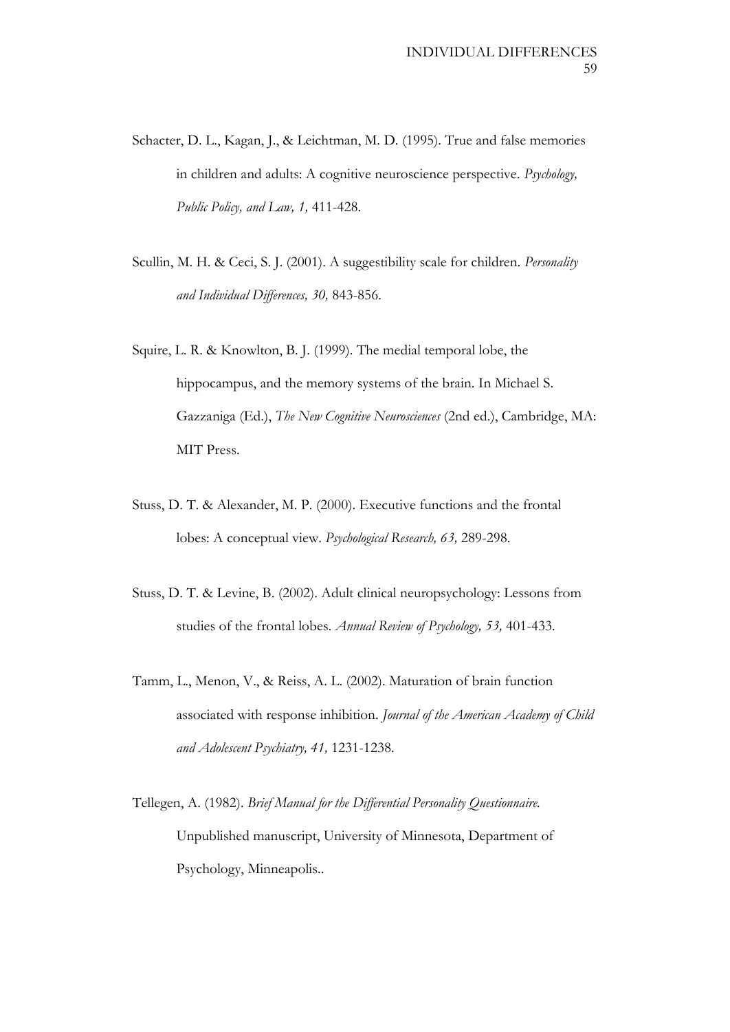Schacter, D. L., Kagan, J., & Leichtman, M. D. (1995). True and false memories in children and adults: A cognitive neuroscience perspective. *Psychology, Public Policy, and Law, 1,* 411-428.

Scullin, M. H. & Ceci, S. J. (2001). A suggestibility scale for children. *Personality and Individual Differences, 30,* 843-856.

Squire, L. R. & Knowlton, B. J. (1999). The medial temporal lobe, the hippocampus, and the memory systems of the brain. In Michael S. Gazzaniga (Ed.), *The New Cognitive Neurosciences* (2nd ed.), Cambridge, MA: MIT Press.

Stuss, D. T. & Alexander, M. P. (2000). Executive functions and the frontal lobes: A conceptual view. *Psychological Research, 63,* 289-298.

Stuss, D. T. & Levine, B. (2002). Adult clinical neuropsychology: Lessons from studies of the frontal lobes. *Annual Review of Psychology, 53,* 401-433.

Tamm, L., Menon, V., & Reiss, A. L. (2002). Maturation of brain function associated with response inhibition. *Journal of the American Academy of Child and Adolescent Psychiatry, 41,* 1231-1238.

Tellegen, A. (1982). *Brief Manual for the Differential Personality Questionnaire.* Unpublished manuscript, University of Minnesota, Department of Psychology, Minneapolis..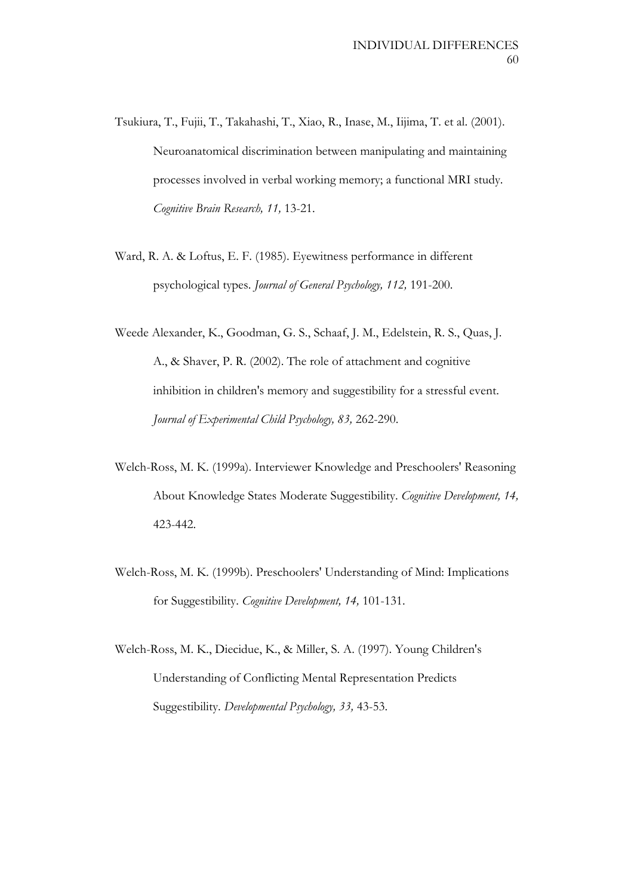Tsukiura, T., Fujii, T., Takahashi, T., Xiao, R., Inase, M., Iijima, T. et al. (2001). Neuroanatomical discrimination between manipulating and maintaining processes involved in verbal working memory; a functional MRI study. *Cognitive Brain Research, 11,* 13-21.

Ward, R. A. & Loftus, E. F. (1985). Eyewitness performance in different psychological types. *Journal of General Psychology, 112,* 191-200.

Weede Alexander, K., Goodman, G. S., Schaaf, J. M., Edelstein, R. S., Quas, J. A., & Shaver, P. R. (2002). The role of attachment and cognitive inhibition in children's memory and suggestibility for a stressful event. *Journal of Experimental Child Psychology, 83,* 262-290.

Welch-Ross, M. K. (1999a). Interviewer Knowledge and Preschoolers' Reasoning About Knowledge States Moderate Suggestibility. *Cognitive Development, 14,* 423-442.

Welch-Ross, M. K. (1999b). Preschoolers' Understanding of Mind: Implications for Suggestibility. *Cognitive Development, 14,* 101-131.

Welch-Ross, M. K., Diecidue, K., & Miller, S. A. (1997). Young Children's Understanding of Conflicting Mental Representation Predicts Suggestibility. *Developmental Psychology, 33,* 43-53.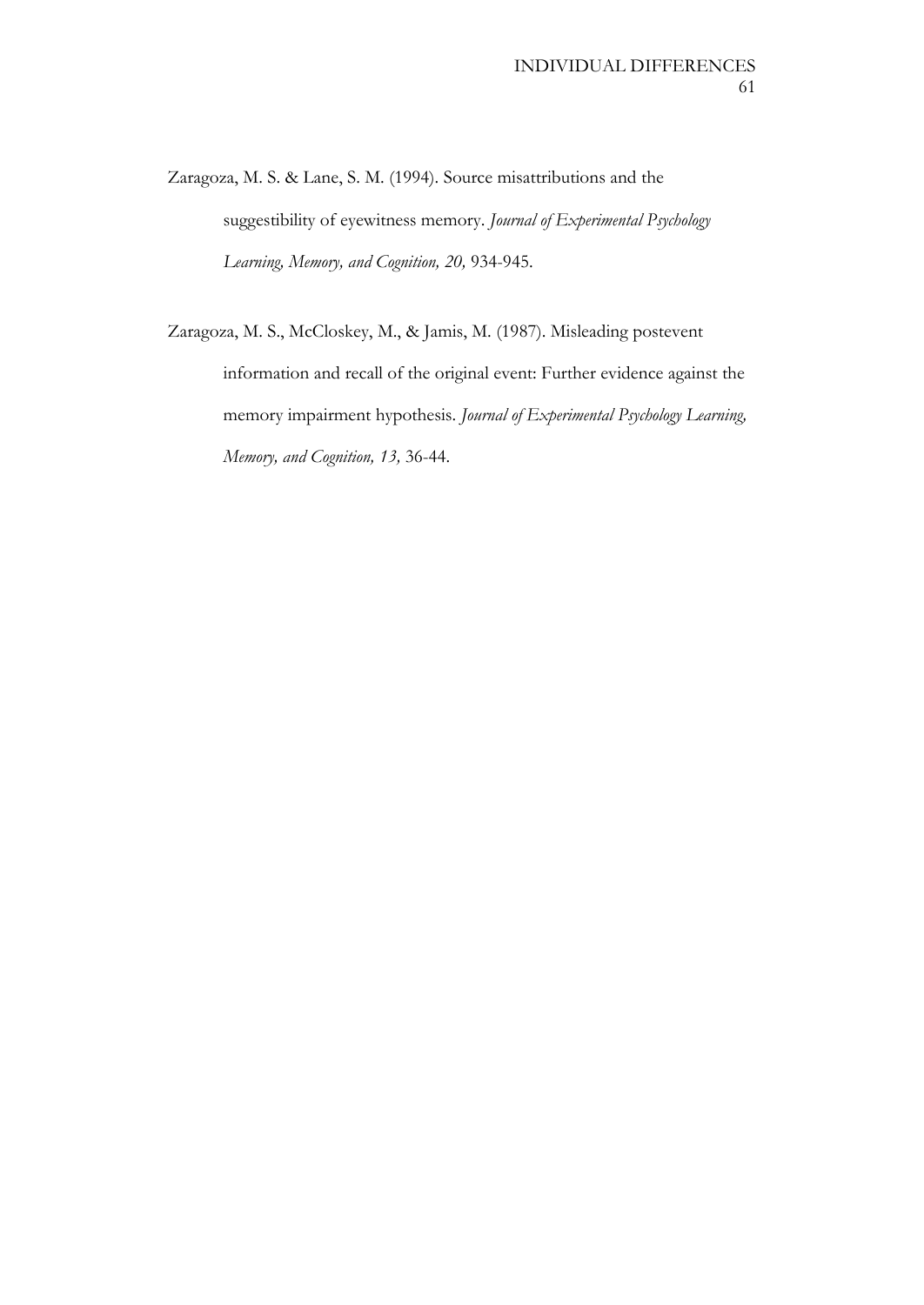Zaragoza, M. S. & Lane, S. M. (1994). Source misattributions and the suggestibility of eyewitness memory. *Journal of Experimental Psychology Learning, Memory, and Cognition, 20,* 934-945.

Zaragoza, M. S., McCloskey, M., & Jamis, M. (1987). Misleading postevent information and recall of the original event: Further evidence against the memory impairment hypothesis. *Journal of Experimental Psychology Learning, Memory, and Cognition, 13,* 36-44.